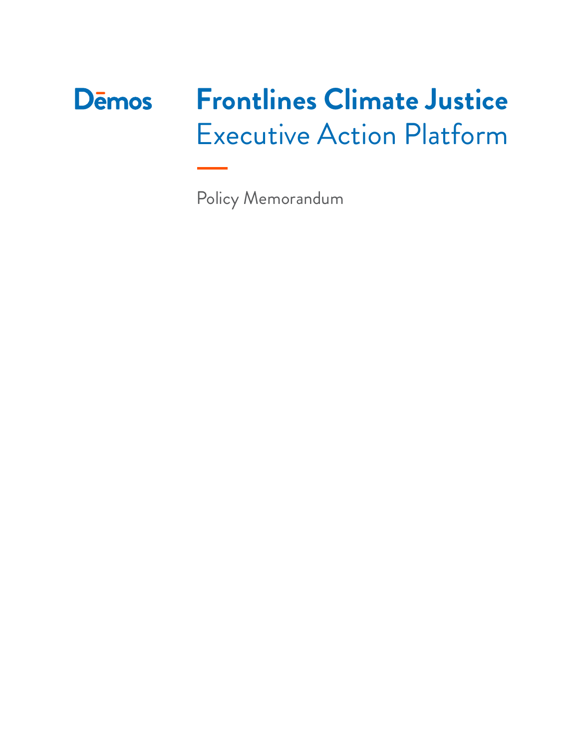Dēmos

# Frontlines Climate Justice
## Executive Action Platform

Policy Memorandum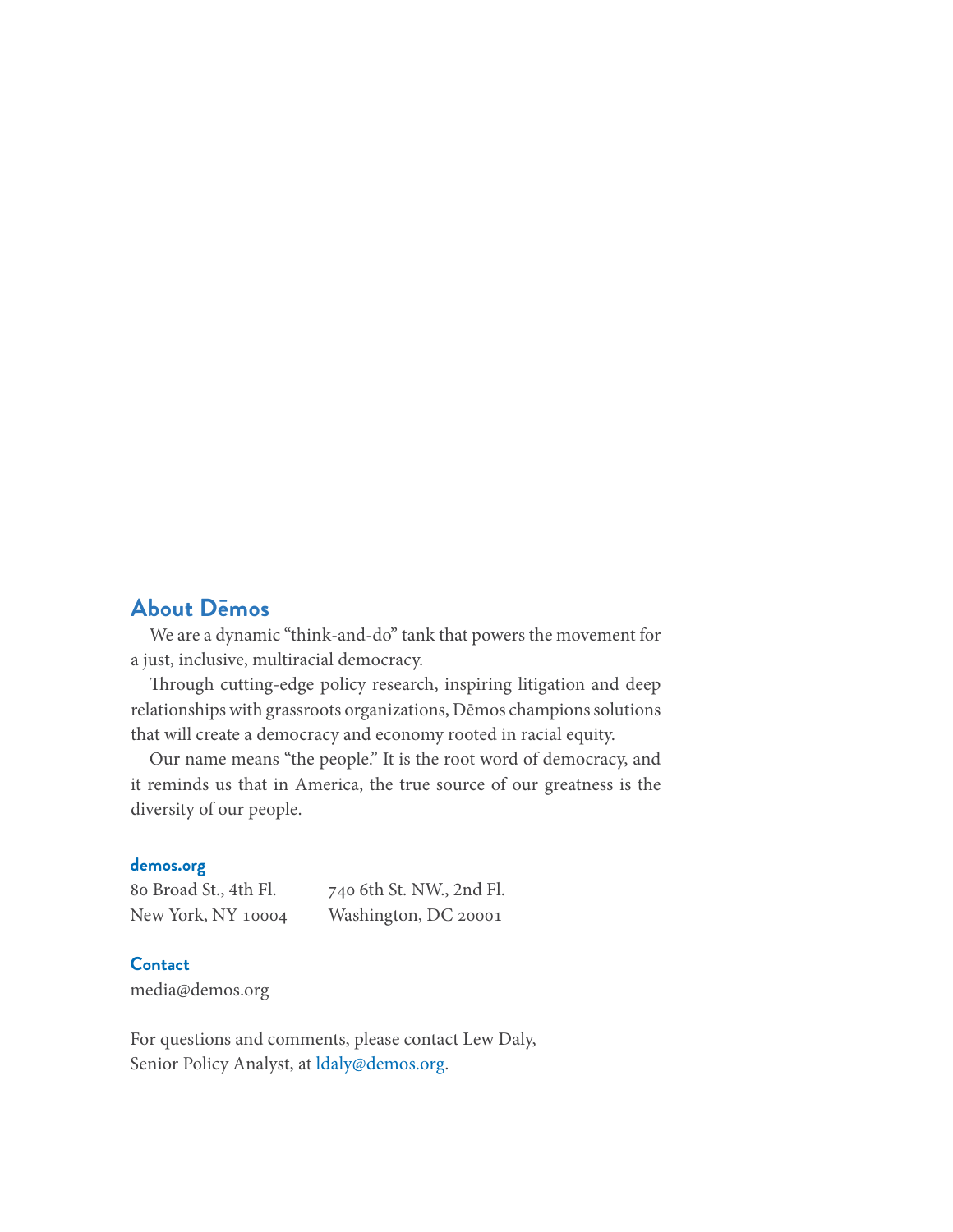## About Dēmos

We are a dynamic "think-and-do" tank that powers the movement for a just, inclusive, multiracial democracy.

Through cutting-edge policy research, inspiring litigation and deep relationships with grassroots organizations, Dēmos champions solutions that will create a democracy and economy rooted in racial equity.

Our name means "the people." It is the root word of democracy, and it reminds us that in America, the true source of our greatness is the diversity of our people.

**demos.org**

80 Broad St., 4th Fl.
New York, NY 10004

740 6th St. NW., 2nd Fl.
Washington, DC 20001

**Contact**

media@demos.org

For questions and comments, please contact Lew Daly, Senior Policy Analyst, at ldaly@demos.org.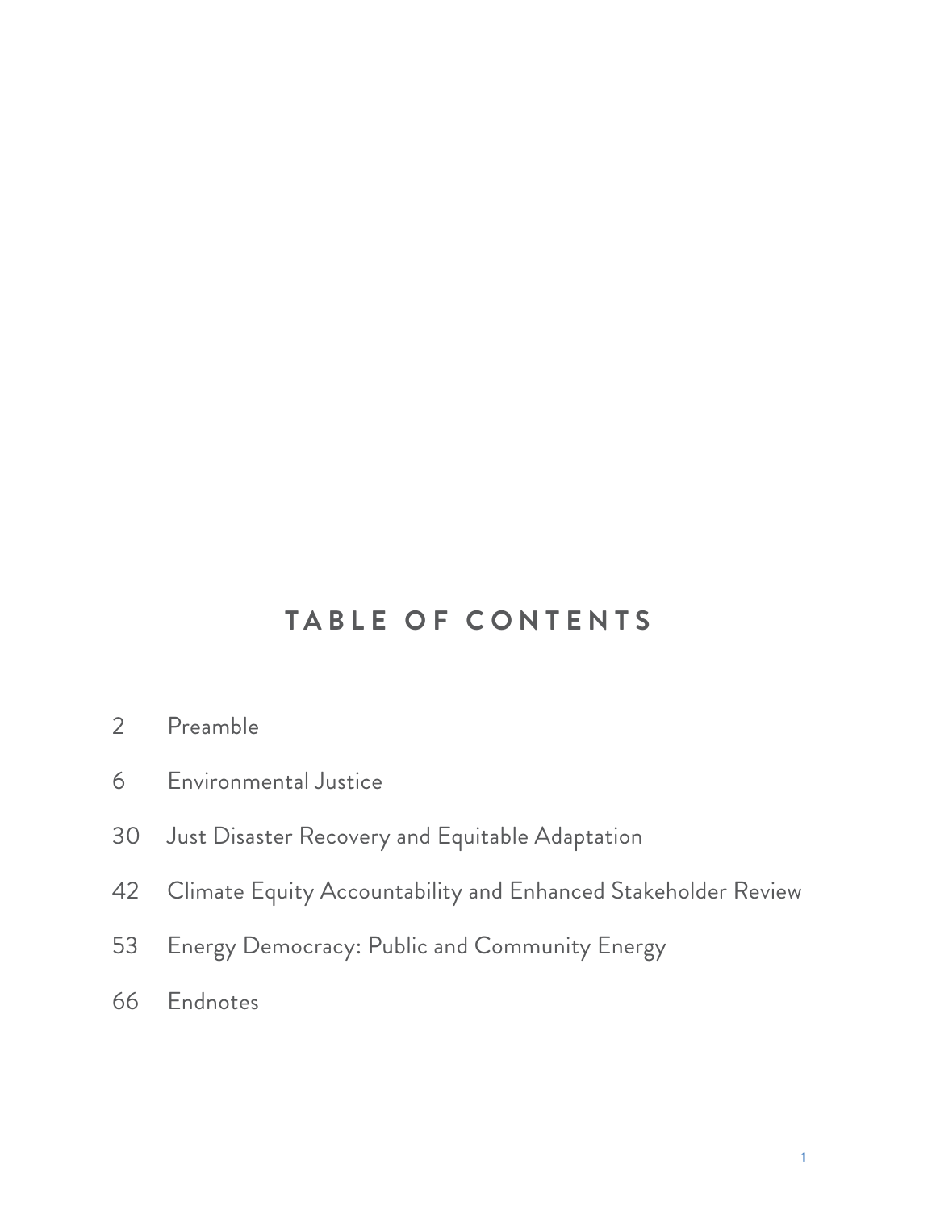# TABLE OF CONTENTS

2 Preamble

6 Environmental Justice

30 Just Disaster Recovery and Equitable Adaptation

42 Climate Equity Accountability and Enhanced Stakeholder Review

53 Energy Democracy: Public and Community Energy

66 Endnotes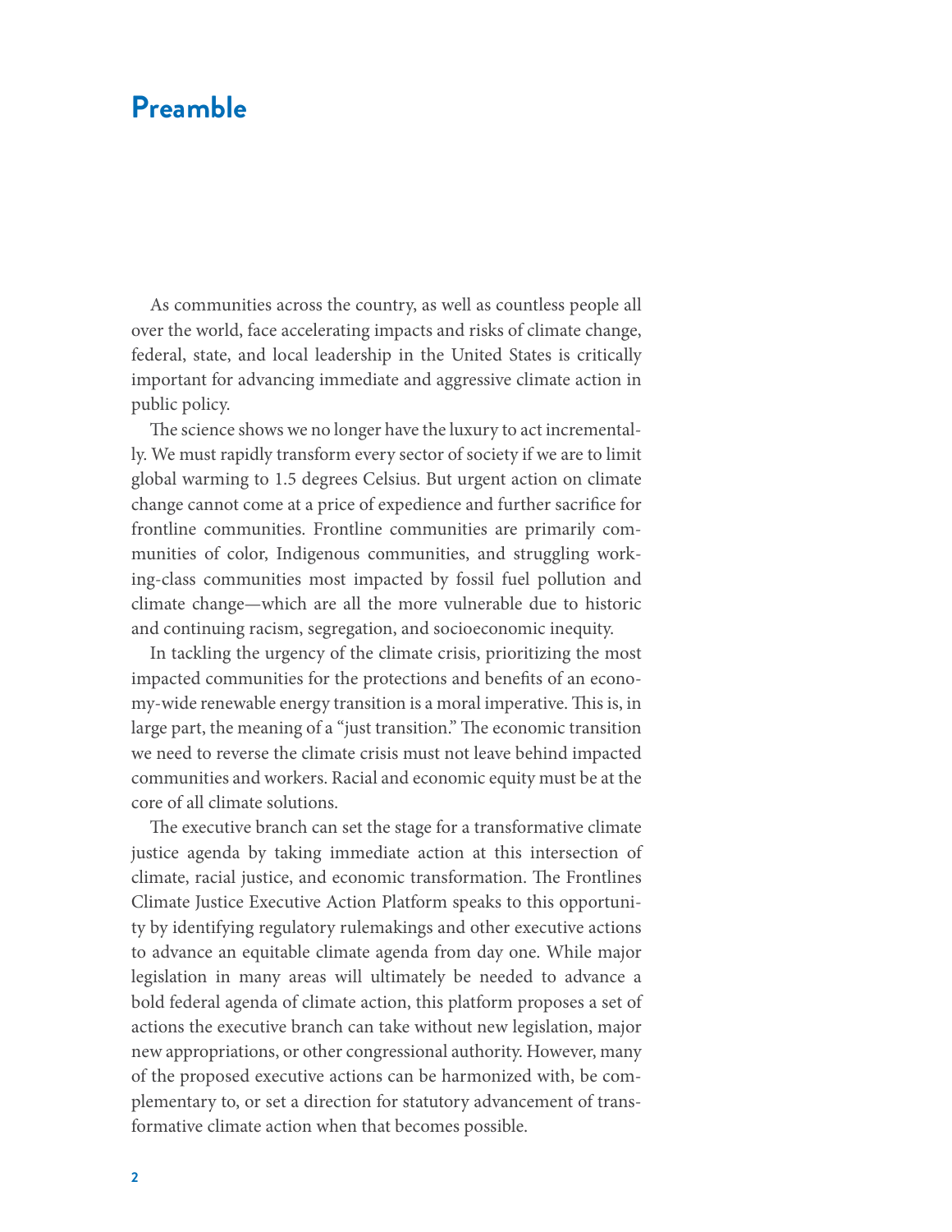# Preamble

As communities across the country, as well as countless people all over the world, face accelerating impacts and risks of climate change, federal, state, and local leadership in the United States is critically important for advancing immediate and aggressive climate action in public policy.

The science shows we no longer have the luxury to act incrementally. We must rapidly transform every sector of society if we are to limit global warming to 1.5 degrees Celsius. But urgent action on climate change cannot come at a price of expedience and further sacrifice for frontline communities. Frontline communities are primarily communities of color, Indigenous communities, and struggling working-class communities most impacted by fossil fuel pollution and climate change—which are all the more vulnerable due to historic and continuing racism, segregation, and socioeconomic inequity.

In tackling the urgency of the climate crisis, prioritizing the most impacted communities for the protections and benefits of an economy-wide renewable energy transition is a moral imperative. This is, in large part, the meaning of a "just transition." The economic transition we need to reverse the climate crisis must not leave behind impacted communities and workers. Racial and economic equity must be at the core of all climate solutions.

The executive branch can set the stage for a transformative climate justice agenda by taking immediate action at this intersection of climate, racial justice, and economic transformation. The Frontlines Climate Justice Executive Action Platform speaks to this opportunity by identifying regulatory rulemakings and other executive actions to advance an equitable climate agenda from day one. While major legislation in many areas will ultimately be needed to advance a bold federal agenda of climate action, this platform proposes a set of actions the executive branch can take without new legislation, major new appropriations, or other congressional authority. However, many of the proposed executive actions can be harmonized with, be complementary to, or set a direction for statutory advancement of transformative climate action when that becomes possible.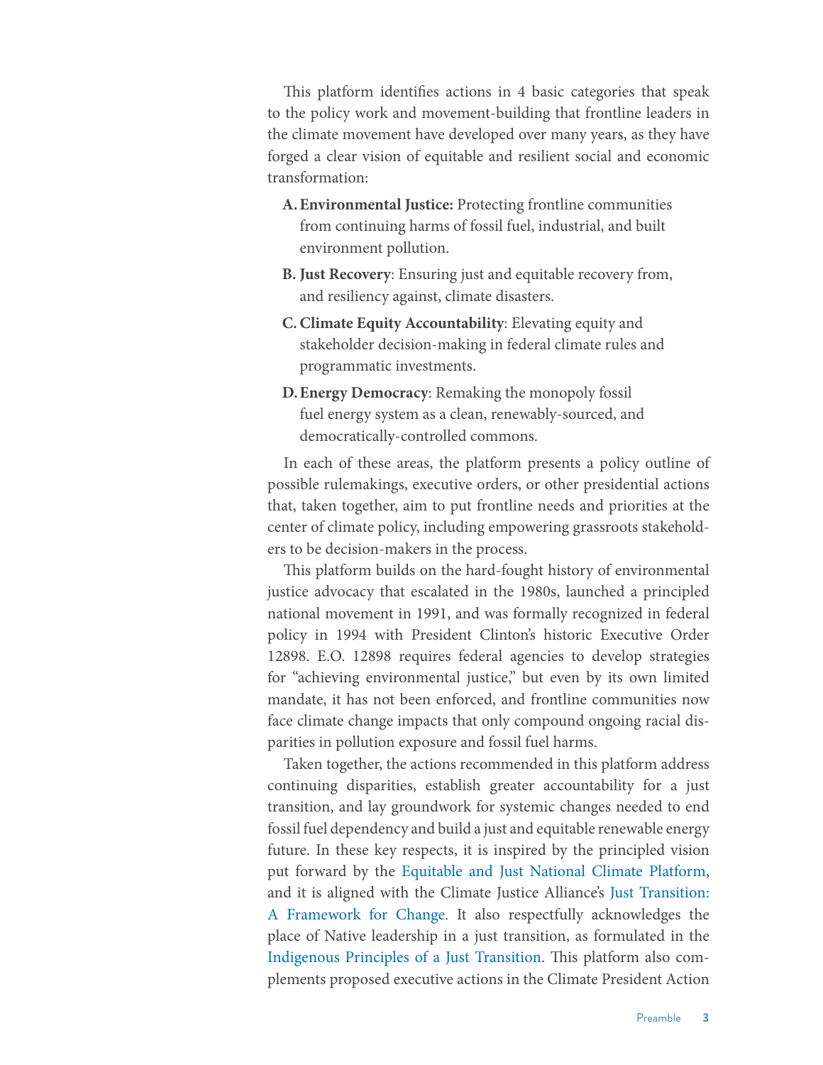This platform identifies actions in 4 basic categories that speak to the policy work and movement-building that frontline leaders in the climate movement have developed over many years, as they have forged a clear vision of equitable and resilient social and economic transformation:

A. **Environmental Justice:** Protecting frontline communities from continuing harms of fossil fuel, industrial, and built environment pollution.

B. **Just Recovery**: Ensuring just and equitable recovery from, and resiliency against, climate disasters.

C. **Climate Equity Accountability**: Elevating equity and stakeholder decision-making in federal climate rules and programmatic investments.

D. **Energy Democracy**: Remaking the monopoly fossil fuel energy system as a clean, renewably-sourced, and democratically-controlled commons.

In each of these areas, the platform presents a policy outline of possible rulemakings, executive orders, or other presidential actions that, taken together, aim to put frontline needs and priorities at the center of climate policy, including empowering grassroots stakeholders to be decision-makers in the process.

This platform builds on the hard-fought history of environmental justice advocacy that escalated in the 1980s, launched a principled national movement in 1991, and was formally recognized in federal policy in 1994 with President Clinton's historic Executive Order 12898. E.O. 12898 requires federal agencies to develop strategies for "achieving environmental justice," but even by its own limited mandate, it has not been enforced, and frontline communities now face climate change impacts that only compound ongoing racial disparities in pollution exposure and fossil fuel harms.

Taken together, the actions recommended in this platform address continuing disparities, establish greater accountability for a just transition, and lay groundwork for systemic changes needed to end fossil fuel dependency and build a just and equitable renewable energy future. In these key respects, it is inspired by the principled vision put forward by the Equitable and Just National Climate Platform, and it is aligned with the Climate Justice Alliance's Just Transition: A Framework for Change. It also respectfully acknowledges the place of Native leadership in a just transition, as formulated in the Indigenous Principles of a Just Transition. This platform also complements proposed executive actions in the Climate President Action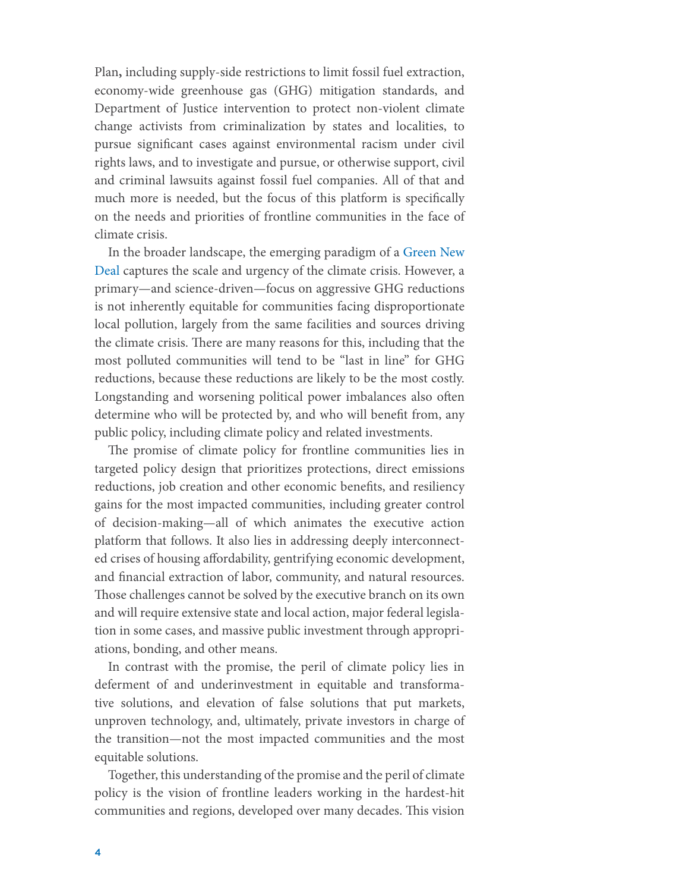Plan**,** including supply-side restrictions to limit fossil fuel extraction, economy-wide greenhouse gas (GHG) mitigation standards, and Department of Justice intervention to protect non-violent climate change activists from criminalization by states and localities, to pursue significant cases against environmental racism under civil rights laws, and to investigate and pursue, or otherwise support, civil and criminal lawsuits against fossil fuel companies. All of that and much more is needed, but the focus of this platform is specifically on the needs and priorities of frontline communities in the face of climate crisis.

In the broader landscape, the emerging paradigm of a Green New Deal captures the scale and urgency of the climate crisis. However, a primary—and science-driven—focus on aggressive GHG reductions is not inherently equitable for communities facing disproportionate local pollution, largely from the same facilities and sources driving the climate crisis. There are many reasons for this, including that the most polluted communities will tend to be "last in line" for GHG reductions, because these reductions are likely to be the most costly. Longstanding and worsening political power imbalances also often determine who will be protected by, and who will benefit from, any public policy, including climate policy and related investments.

The promise of climate policy for frontline communities lies in targeted policy design that prioritizes protections, direct emissions reductions, job creation and other economic benefits, and resiliency gains for the most impacted communities, including greater control of decision-making—all of which animates the executive action platform that follows. It also lies in addressing deeply interconnected crises of housing affordability, gentrifying economic development, and financial extraction of labor, community, and natural resources. Those challenges cannot be solved by the executive branch on its own and will require extensive state and local action, major federal legislation in some cases, and massive public investment through appropriations, bonding, and other means.

In contrast with the promise, the peril of climate policy lies in deferment of and underinvestment in equitable and transformative solutions, and elevation of false solutions that put markets, unproven technology, and, ultimately, private investors in charge of the transition—not the most impacted communities and the most equitable solutions.

Together, this understanding of the promise and the peril of climate policy is the vision of frontline leaders working in the hardest-hit communities and regions, developed over many decades. This vision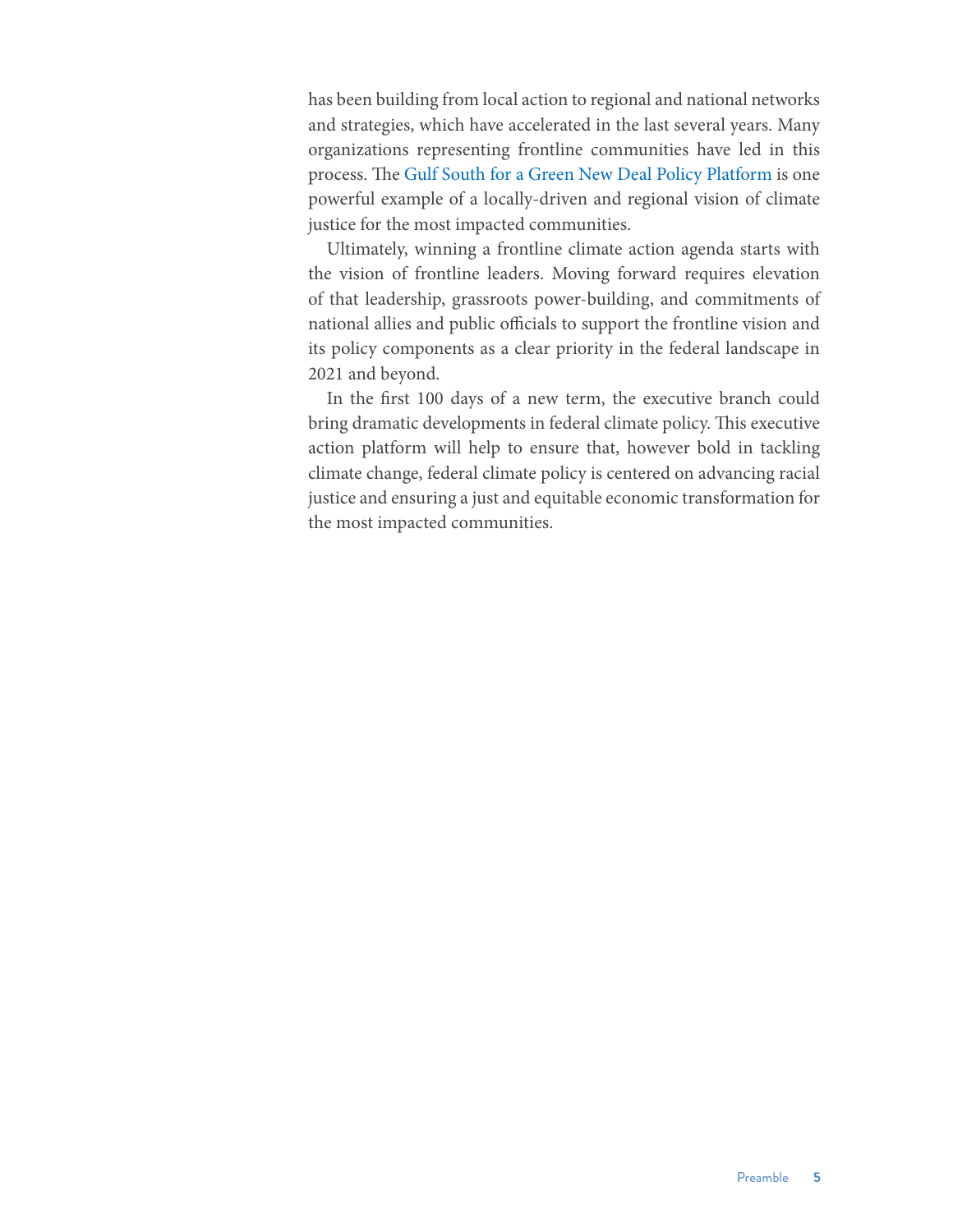has been building from local action to regional and national networks and strategies, which have accelerated in the last several years. Many organizations representing frontline communities have led in this process. The Gulf South for a Green New Deal Policy Platform is one powerful example of a locally-driven and regional vision of climate justice for the most impacted communities.

Ultimately, winning a frontline climate action agenda starts with the vision of frontline leaders. Moving forward requires elevation of that leadership, grassroots power-building, and commitments of national allies and public officials to support the frontline vision and its policy components as a clear priority in the federal landscape in 2021 and beyond.

In the first 100 days of a new term, the executive branch could bring dramatic developments in federal climate policy. This executive action platform will help to ensure that, however bold in tackling climate change, federal climate policy is centered on advancing racial justice and ensuring a just and equitable economic transformation for the most impacted communities.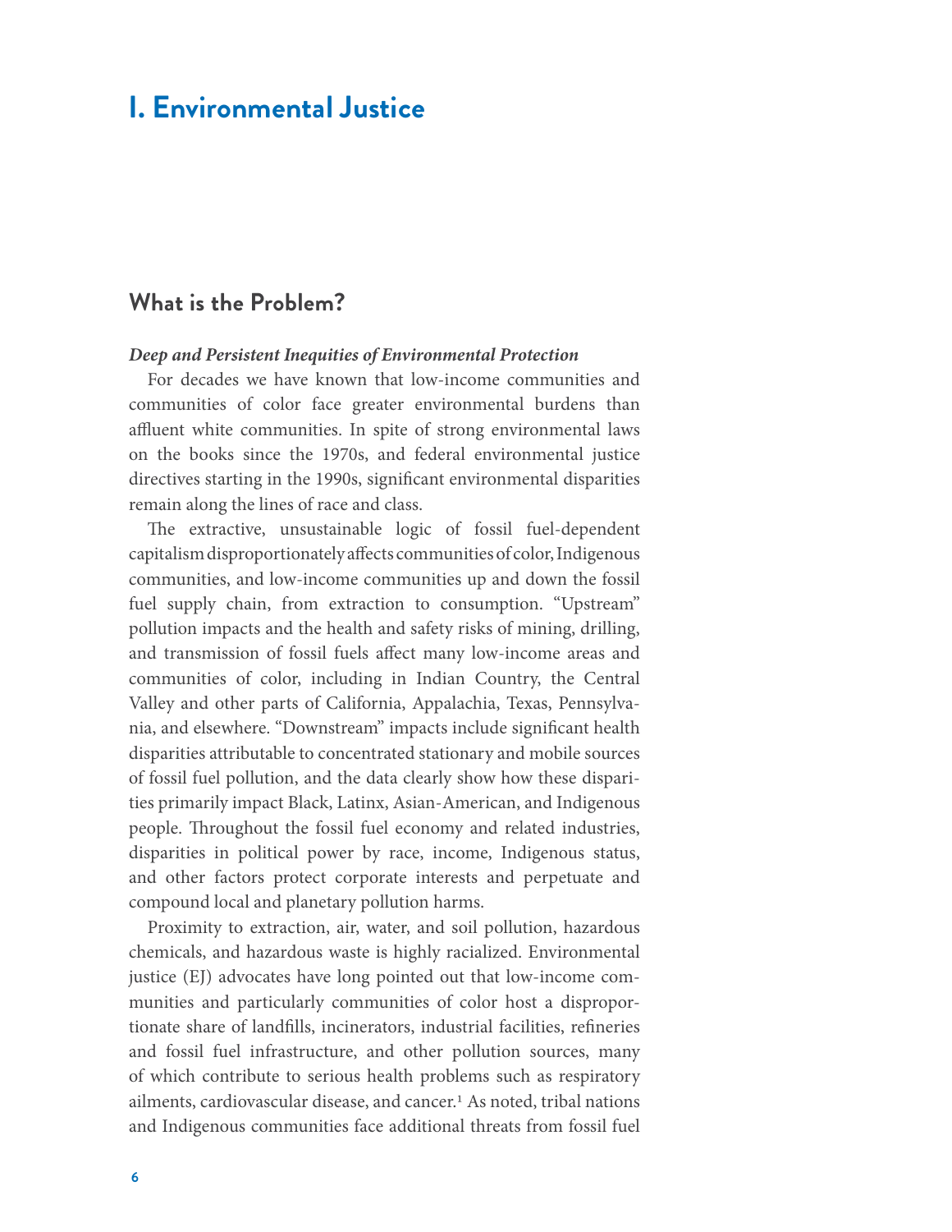# I. Environmental Justice

## What is the Problem?

***Deep and Persistent Inequities of Environmental Protection***

For decades we have known that low-income communities and communities of color face greater environmental burdens than affluent white communities. In spite of strong environmental laws on the books since the 1970s, and federal environmental justice directives starting in the 1990s, significant environmental disparities remain along the lines of race and class.

The extractive, unsustainable logic of fossil fuel-dependent capitalism disproportionately affects communities of color, Indigenous communities, and low-income communities up and down the fossil fuel supply chain, from extraction to consumption. "Upstream" pollution impacts and the health and safety risks of mining, drilling, and transmission of fossil fuels affect many low-income areas and communities of color, including in Indian Country, the Central Valley and other parts of California, Appalachia, Texas, Pennsylvania, and elsewhere. "Downstream" impacts include significant health disparities attributable to concentrated stationary and mobile sources of fossil fuel pollution, and the data clearly show how these disparities primarily impact Black, Latinx, Asian-American, and Indigenous people. Throughout the fossil fuel economy and related industries, disparities in political power by race, income, Indigenous status, and other factors protect corporate interests and perpetuate and compound local and planetary pollution harms.

Proximity to extraction, air, water, and soil pollution, hazardous chemicals, and hazardous waste is highly racialized. Environmental justice (EJ) advocates have long pointed out that low-income communities and particularly communities of color host a disproportionate share of landfills, incinerators, industrial facilities, refineries and fossil fuel infrastructure, and other pollution sources, many of which contribute to serious health problems such as respiratory ailments, cardiovascular disease, and cancer.[1] As noted, tribal nations and Indigenous communities face additional threats from fossil fuel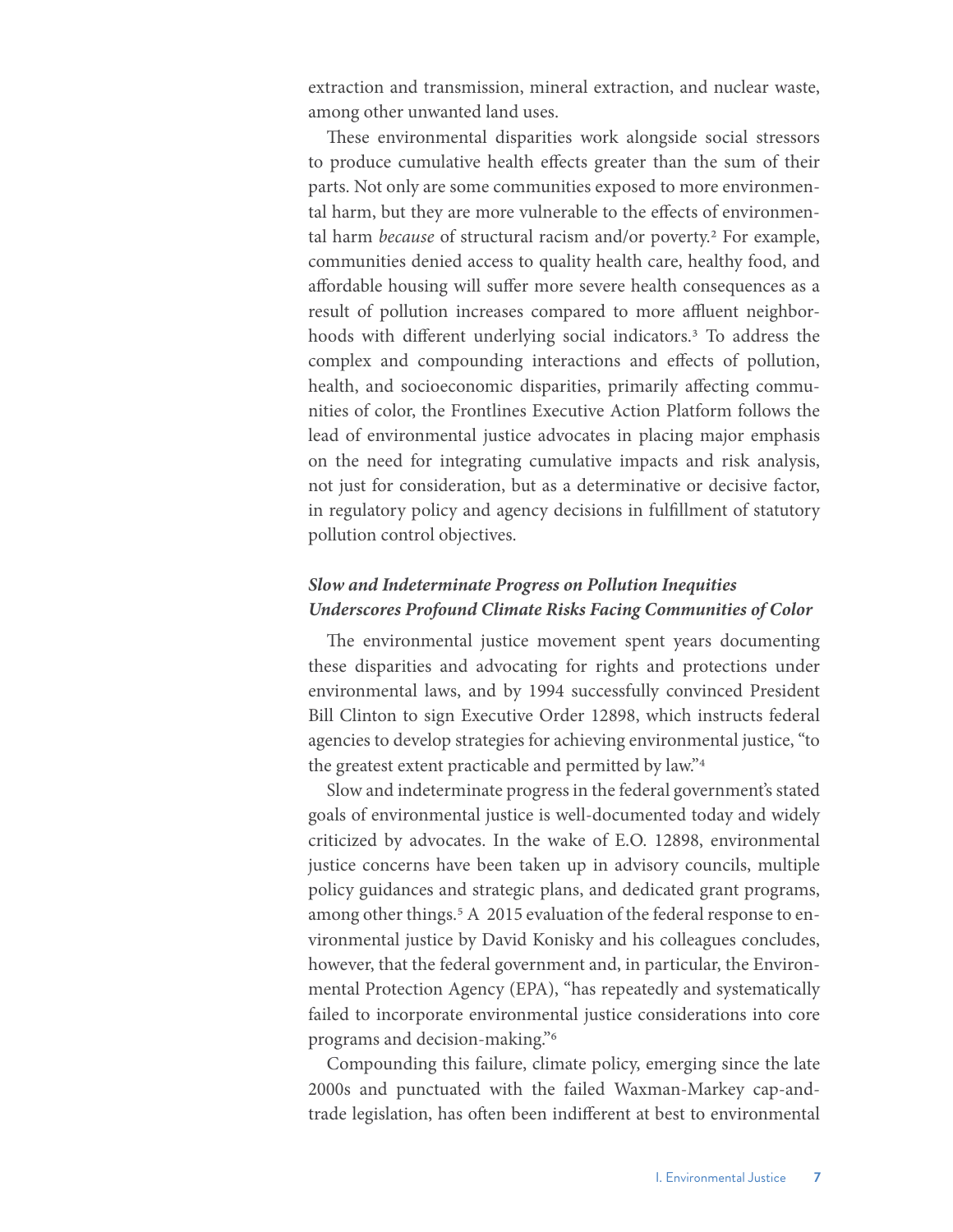extraction and transmission, mineral extraction, and nuclear waste, among other unwanted land uses.

These environmental disparities work alongside social stressors to produce cumulative health effects greater than the sum of their parts. Not only are some communities exposed to more environmental harm, but they are more vulnerable to the effects of environmental harm *because* of structural racism and/or poverty.[2] For example, communities denied access to quality health care, healthy food, and affordable housing will suffer more severe health consequences as a result of pollution increases compared to more affluent neighborhoods with different underlying social indicators.[3] To address the complex and compounding interactions and effects of pollution, health, and socioeconomic disparities, primarily affecting communities of color, the Frontlines Executive Action Platform follows the lead of environmental justice advocates in placing major emphasis on the need for integrating cumulative impacts and risk analysis, not just for consideration, but as a determinative or decisive factor, in regulatory policy and agency decisions in fulfillment of statutory pollution control objectives.

### *Slow and Indeterminate Progress on Pollution Inequities Underscores Profound Climate Risks Facing Communities of Color*

The environmental justice movement spent years documenting these disparities and advocating for rights and protections under environmental laws, and by 1994 successfully convinced President Bill Clinton to sign Executive Order 12898, which instructs federal agencies to develop strategies for achieving environmental justice, "to the greatest extent practicable and permitted by law."[4]

Slow and indeterminate progress in the federal government's stated goals of environmental justice is well-documented today and widely criticized by advocates. In the wake of E.O. 12898, environmental justice concerns have been taken up in advisory councils, multiple policy guidances and strategic plans, and dedicated grant programs, among other things.[5] A 2015 evaluation of the federal response to environmental justice by David Konisky and his colleagues concludes, however, that the federal government and, in particular, the Environmental Protection Agency (EPA), "has repeatedly and systematically failed to incorporate environmental justice considerations into core programs and decision-making."[6]

Compounding this failure, climate policy, emerging since the late 2000s and punctuated with the failed Waxman-Markey cap-and-trade legislation, has often been indifferent at best to environmental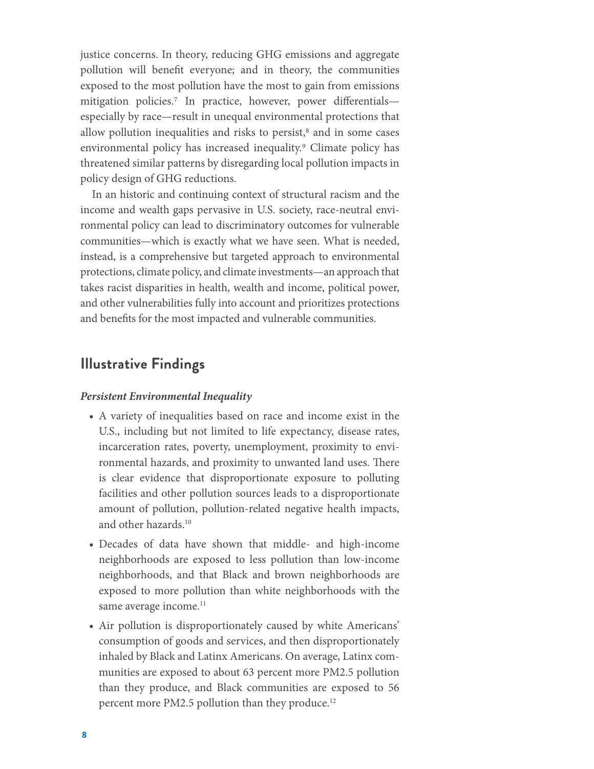justice concerns. In theory, reducing GHG emissions and aggregate pollution will benefit everyone; and in theory, the communities exposed to the most pollution have the most to gain from emissions mitigation policies.[7] In practice, however, power differentials—especially by race—result in unequal environmental protections that allow pollution inequalities and risks to persist,[8] and in some cases environmental policy has increased inequality.[9] Climate policy has threatened similar patterns by disregarding local pollution impacts in policy design of GHG reductions.

In an historic and continuing context of structural racism and the income and wealth gaps pervasive in U.S. society, race-neutral environmental policy can lead to discriminatory outcomes for vulnerable communities—which is exactly what we have seen. What is needed, instead, is a comprehensive but targeted approach to environmental protections, climate policy, and climate investments—an approach that takes racist disparities in health, wealth and income, political power, and other vulnerabilities fully into account and prioritizes protections and benefits for the most impacted and vulnerable communities.

## Illustrative Findings

***Persistent Environmental Inequality***

- A variety of inequalities based on race and income exist in the U.S., including but not limited to life expectancy, disease rates, incarceration rates, poverty, unemployment, proximity to environmental hazards, and proximity to unwanted land uses. There is clear evidence that disproportionate exposure to polluting facilities and other pollution sources leads to a disproportionate amount of pollution, pollution-related negative health impacts, and other hazards.[10]
- Decades of data have shown that middle- and high-income neighborhoods are exposed to less pollution than low-income neighborhoods, and that Black and brown neighborhoods are exposed to more pollution than white neighborhoods with the same average income.[11]
- Air pollution is disproportionately caused by white Americans' consumption of goods and services, and then disproportionately inhaled by Black and Latinx Americans. On average, Latinx communities are exposed to about 63 percent more PM2.5 pollution than they produce, and Black communities are exposed to 56 percent more PM2.5 pollution than they produce.[12]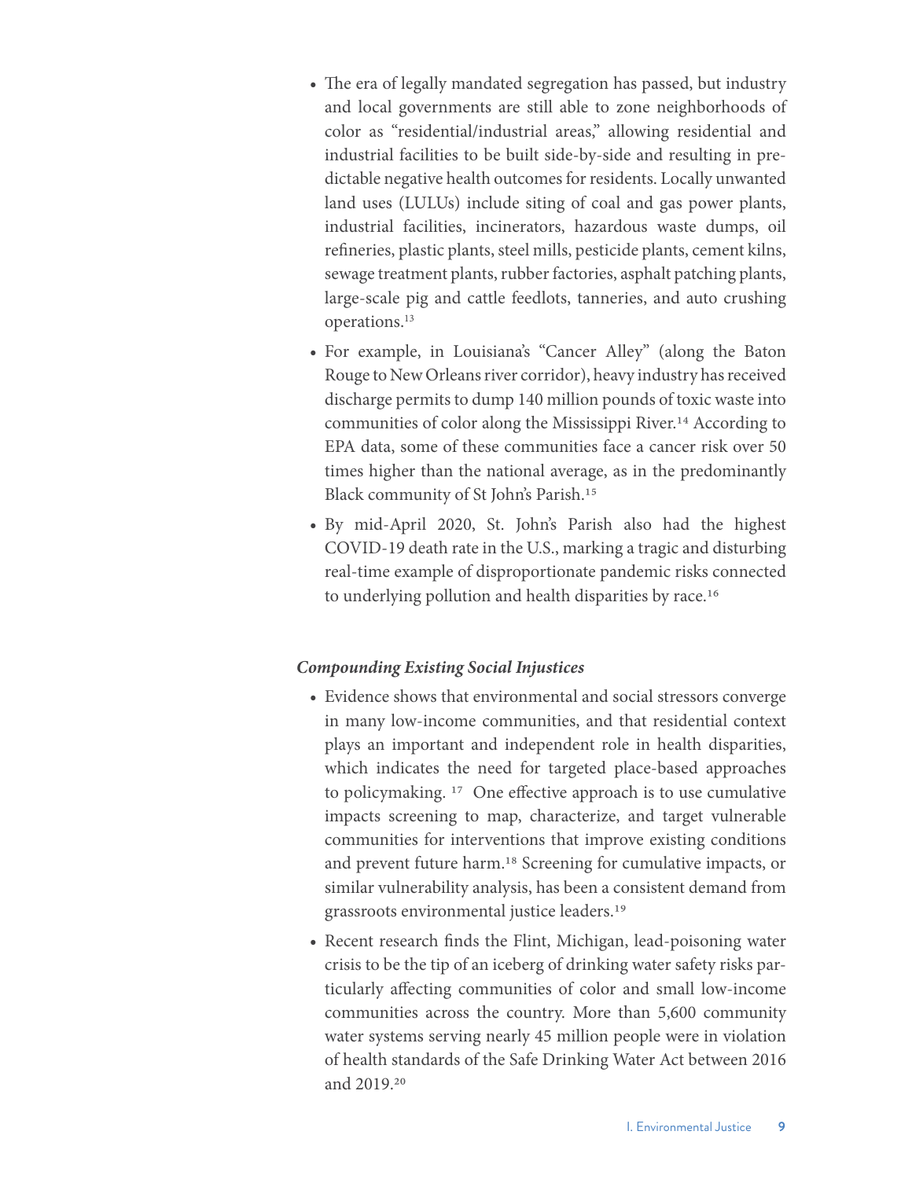- The era of legally mandated segregation has passed, but industry and local governments are still able to zone neighborhoods of color as "residential/industrial areas," allowing residential and industrial facilities to be built side-by-side and resulting in predictable negative health outcomes for residents. Locally unwanted land uses (LULUs) include siting of coal and gas power plants, industrial facilities, incinerators, hazardous waste dumps, oil refineries, plastic plants, steel mills, pesticide plants, cement kilns, sewage treatment plants, rubber factories, asphalt patching plants, large-scale pig and cattle feedlots, tanneries, and auto crushing operations.[13]
- For example, in Louisiana's "Cancer Alley" (along the Baton Rouge to New Orleans river corridor), heavy industry has received discharge permits to dump 140 million pounds of toxic waste into communities of color along the Mississippi River.[14] According to EPA data, some of these communities face a cancer risk over 50 times higher than the national average, as in the predominantly Black community of St John's Parish.[15]
- By mid-April 2020, St. John's Parish also had the highest COVID-19 death rate in the U.S., marking a tragic and disturbing real-time example of disproportionate pandemic risks connected to underlying pollution and health disparities by race.[16]

### *Compounding Existing Social Injustices*

- Evidence shows that environmental and social stressors converge in many low-income communities, and that residential context plays an important and independent role in health disparities, which indicates the need for targeted place-based approaches to policymaking. [17] One effective approach is to use cumulative impacts screening to map, characterize, and target vulnerable communities for interventions that improve existing conditions and prevent future harm.[18] Screening for cumulative impacts, or similar vulnerability analysis, has been a consistent demand from grassroots environmental justice leaders.[19]
- Recent research finds the Flint, Michigan, lead-poisoning water crisis to be the tip of an iceberg of drinking water safety risks particularly affecting communities of color and small low-income communities across the country. More than 5,600 community water systems serving nearly 45 million people were in violation of health standards of the Safe Drinking Water Act between 2016 and 2019.[20]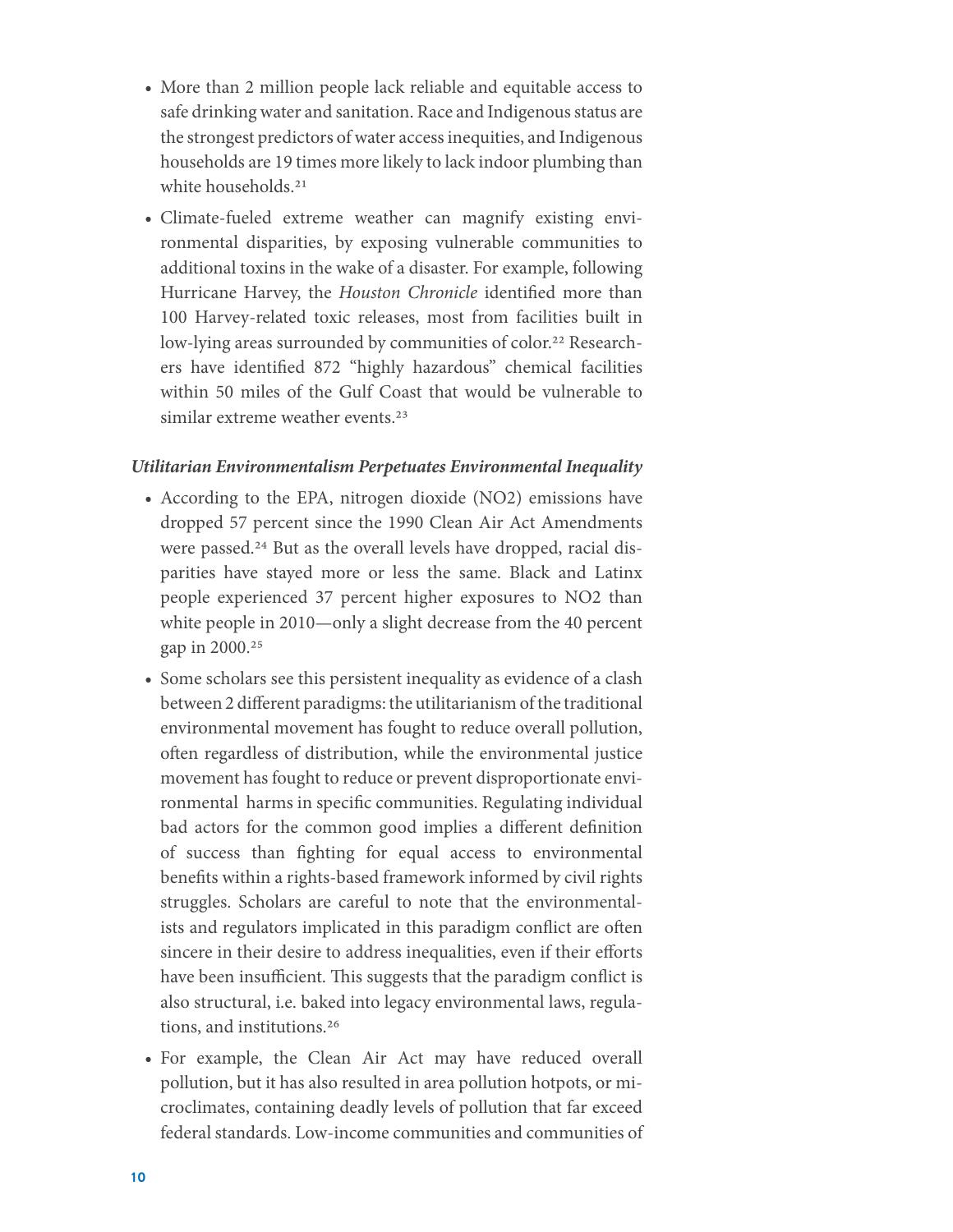- More than 2 million people lack reliable and equitable access to safe drinking water and sanitation. Race and Indigenous status are the strongest predictors of water access inequities, and Indigenous households are 19 times more likely to lack indoor plumbing than white households.[21]
- Climate-fueled extreme weather can magnify existing environmental disparities, by exposing vulnerable communities to additional toxins in the wake of a disaster. For example, following Hurricane Harvey, the *Houston Chronicle* identified more than 100 Harvey-related toxic releases, most from facilities built in low-lying areas surrounded by communities of color.[22] Researchers have identified 872 "highly hazardous" chemical facilities within 50 miles of the Gulf Coast that would be vulnerable to similar extreme weather events.[23]

***Utilitarian Environmentalism Perpetuates Environmental Inequality***

- According to the EPA, nitrogen dioxide ($NO_2$) emissions have dropped 57 percent since the 1990 Clean Air Act Amendments were passed.[24] But as the overall levels have dropped, racial disparities have stayed more or less the same. Black and Latinx people experienced 37 percent higher exposures to $NO_2$ than white people in 2010—only a slight decrease from the 40 percent gap in 2000.[25]
- Some scholars see this persistent inequality as evidence of a clash between 2 different paradigms: the utilitarianism of the traditional environmental movement has fought to reduce overall pollution, often regardless of distribution, while the environmental justice movement has fought to reduce or prevent disproportionate environmental harms in specific communities. Regulating individual bad actors for the common good implies a different definition of success than fighting for equal access to environmental benefits within a rights-based framework informed by civil rights struggles. Scholars are careful to note that the environmentalists and regulators implicated in this paradigm conflict are often sincere in their desire to address inequalities, even if their efforts have been insufficient. This suggests that the paradigm conflict is also structural, i.e. baked into legacy environmental laws, regulations, and institutions.[26]
- For example, the Clean Air Act may have reduced overall pollution, but it has also resulted in area pollution hotpots, or microclimates, containing deadly levels of pollution that far exceed federal standards. Low-income communities and communities of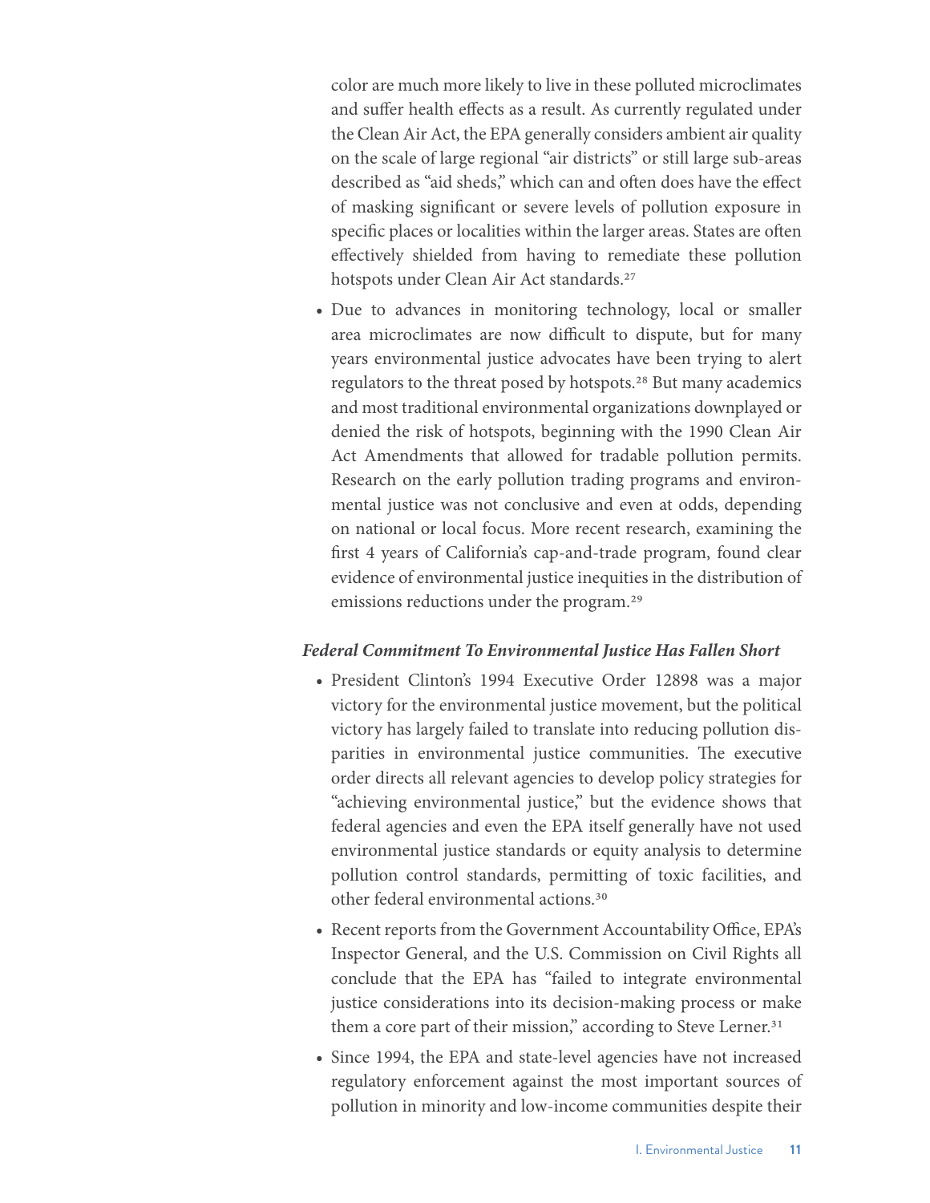color are much more likely to live in these polluted microclimates and suffer health effects as a result. As currently regulated under the Clean Air Act, the EPA generally considers ambient air quality on the scale of large regional "air districts" or still large sub-areas described as "aid sheds," which can and often does have the effect of masking significant or severe levels of pollution exposure in specific places or localities within the larger areas. States are often effectively shielded from having to remediate these pollution hotspots under Clean Air Act standards.[27]

- Due to advances in monitoring technology, local or smaller area microclimates are now difficult to dispute, but for many years environmental justice advocates have been trying to alert regulators to the threat posed by hotspots.[28] But many academics and most traditional environmental organizations downplayed or denied the risk of hotspots, beginning with the 1990 Clean Air Act Amendments that allowed for tradable pollution permits. Research on the early pollution trading programs and environmental justice was not conclusive and even at odds, depending on national or local focus. More recent research, examining the first 4 years of California's cap-and-trade program, found clear evidence of environmental justice inequities in the distribution of emissions reductions under the program.[29]

***Federal Commitment To Environmental Justice Has Fallen Short***

- President Clinton's 1994 Executive Order 12898 was a major victory for the environmental justice movement, but the political victory has largely failed to translate into reducing pollution disparities in environmental justice communities. The executive order directs all relevant agencies to develop policy strategies for "achieving environmental justice," but the evidence shows that federal agencies and even the EPA itself generally have not used environmental justice standards or equity analysis to determine pollution control standards, permitting of toxic facilities, and other federal environmental actions.[30]
- Recent reports from the Government Accountability Office, EPA's Inspector General, and the U.S. Commission on Civil Rights all conclude that the EPA has "failed to integrate environmental justice considerations into its decision-making process or make them a core part of their mission," according to Steve Lerner.[31]
- Since 1994, the EPA and state-level agencies have not increased regulatory enforcement against the most important sources of pollution in minority and low-income communities despite their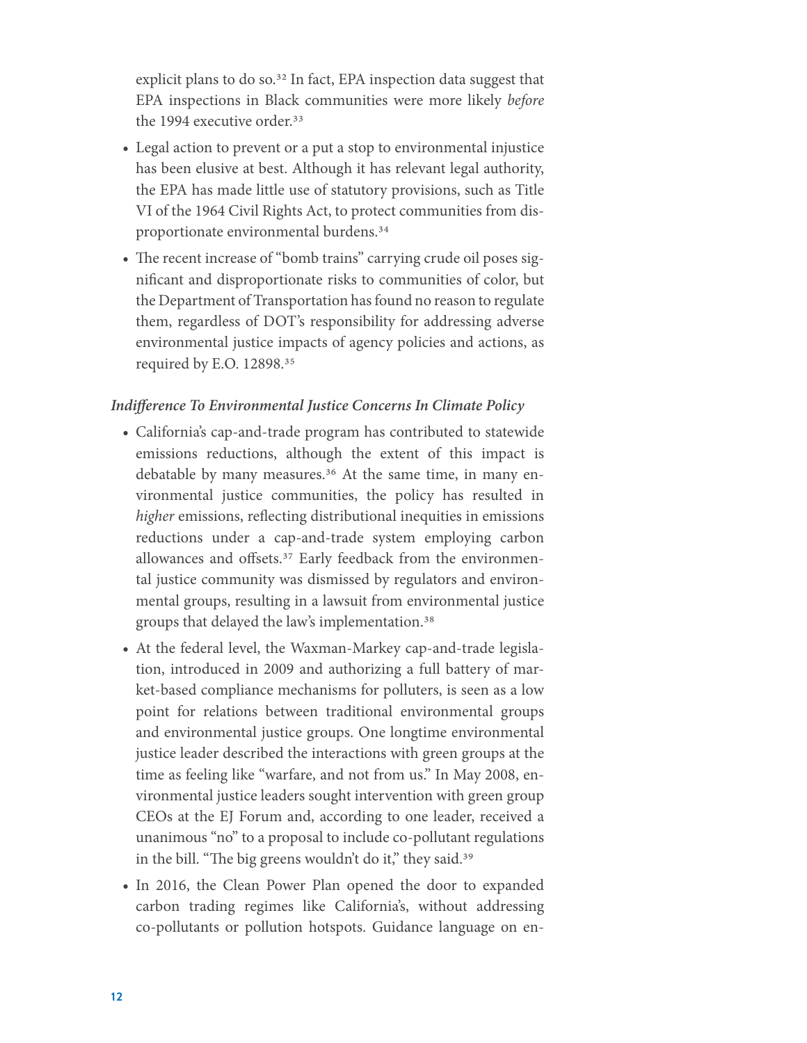explicit plans to do so.[32] In fact, EPA inspection data suggest that EPA inspections in Black communities were more likely *before* the 1994 executive order.[33]

- Legal action to prevent or a put a stop to environmental injustice has been elusive at best. Although it has relevant legal authority, the EPA has made little use of statutory provisions, such as Title VI of the 1964 Civil Rights Act, to protect communities from disproportionate environmental burdens.[34]
- The recent increase of "bomb trains" carrying crude oil poses significant and disproportionate risks to communities of color, but the Department of Transportation has found no reason to regulate them, regardless of DOT's responsibility for addressing adverse environmental justice impacts of agency policies and actions, as required by E.O. 12898.[35]

***Indifference To Environmental Justice Concerns In Climate Policy***

- California's cap-and-trade program has contributed to statewide emissions reductions, although the extent of this impact is debatable by many measures.[36] At the same time, in many environmental justice communities, the policy has resulted in *higher* emissions, reflecting distributional inequities in emissions reductions under a cap-and-trade system employing carbon allowances and offsets.[37] Early feedback from the environmental justice community was dismissed by regulators and environmental groups, resulting in a lawsuit from environmental justice groups that delayed the law's implementation.[38]
- At the federal level, the Waxman-Markey cap-and-trade legislation, introduced in 2009 and authorizing a full battery of market-based compliance mechanisms for polluters, is seen as a low point for relations between traditional environmental groups and environmental justice groups. One longtime environmental justice leader described the interactions with green groups at the time as feeling like "warfare, and not from us." In May 2008, environmental justice leaders sought intervention with green group CEOs at the EJ Forum and, according to one leader, received a unanimous "no" to a proposal to include co-pollutant regulations in the bill. "The big greens wouldn't do it," they said.[39]
- In 2016, the Clean Power Plan opened the door to expanded carbon trading regimes like California's, without addressing co-pollutants or pollution hotspots. Guidance language on en-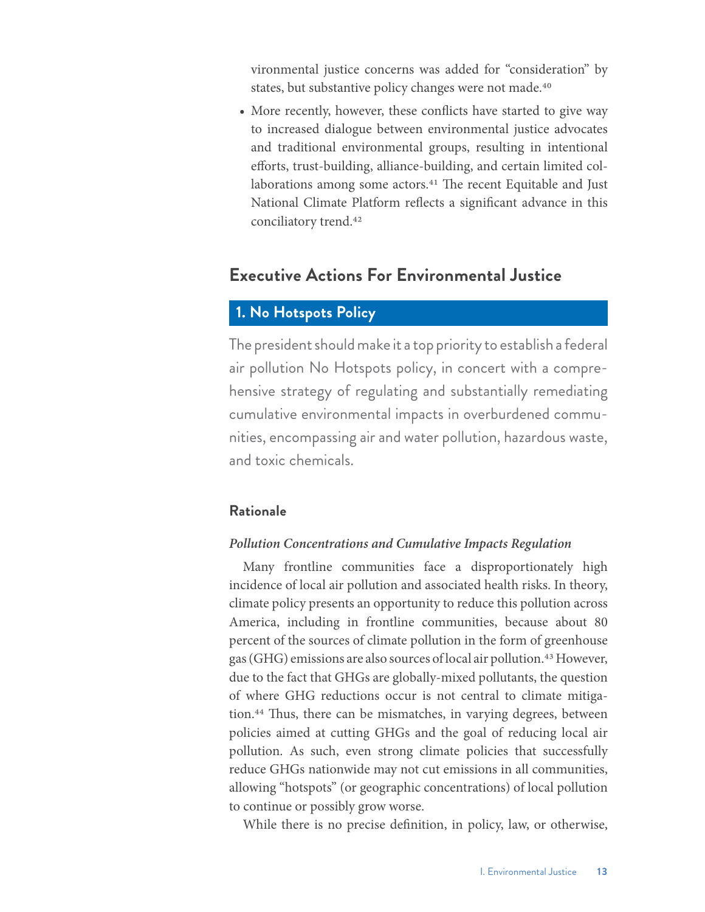vironmental justice concerns was added for "consideration" by states, but substantive policy changes were not made.[40]

- More recently, however, these conflicts have started to give way to increased dialogue between environmental justice advocates and traditional environmental groups, resulting in intentional efforts, trust-building, alliance-building, and certain limited collaborations among some actors.[41] The recent Equitable and Just National Climate Platform reflects a significant advance in this conciliatory trend.[42]

## Executive Actions For Environmental Justice

### 1. No Hotspots Policy

The president should make it a top priority to establish a federal air pollution No Hotspots policy, in concert with a comprehensive strategy of regulating and substantially remediating cumulative environmental impacts in overburdened communities, encompassing air and water pollution, hazardous waste, and toxic chemicals.

#### Rationale

***Pollution Concentrations and Cumulative Impacts Regulation***

Many frontline communities face a disproportionately high incidence of local air pollution and associated health risks. In theory, climate policy presents an opportunity to reduce this pollution across America, including in frontline communities, because about 80 percent of the sources of climate pollution in the form of greenhouse gas (GHG) emissions are also sources of local air pollution.[43] However, due to the fact that GHGs are globally-mixed pollutants, the question of where GHG reductions occur is not central to climate mitigation.[44] Thus, there can be mismatches, in varying degrees, between policies aimed at cutting GHGs and the goal of reducing local air pollution. As such, even strong climate policies that successfully reduce GHGs nationwide may not cut emissions in all communities, allowing "hotspots" (or geographic concentrations) of local pollution to continue or possibly grow worse.

While there is no precise definition, in policy, law, or otherwise,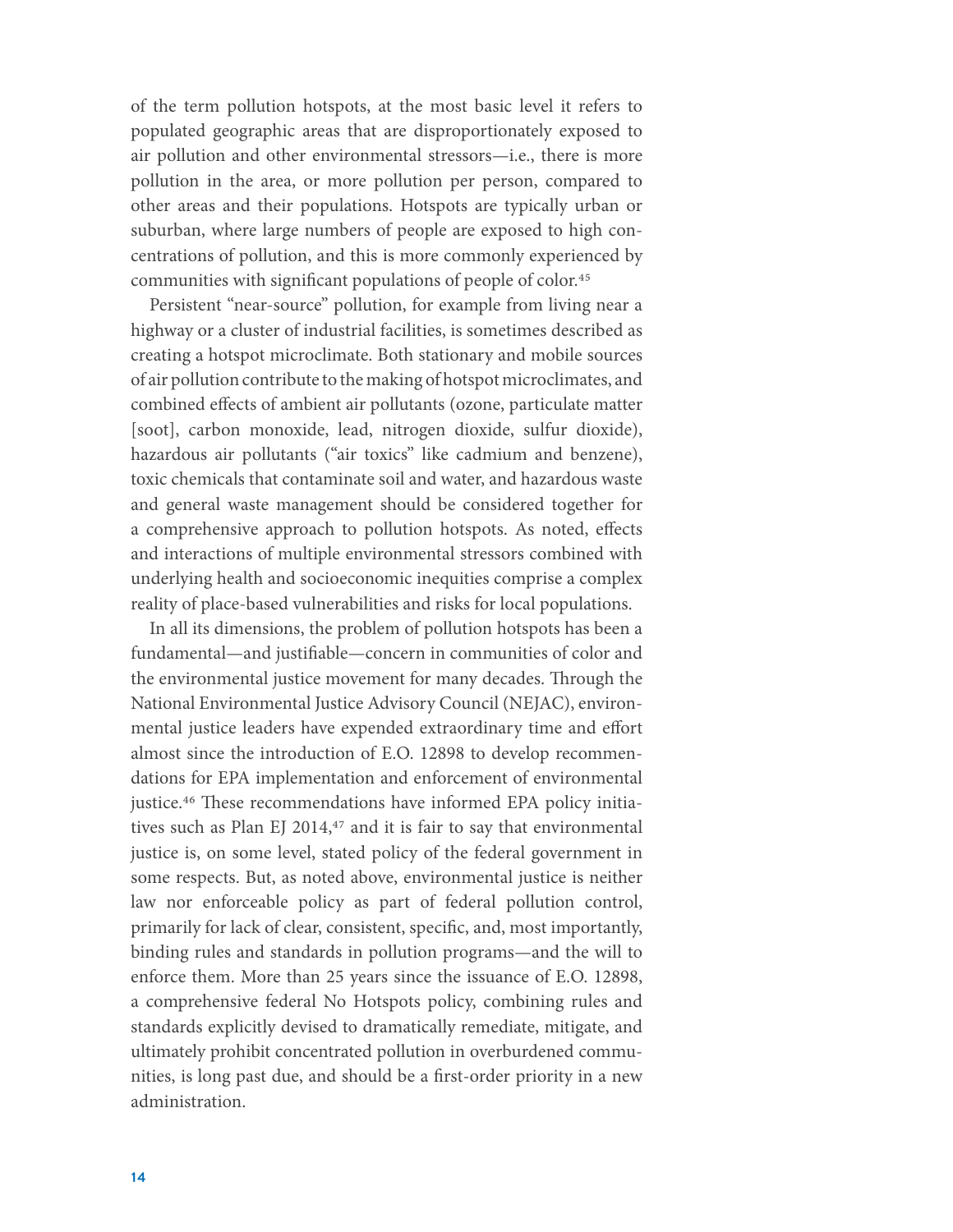of the term pollution hotspots, at the most basic level it refers to populated geographic areas that are disproportionately exposed to air pollution and other environmental stressors—i.e., there is more pollution in the area, or more pollution per person, compared to other areas and their populations. Hotspots are typically urban or suburban, where large numbers of people are exposed to high concentrations of pollution, and this is more commonly experienced by communities with significant populations of people of color.[45]

Persistent "near-source" pollution, for example from living near a highway or a cluster of industrial facilities, is sometimes described as creating a hotspot microclimate. Both stationary and mobile sources of air pollution contribute to the making of hotspot microclimates, and combined effects of ambient air pollutants (ozone, particulate matter [soot], carbon monoxide, lead, nitrogen dioxide, sulfur dioxide), hazardous air pollutants ("air toxics" like cadmium and benzene), toxic chemicals that contaminate soil and water, and hazardous waste and general waste management should be considered together for a comprehensive approach to pollution hotspots. As noted, effects and interactions of multiple environmental stressors combined with underlying health and socioeconomic inequities comprise a complex reality of place-based vulnerabilities and risks for local populations.

In all its dimensions, the problem of pollution hotspots has been a fundamental—and justifiable—concern in communities of color and the environmental justice movement for many decades. Through the National Environmental Justice Advisory Council (NEJAC), environmental justice leaders have expended extraordinary time and effort almost since the introduction of E.O. 12898 to develop recommendations for EPA implementation and enforcement of environmental justice.[46] These recommendations have informed EPA policy initiatives such as Plan EJ 2014,[47] and it is fair to say that environmental justice is, on some level, stated policy of the federal government in some respects. But, as noted above, environmental justice is neither law nor enforceable policy as part of federal pollution control, primarily for lack of clear, consistent, specific, and, most importantly, binding rules and standards in pollution programs—and the will to enforce them. More than 25 years since the issuance of E.O. 12898, a comprehensive federal No Hotspots policy, combining rules and standards explicitly devised to dramatically remediate, mitigate, and ultimately prohibit concentrated pollution in overburdened communities, is long past due, and should be a first-order priority in a new administration.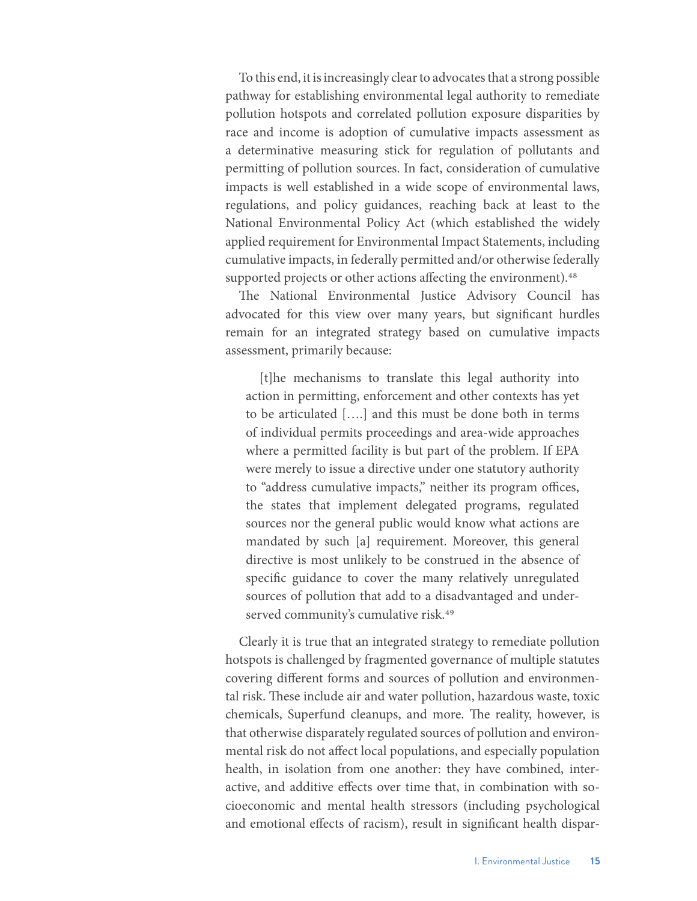To this end, it is increasingly clear to advocates that a strong possible pathway for establishing environmental legal authority to remediate pollution hotspots and correlated pollution exposure disparities by race and income is adoption of cumulative impacts assessment as a determinative measuring stick for regulation of pollutants and permitting of pollution sources. In fact, consideration of cumulative impacts is well established in a wide scope of environmental laws, regulations, and policy guidances, reaching back at least to the National Environmental Policy Act (which established the widely applied requirement for Environmental Impact Statements, including cumulative impacts, in federally permitted and/or otherwise federally supported projects or other actions affecting the environment).[48]

The National Environmental Justice Advisory Council has advocated for this view over many years, but significant hurdles remain for an integrated strategy based on cumulative impacts assessment, primarily because:

> [t]he mechanisms to translate this legal authority into action in permitting, enforcement and other contexts has yet to be articulated [….] and this must be done both in terms of individual permits proceedings and area-wide approaches where a permitted facility is but part of the problem. If EPA were merely to issue a directive under one statutory authority to "address cumulative impacts," neither its program offices, the states that implement delegated programs, regulated sources nor the general public would know what actions are mandated by such [a] requirement. Moreover, this general directive is most unlikely to be construed in the absence of specific guidance to cover the many relatively unregulated sources of pollution that add to a disadvantaged and underserved community's cumulative risk.[49]

Clearly it is true that an integrated strategy to remediate pollution hotspots is challenged by fragmented governance of multiple statutes covering different forms and sources of pollution and environmental risk. These include air and water pollution, hazardous waste, toxic chemicals, Superfund cleanups, and more. The reality, however, is that otherwise disparately regulated sources of pollution and environmental risk do not affect local populations, and especially population health, in isolation from one another: they have combined, interactive, and additive effects over time that, in combination with socioeconomic and mental health stressors (including psychological and emotional effects of racism), result in significant health dispar-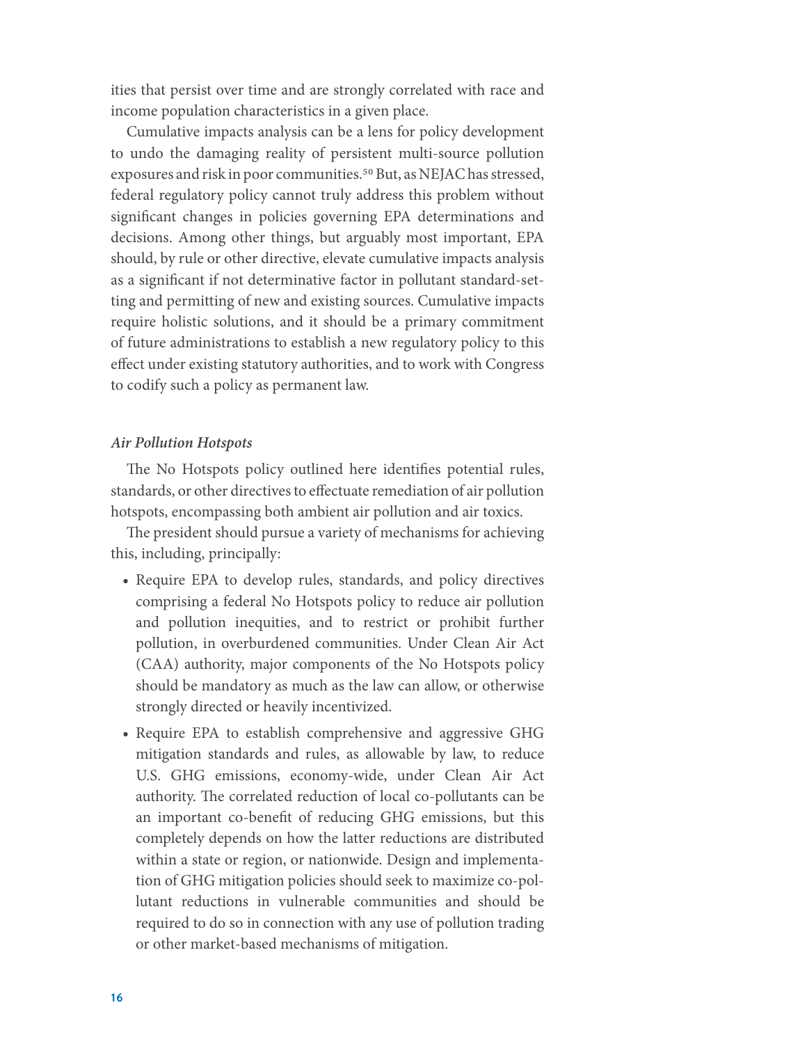ities that persist over time and are strongly correlated with race and income population characteristics in a given place.

Cumulative impacts analysis can be a lens for policy development to undo the damaging reality of persistent multi-source pollution exposures and risk in poor communities.[50] But, as NEJAC has stressed, federal regulatory policy cannot truly address this problem without significant changes in policies governing EPA determinations and decisions. Among other things, but arguably most important, EPA should, by rule or other directive, elevate cumulative impacts analysis as a significant if not determinative factor in pollutant standard-setting and permitting of new and existing sources. Cumulative impacts require holistic solutions, and it should be a primary commitment of future administrations to establish a new regulatory policy to this effect under existing statutory authorities, and to work with Congress to codify such a policy as permanent law.

### *Air Pollution Hotspots*

The No Hotspots policy outlined here identifies potential rules, standards, or other directives to effectuate remediation of air pollution hotspots, encompassing both ambient air pollution and air toxics.

The president should pursue a variety of mechanisms for achieving this, including, principally:

- Require EPA to develop rules, standards, and policy directives comprising a federal No Hotspots policy to reduce air pollution and pollution inequities, and to restrict or prohibit further pollution, in overburdened communities. Under Clean Air Act (CAA) authority, major components of the No Hotspots policy should be mandatory as much as the law can allow, or otherwise strongly directed or heavily incentivized.
- Require EPA to establish comprehensive and aggressive GHG mitigation standards and rules, as allowable by law, to reduce U.S. GHG emissions, economy-wide, under Clean Air Act authority. The correlated reduction of local co-pollutants can be an important co-benefit of reducing GHG emissions, but this completely depends on how the latter reductions are distributed within a state or region, or nationwide. Design and implementation of GHG mitigation policies should seek to maximize co-pollutant reductions in vulnerable communities and should be required to do so in connection with any use of pollution trading or other market-based mechanisms of mitigation.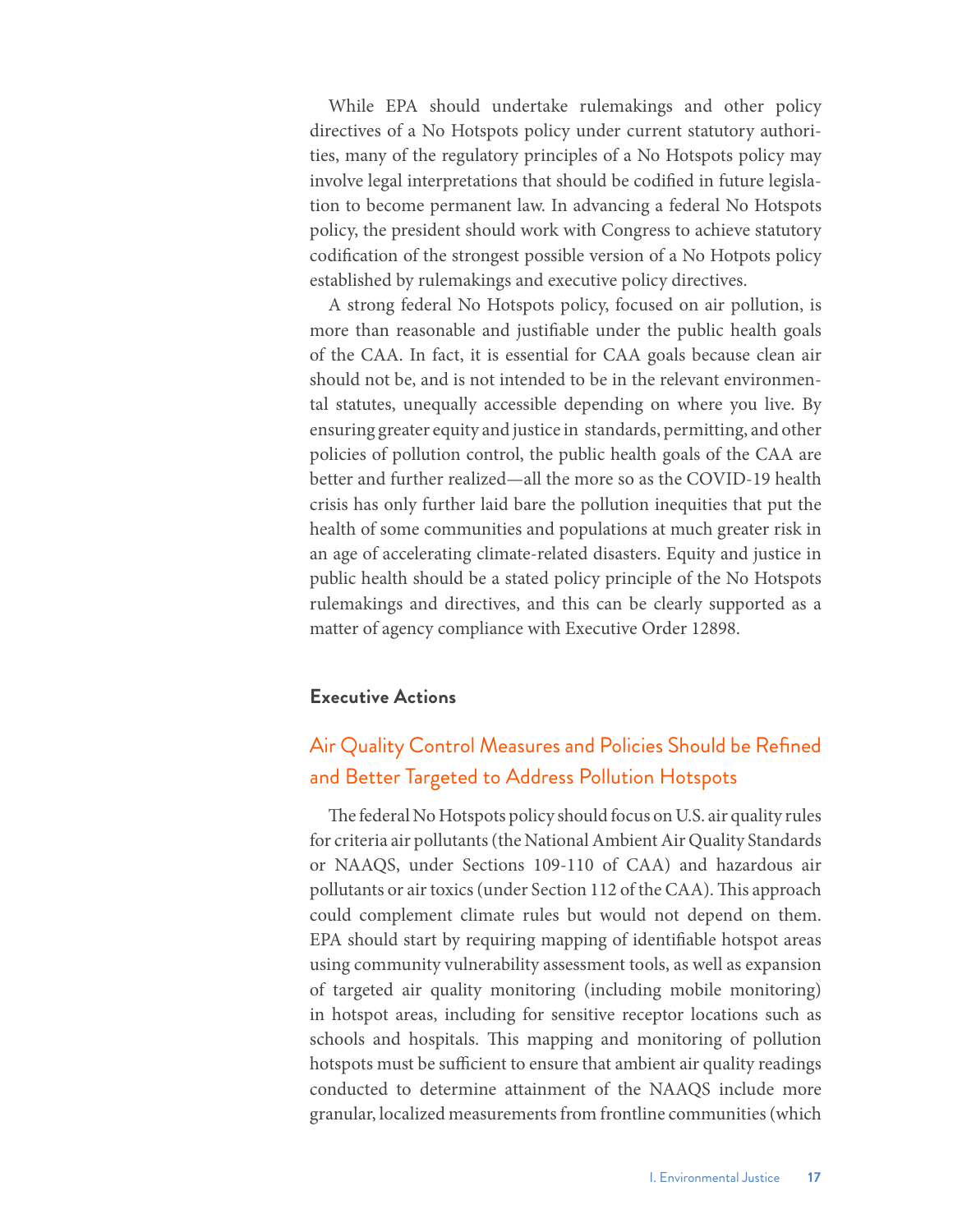While EPA should undertake rulemakings and other policy directives of a No Hotspots policy under current statutory authorities, many of the regulatory principles of a No Hotspots policy may involve legal interpretations that should be codified in future legislation to become permanent law. In advancing a federal No Hotspots policy, the president should work with Congress to achieve statutory codification of the strongest possible version of a No Hotpots policy established by rulemakings and executive policy directives.

A strong federal No Hotspots policy, focused on air pollution, is more than reasonable and justifiable under the public health goals of the CAA. In fact, it is essential for CAA goals because clean air should not be, and is not intended to be in the relevant environmental statutes, unequally accessible depending on where you live. By ensuring greater equity and justice in standards, permitting, and other policies of pollution control, the public health goals of the CAA are better and further realized—all the more so as the COVID-19 health crisis has only further laid bare the pollution inequities that put the health of some communities and populations at much greater risk in an age of accelerating climate-related disasters. Equity and justice in public health should be a stated policy principle of the No Hotspots rulemakings and directives, and this can be clearly supported as a matter of agency compliance with Executive Order 12898.

### Executive Actions

## Air Quality Control Measures and Policies Should be Refined and Better Targeted to Address Pollution Hotspots

The federal No Hotspots policy should focus on U.S. air quality rules for criteria air pollutants (the National Ambient Air Quality Standards or NAAQS, under Sections 109-110 of CAA) and hazardous air pollutants or air toxics (under Section 112 of the CAA). This approach could complement climate rules but would not depend on them. EPA should start by requiring mapping of identifiable hotspot areas using community vulnerability assessment tools, as well as expansion of targeted air quality monitoring (including mobile monitoring) in hotspot areas, including for sensitive receptor locations such as schools and hospitals. This mapping and monitoring of pollution hotspots must be sufficient to ensure that ambient air quality readings conducted to determine attainment of the NAAQS include more granular, localized measurements from frontline communities (which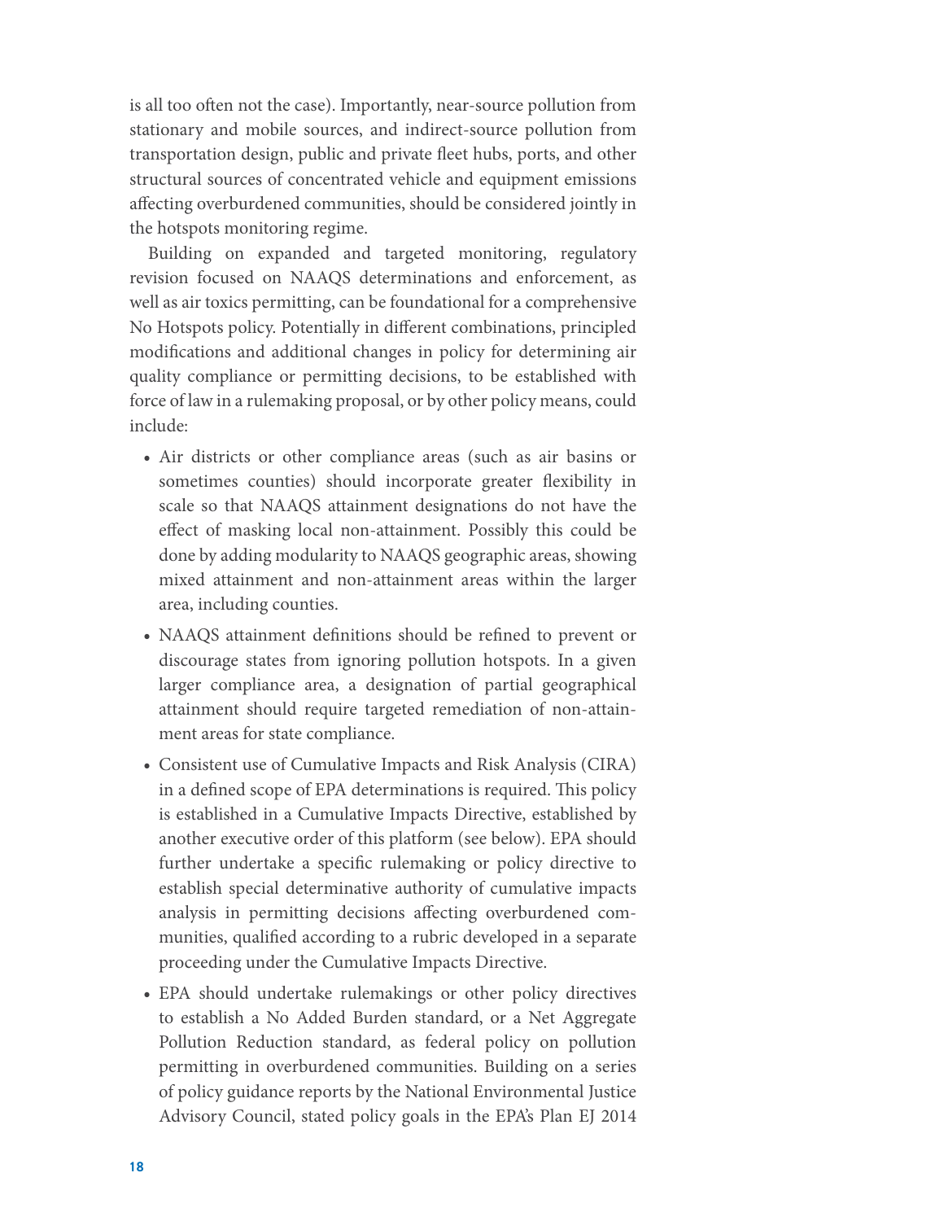is all too often not the case). Importantly, near-source pollution from stationary and mobile sources, and indirect-source pollution from transportation design, public and private fleet hubs, ports, and other structural sources of concentrated vehicle and equipment emissions affecting overburdened communities, should be considered jointly in the hotspots monitoring regime.

Building on expanded and targeted monitoring, regulatory revision focused on NAAQS determinations and enforcement, as well as air toxics permitting, can be foundational for a comprehensive No Hotspots policy. Potentially in different combinations, principled modifications and additional changes in policy for determining air quality compliance or permitting decisions, to be established with force of law in a rulemaking proposal, or by other policy means, could include:

- Air districts or other compliance areas (such as air basins or sometimes counties) should incorporate greater flexibility in scale so that NAAQS attainment designations do not have the effect of masking local non-attainment. Possibly this could be done by adding modularity to NAAQS geographic areas, showing mixed attainment and non-attainment areas within the larger area, including counties.
- NAAQS attainment definitions should be refined to prevent or discourage states from ignoring pollution hotspots. In a given larger compliance area, a designation of partial geographical attainment should require targeted remediation of non-attainment areas for state compliance.
- Consistent use of Cumulative Impacts and Risk Analysis (CIRA) in a defined scope of EPA determinations is required. This policy is established in a Cumulative Impacts Directive, established by another executive order of this platform (see below). EPA should further undertake a specific rulemaking or policy directive to establish special determinative authority of cumulative impacts analysis in permitting decisions affecting overburdened communities, qualified according to a rubric developed in a separate proceeding under the Cumulative Impacts Directive.
- EPA should undertake rulemakings or other policy directives to establish a No Added Burden standard, or a Net Aggregate Pollution Reduction standard, as federal policy on pollution permitting in overburdened communities. Building on a series of policy guidance reports by the National Environmental Justice Advisory Council, stated policy goals in the EPA's Plan EJ 2014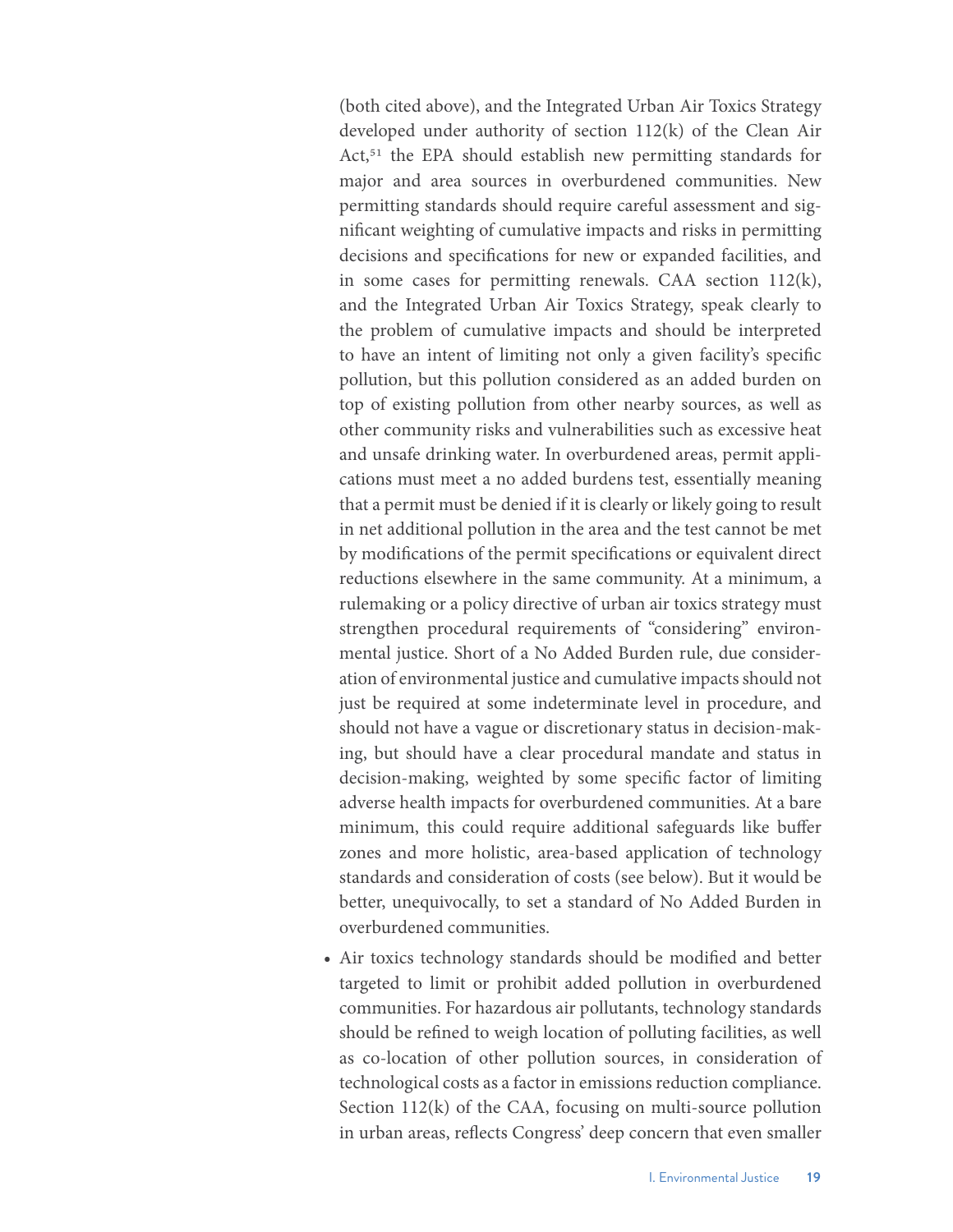(both cited above), and the Integrated Urban Air Toxics Strategy developed under authority of section 112(k) of the Clean Air Act,[51] the EPA should establish new permitting standards for major and area sources in overburdened communities. New permitting standards should require careful assessment and significant weighting of cumulative impacts and risks in permitting decisions and specifications for new or expanded facilities, and in some cases for permitting renewals. CAA section 112(k), and the Integrated Urban Air Toxics Strategy, speak clearly to the problem of cumulative impacts and should be interpreted to have an intent of limiting not only a given facility's specific pollution, but this pollution considered as an added burden on top of existing pollution from other nearby sources, as well as other community risks and vulnerabilities such as excessive heat and unsafe drinking water. In overburdened areas, permit applications must meet a no added burdens test, essentially meaning that a permit must be denied if it is clearly or likely going to result in net additional pollution in the area and the test cannot be met by modifications of the permit specifications or equivalent direct reductions elsewhere in the same community. At a minimum, a rulemaking or a policy directive of urban air toxics strategy must strengthen procedural requirements of "considering" environmental justice. Short of a No Added Burden rule, due consideration of environmental justice and cumulative impacts should not just be required at some indeterminate level in procedure, and should not have a vague or discretionary status in decision-making, but should have a clear procedural mandate and status in decision-making, weighted by some specific factor of limiting adverse health impacts for overburdened communities. At a bare minimum, this could require additional safeguards like buffer zones and more holistic, area-based application of technology standards and consideration of costs (see below). But it would be better, unequivocally, to set a standard of No Added Burden in overburdened communities.

- Air toxics technology standards should be modified and better targeted to limit or prohibit added pollution in overburdened communities. For hazardous air pollutants, technology standards should be refined to weigh location of polluting facilities, as well as co-location of other pollution sources, in consideration of technological costs as a factor in emissions reduction compliance. Section 112(k) of the CAA, focusing on multi-source pollution in urban areas, reflects Congress' deep concern that even smaller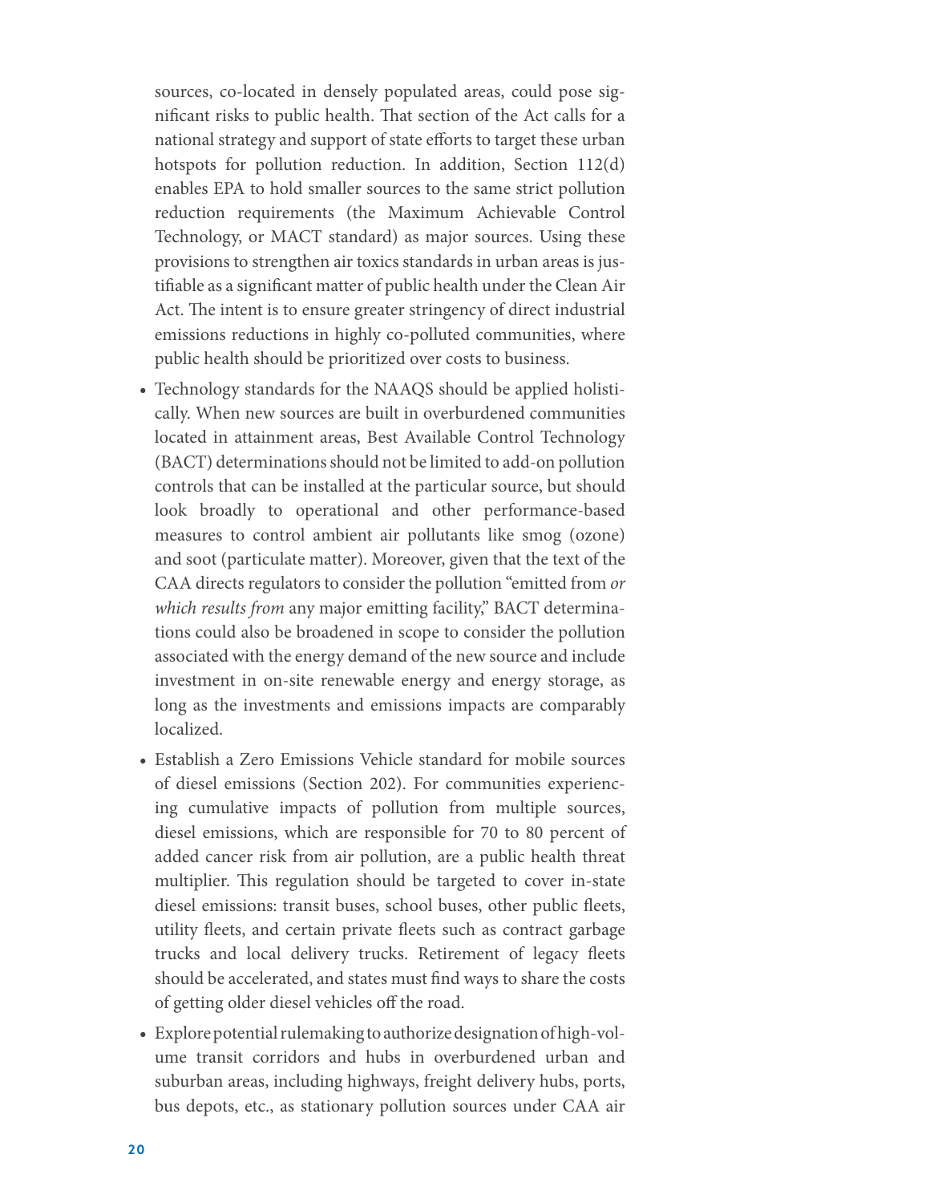sources, co-located in densely populated areas, could pose significant risks to public health. That section of the Act calls for a national strategy and support of state efforts to target these urban hotspots for pollution reduction. In addition, Section 112(d) enables EPA to hold smaller sources to the same strict pollution reduction requirements (the Maximum Achievable Control Technology, or MACT standard) as major sources. Using these provisions to strengthen air toxics standards in urban areas is justifiable as a significant matter of public health under the Clean Air Act. The intent is to ensure greater stringency of direct industrial emissions reductions in highly co-polluted communities, where public health should be prioritized over costs to business.

- Technology standards for the NAAQS should be applied holistically. When new sources are built in overburdened communities located in attainment areas, Best Available Control Technology (BACT) determinations should not be limited to add-on pollution controls that can be installed at the particular source, but should look broadly to operational and other performance-based measures to control ambient air pollutants like smog (ozone) and soot (particulate matter). Moreover, given that the text of the CAA directs regulators to consider the pollution "emitted from *or which results from* any major emitting facility," BACT determinations could also be broadened in scope to consider the pollution associated with the energy demand of the new source and include investment in on-site renewable energy and energy storage, as long as the investments and emissions impacts are comparably localized.
- Establish a Zero Emissions Vehicle standard for mobile sources of diesel emissions (Section 202). For communities experiencing cumulative impacts of pollution from multiple sources, diesel emissions, which are responsible for 70 to 80 percent of added cancer risk from air pollution, are a public health threat multiplier. This regulation should be targeted to cover in-state diesel emissions: transit buses, school buses, other public fleets, utility fleets, and certain private fleets such as contract garbage trucks and local delivery trucks. Retirement of legacy fleets should be accelerated, and states must find ways to share the costs of getting older diesel vehicles off the road.
- Explore potential rulemaking to authorize designation of high-volume transit corridors and hubs in overburdened urban and suburban areas, including highways, freight delivery hubs, ports, bus depots, etc., as stationary pollution sources under CAA air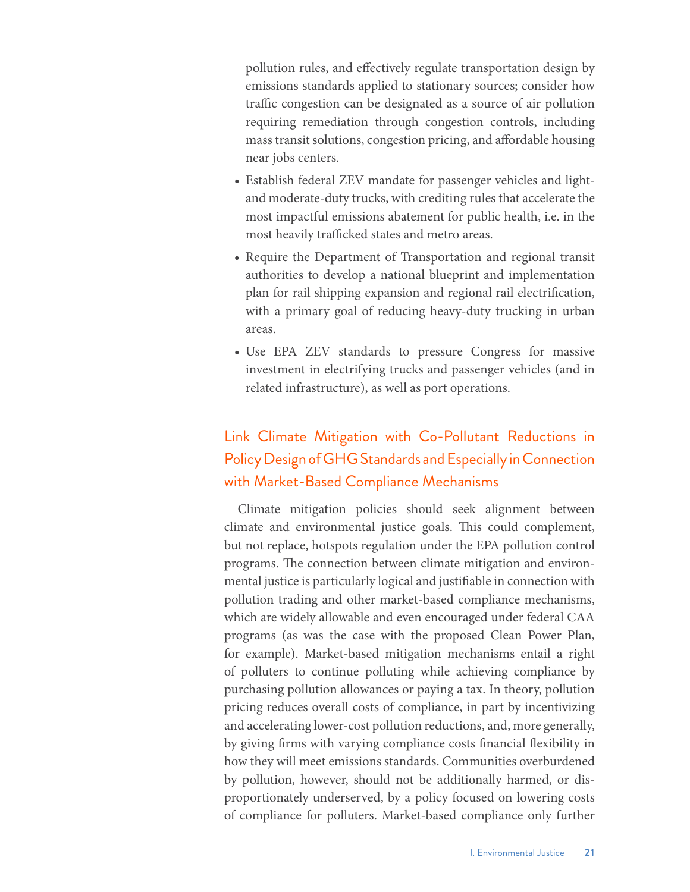pollution rules, and effectively regulate transportation design by emissions standards applied to stationary sources; consider how traffic congestion can be designated as a source of air pollution requiring remediation through congestion controls, including mass transit solutions, congestion pricing, and affordable housing near jobs centers.

- Establish federal ZEV mandate for passenger vehicles and light- and moderate-duty trucks, with crediting rules that accelerate the most impactful emissions abatement for public health, i.e. in the most heavily trafficked states and metro areas.
- Require the Department of Transportation and regional transit authorities to develop a national blueprint and implementation plan for rail shipping expansion and regional rail electrification, with a primary goal of reducing heavy-duty trucking in urban areas.
- Use EPA ZEV standards to pressure Congress for massive investment in electrifying trucks and passenger vehicles (and in related infrastructure), as well as port operations.

## Link Climate Mitigation with Co-Pollutant Reductions in Policy Design of GHG Standards and Especially in Connection with Market-Based Compliance Mechanisms

Climate mitigation policies should seek alignment between climate and environmental justice goals. This could complement, but not replace, hotspots regulation under the EPA pollution control programs. The connection between climate mitigation and environmental justice is particularly logical and justifiable in connection with pollution trading and other market-based compliance mechanisms, which are widely allowable and even encouraged under federal CAA programs (as was the case with the proposed Clean Power Plan, for example). Market-based mitigation mechanisms entail a right of polluters to continue polluting while achieving compliance by purchasing pollution allowances or paying a tax. In theory, pollution pricing reduces overall costs of compliance, in part by incentivizing and accelerating lower-cost pollution reductions, and, more generally, by giving firms with varying compliance costs financial flexibility in how they will meet emissions standards. Communities overburdened by pollution, however, should not be additionally harmed, or disproportionately underserved, by a policy focused on lowering costs of compliance for polluters. Market-based compliance only further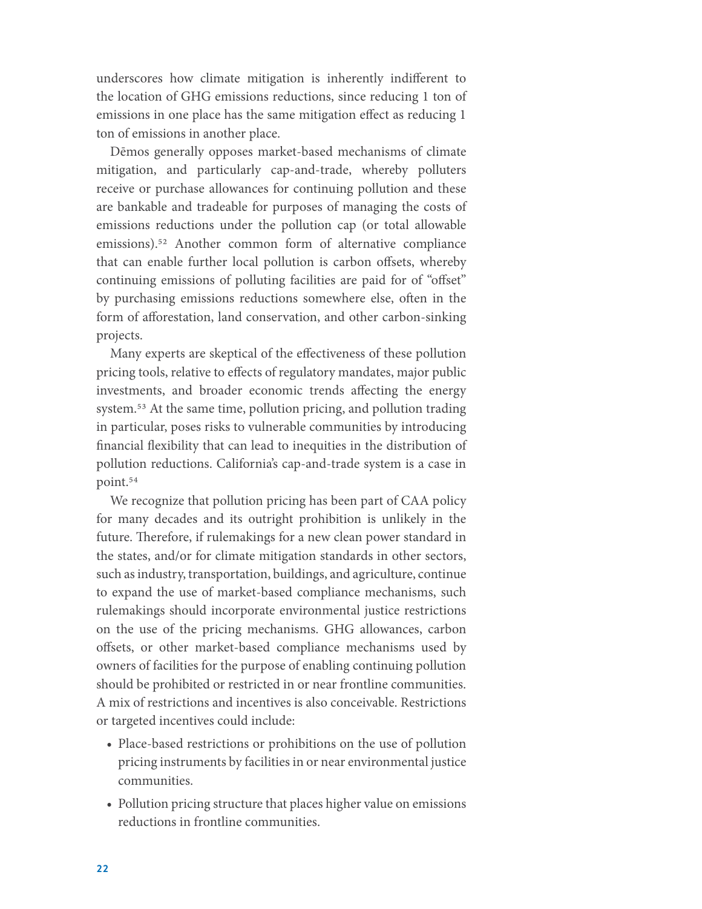underscores how climate mitigation is inherently indifferent to the location of GHG emissions reductions, since reducing 1 ton of emissions in one place has the same mitigation effect as reducing 1 ton of emissions in another place.

Dēmos generally opposes market-based mechanisms of climate mitigation, and particularly cap-and-trade, whereby polluters receive or purchase allowances for continuing pollution and these are bankable and tradeable for purposes of managing the costs of emissions reductions under the pollution cap (or total allowable emissions).[52] Another common form of alternative compliance that can enable further local pollution is carbon offsets, whereby continuing emissions of polluting facilities are paid for of "offset" by purchasing emissions reductions somewhere else, often in the form of afforestation, land conservation, and other carbon-sinking projects.

Many experts are skeptical of the effectiveness of these pollution pricing tools, relative to effects of regulatory mandates, major public investments, and broader economic trends affecting the energy system.[53] At the same time, pollution pricing, and pollution trading in particular, poses risks to vulnerable communities by introducing financial flexibility that can lead to inequities in the distribution of pollution reductions. California's cap-and-trade system is a case in point.[54]

We recognize that pollution pricing has been part of CAA policy for many decades and its outright prohibition is unlikely in the future. Therefore, if rulemakings for a new clean power standard in the states, and/or for climate mitigation standards in other sectors, such as industry, transportation, buildings, and agriculture, continue to expand the use of market-based compliance mechanisms, such rulemakings should incorporate environmental justice restrictions on the use of the pricing mechanisms. GHG allowances, carbon offsets, or other market-based compliance mechanisms used by owners of facilities for the purpose of enabling continuing pollution should be prohibited or restricted in or near frontline communities. A mix of restrictions and incentives is also conceivable. Restrictions or targeted incentives could include:

- Place-based restrictions or prohibitions on the use of pollution pricing instruments by facilities in or near environmental justice communities.
- Pollution pricing structure that places higher value on emissions reductions in frontline communities.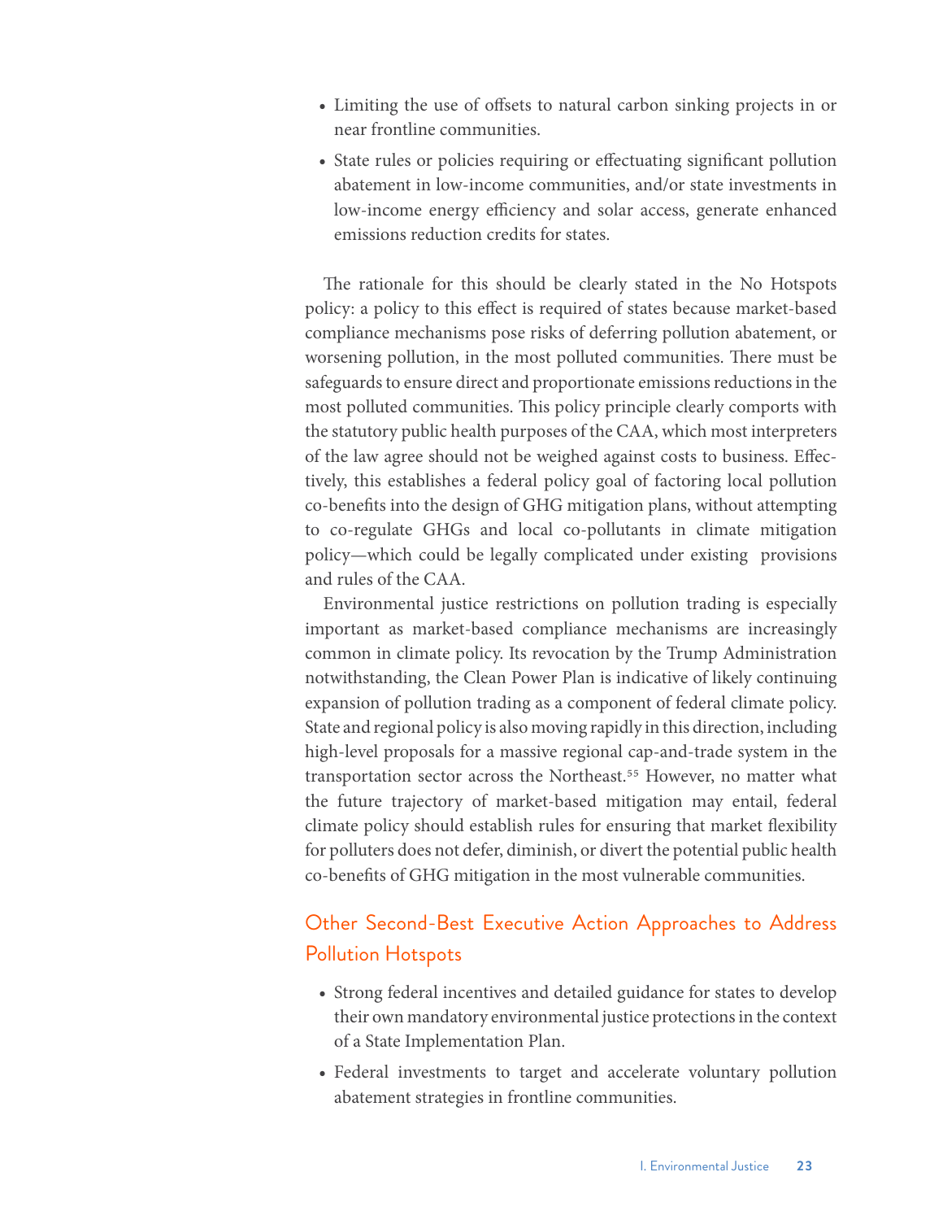- Limiting the use of offsets to natural carbon sinking projects in or near frontline communities.
- State rules or policies requiring or effectuating significant pollution abatement in low-income communities, and/or state investments in low-income energy efficiency and solar access, generate enhanced emissions reduction credits for states.

The rationale for this should be clearly stated in the No Hotspots policy: a policy to this effect is required of states because market-based compliance mechanisms pose risks of deferring pollution abatement, or worsening pollution, in the most polluted communities. There must be safeguards to ensure direct and proportionate emissions reductions in the most polluted communities. This policy principle clearly comports with the statutory public health purposes of the CAA, which most interpreters of the law agree should not be weighed against costs to business. Effectively, this establishes a federal policy goal of factoring local pollution co-benefits into the design of GHG mitigation plans, without attempting to co-regulate GHGs and local co-pollutants in climate mitigation policy—which could be legally complicated under existing provisions and rules of the CAA.

Environmental justice restrictions on pollution trading is especially important as market-based compliance mechanisms are increasingly common in climate policy. Its revocation by the Trump Administration notwithstanding, the Clean Power Plan is indicative of likely continuing expansion of pollution trading as a component of federal climate policy. State and regional policy is also moving rapidly in this direction, including high-level proposals for a massive regional cap-and-trade system in the transportation sector across the Northeast.[55] However, no matter what the future trajectory of market-based mitigation may entail, federal climate policy should establish rules for ensuring that market flexibility for polluters does not defer, diminish, or divert the potential public health co-benefits of GHG mitigation in the most vulnerable communities.

## Other Second-Best Executive Action Approaches to Address Pollution Hotspots

- Strong federal incentives and detailed guidance for states to develop their own mandatory environmental justice protections in the context of a State Implementation Plan.
- Federal investments to target and accelerate voluntary pollution abatement strategies in frontline communities.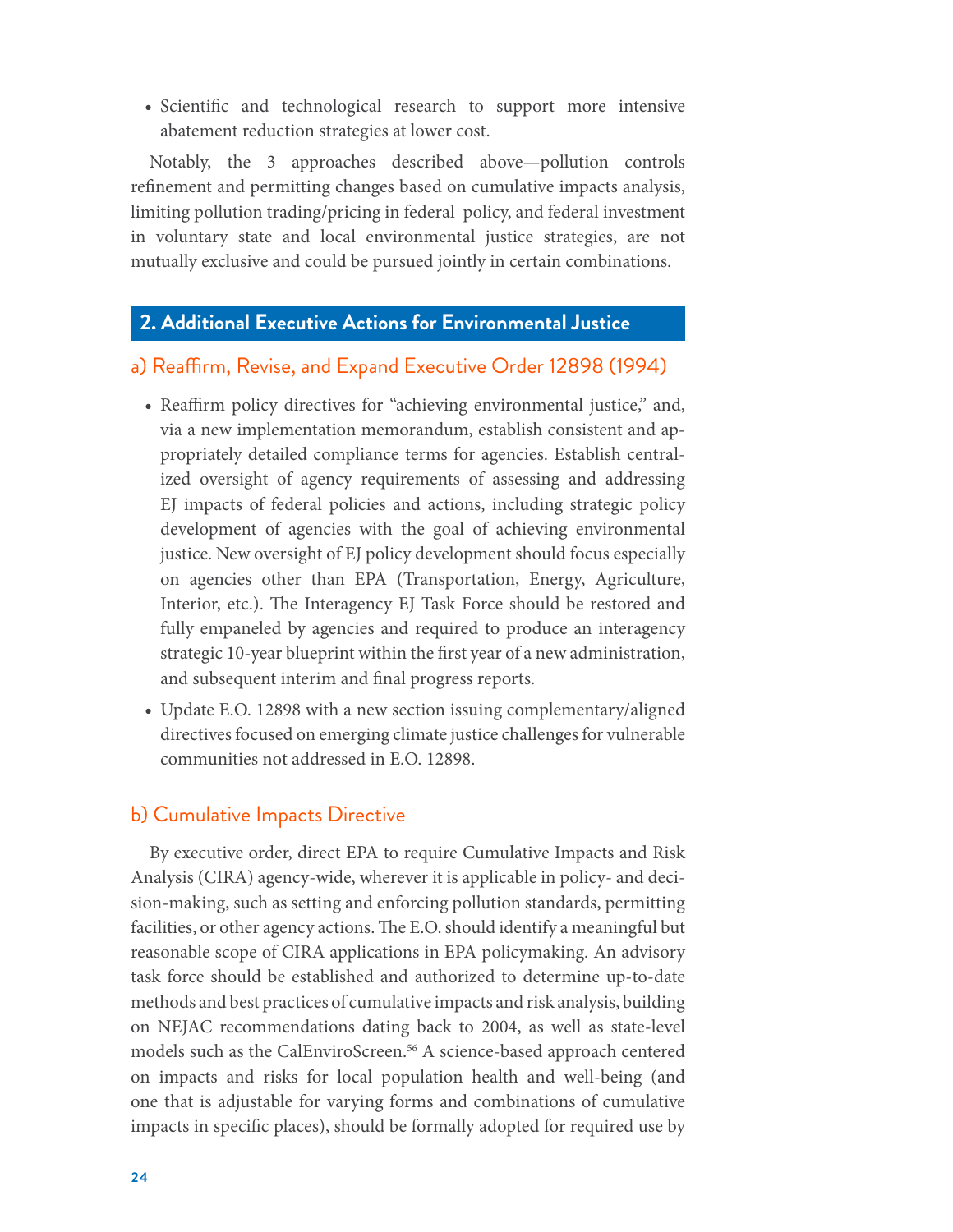- Scientific and technological research to support more intensive abatement reduction strategies at lower cost.

Notably, the 3 approaches described above—pollution controls refinement and permitting changes based on cumulative impacts analysis, limiting pollution trading/pricing in federal policy, and federal investment in voluntary state and local environmental justice strategies, are not mutually exclusive and could be pursued jointly in certain combinations.

## 2. Additional Executive Actions for Environmental Justice

### a) Reaffirm, Revise, and Expand Executive Order 12898 (1994)

- Reaffirm policy directives for "achieving environmental justice," and, via a new implementation memorandum, establish consistent and appropriately detailed compliance terms for agencies. Establish centralized oversight of agency requirements of assessing and addressing EJ impacts of federal policies and actions, including strategic policy development of agencies with the goal of achieving environmental justice. New oversight of EJ policy development should focus especially on agencies other than EPA (Transportation, Energy, Agriculture, Interior, etc.). The Interagency EJ Task Force should be restored and fully empaneled by agencies and required to produce an interagency strategic 10-year blueprint within the first year of a new administration, and subsequent interim and final progress reports.
- Update E.O. 12898 with a new section issuing complementary/aligned directives focused on emerging climate justice challenges for vulnerable communities not addressed in E.O. 12898.

### b) Cumulative Impacts Directive

By executive order, direct EPA to require Cumulative Impacts and Risk Analysis (CIRA) agency-wide, wherever it is applicable in policy- and decision-making, such as setting and enforcing pollution standards, permitting facilities, or other agency actions. The E.O. should identify a meaningful but reasonable scope of CIRA applications in EPA policymaking. An advisory task force should be established and authorized to determine up-to-date methods and best practices of cumulative impacts and risk analysis, building on NEJAC recommendations dating back to 2004, as well as state-level models such as the CalEnviroScreen.[56] A science-based approach centered on impacts and risks for local population health and well-being (and one that is adjustable for varying forms and combinations of cumulative impacts in specific places), should be formally adopted for required use by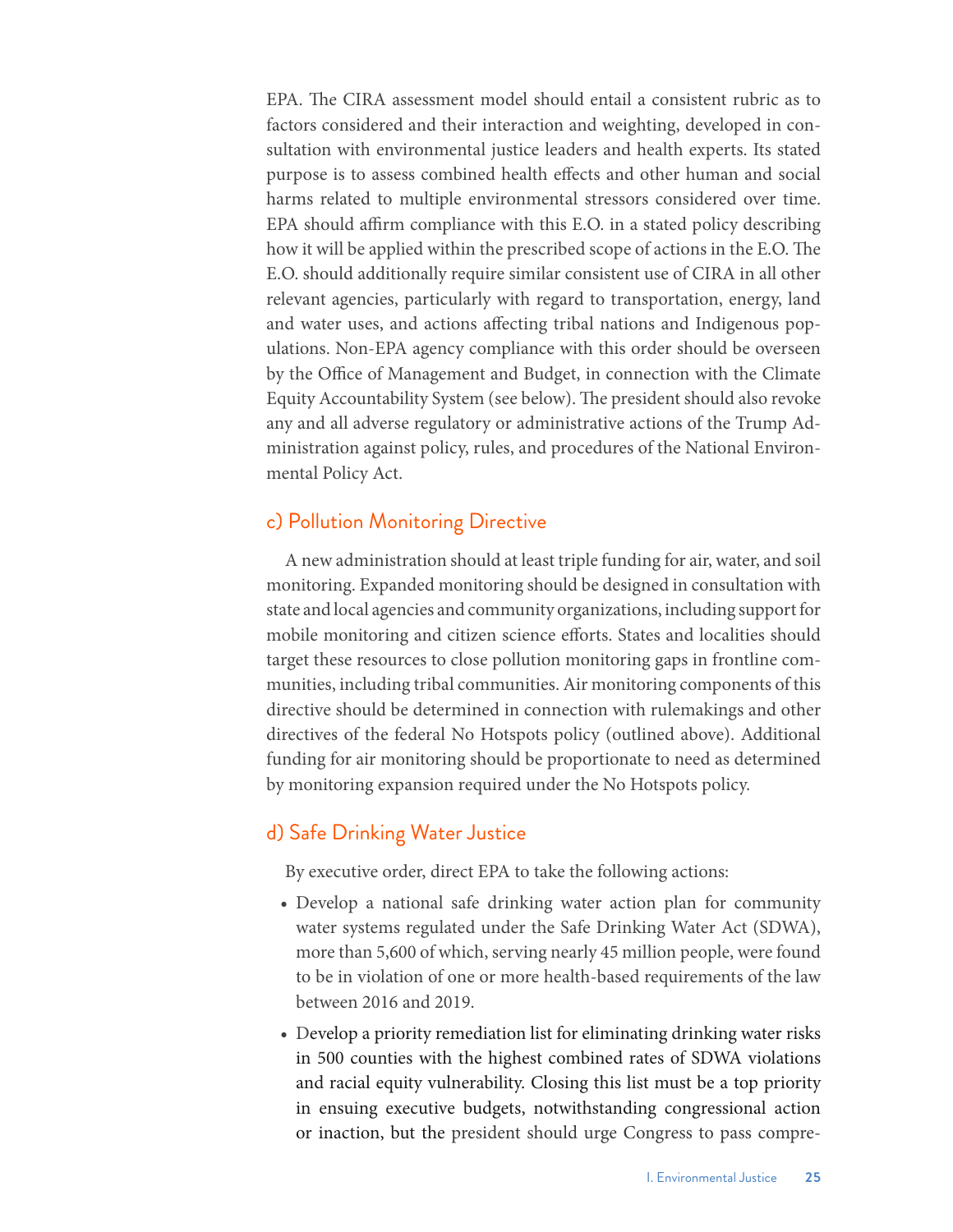EPA. The CIRA assessment model should entail a consistent rubric as to factors considered and their interaction and weighting, developed in consultation with environmental justice leaders and health experts. Its stated purpose is to assess combined health effects and other human and social harms related to multiple environmental stressors considered over time. EPA should affirm compliance with this E.O. in a stated policy describing how it will be applied within the prescribed scope of actions in the E.O. The E.O. should additionally require similar consistent use of CIRA in all other relevant agencies, particularly with regard to transportation, energy, land and water uses, and actions affecting tribal nations and Indigenous populations. Non-EPA agency compliance with this order should be overseen by the Office of Management and Budget, in connection with the Climate Equity Accountability System (see below). The president should also revoke any and all adverse regulatory or administrative actions of the Trump Administration against policy, rules, and procedures of the National Environmental Policy Act.

### c) Pollution Monitoring Directive

A new administration should at least triple funding for air, water, and soil monitoring. Expanded monitoring should be designed in consultation with state and local agencies and community organizations, including support for mobile monitoring and citizen science efforts. States and localities should target these resources to close pollution monitoring gaps in frontline communities, including tribal communities. Air monitoring components of this directive should be determined in connection with rulemakings and other directives of the federal No Hotspots policy (outlined above). Additional funding for air monitoring should be proportionate to need as determined by monitoring expansion required under the No Hotspots policy.

### d) Safe Drinking Water Justice

By executive order, direct EPA to take the following actions:

- Develop a national safe drinking water action plan for community water systems regulated under the Safe Drinking Water Act (SDWA), more than 5,600 of which, serving nearly 45 million people, were found to be in violation of one or more health-based requirements of the law between 2016 and 2019.
- Develop a priority remediation list for eliminating drinking water risks in 500 counties with the highest combined rates of SDWA violations and racial equity vulnerability. Closing this list must be a top priority in ensuing executive budgets, notwithstanding congressional action or inaction, but the president should urge Congress to pass compre-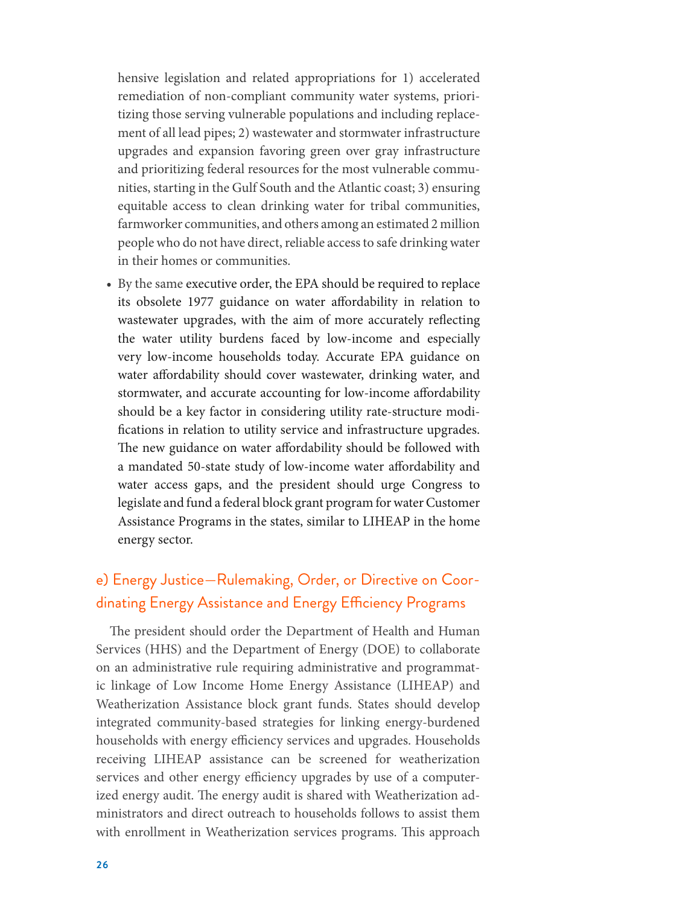hensive legislation and related appropriations for 1) accelerated remediation of non-compliant community water systems, prioritizing those serving vulnerable populations and including replacement of all lead pipes; 2) wastewater and stormwater infrastructure upgrades and expansion favoring green over gray infrastructure and prioritizing federal resources for the most vulnerable communities, starting in the Gulf South and the Atlantic coast; 3) ensuring equitable access to clean drinking water for tribal communities, farmworker communities, and others among an estimated 2 million people who do not have direct, reliable access to safe drinking water in their homes or communities.

- By the same executive order, the EPA should be required to replace its obsolete 1977 guidance on water affordability in relation to wastewater upgrades, with the aim of more accurately reflecting the water utility burdens faced by low-income and especially very low-income households today. Accurate EPA guidance on water affordability should cover wastewater, drinking water, and stormwater, and accurate accounting for low-income affordability should be a key factor in considering utility rate-structure modifications in relation to utility service and infrastructure upgrades. The new guidance on water affordability should be followed with a mandated 50-state study of low-income water affordability and water access gaps, and the president should urge Congress to legislate and fund a federal block grant program for water Customer Assistance Programs in the states, similar to LIHEAP in the home energy sector.

### e) Energy Justice—Rulemaking, Order, or Directive on Coordinating Energy Assistance and Energy Efficiency Programs

The president should order the Department of Health and Human Services (HHS) and the Department of Energy (DOE) to collaborate on an administrative rule requiring administrative and programmatic linkage of Low Income Home Energy Assistance (LIHEAP) and Weatherization Assistance block grant funds. States should develop integrated community-based strategies for linking energy-burdened households with energy efficiency services and upgrades. Households receiving LIHEAP assistance can be screened for weatherization services and other energy efficiency upgrades by use of a computerized energy audit. The energy audit is shared with Weatherization administrators and direct outreach to households follows to assist them with enrollment in Weatherization services programs. This approach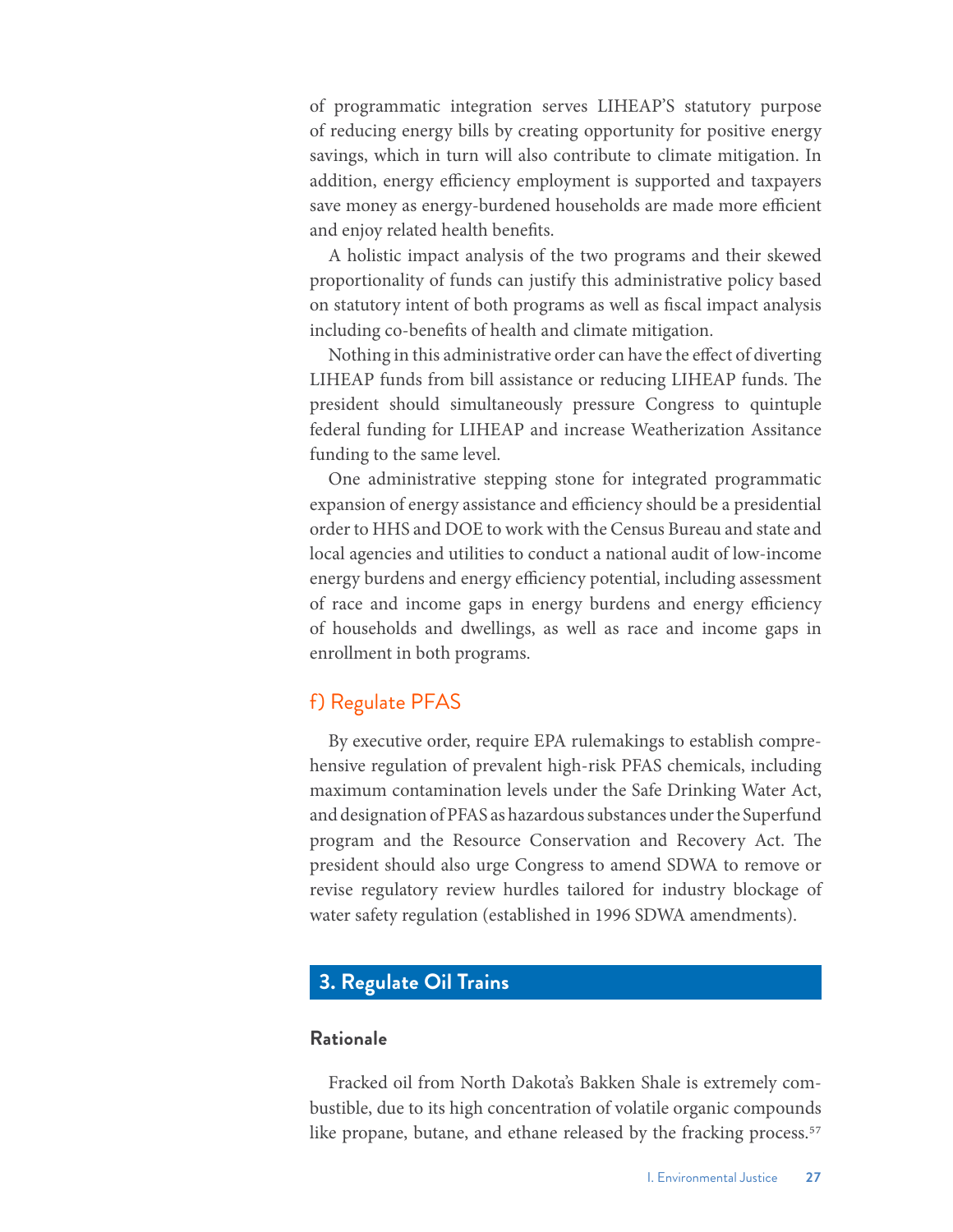of programmatic integration serves LIHEAP'S statutory purpose of reducing energy bills by creating opportunity for positive energy savings, which in turn will also contribute to climate mitigation. In addition, energy efficiency employment is supported and taxpayers save money as energy-burdened households are made more efficient and enjoy related health benefits.

A holistic impact analysis of the two programs and their skewed proportionality of funds can justify this administrative policy based on statutory intent of both programs as well as fiscal impact analysis including co-benefits of health and climate mitigation.

Nothing in this administrative order can have the effect of diverting LIHEAP funds from bill assistance or reducing LIHEAP funds. The president should simultaneously pressure Congress to quintuple federal funding for LIHEAP and increase Weatherization Assitance funding to the same level.

One administrative stepping stone for integrated programmatic expansion of energy assistance and efficiency should be a presidential order to HHS and DOE to work with the Census Bureau and state and local agencies and utilities to conduct a national audit of low-income energy burdens and energy efficiency potential, including assessment of race and income gaps in energy burdens and energy efficiency of households and dwellings, as well as race and income gaps in enrollment in both programs.

### f) Regulate PFAS

By executive order, require EPA rulemakings to establish comprehensive regulation of prevalent high-risk PFAS chemicals, including maximum contamination levels under the Safe Drinking Water Act, and designation of PFAS as hazardous substances under the Superfund program and the Resource Conservation and Recovery Act. The president should also urge Congress to amend SDWA to remove or revise regulatory review hurdles tailored for industry blockage of water safety regulation (established in 1996 SDWA amendments).

## 3. Regulate Oil Trains

### Rationale

Fracked oil from North Dakota's Bakken Shale is extremely combustible, due to its high concentration of volatile organic compounds like propane, butane, and ethane released by the fracking process.[57]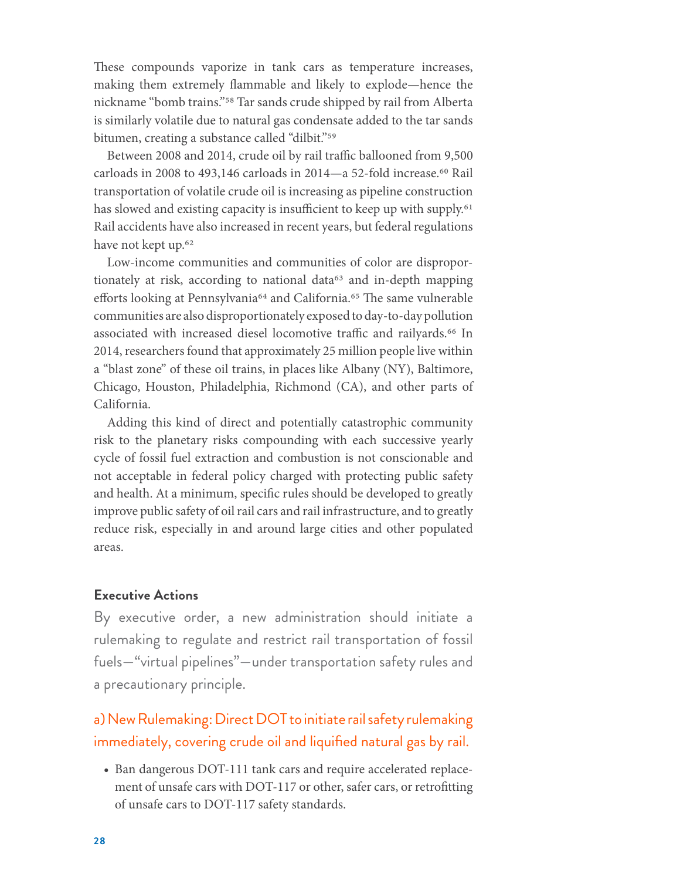These compounds vaporize in tank cars as temperature increases, making them extremely flammable and likely to explode—hence the nickname "bomb trains."[58] Tar sands crude shipped by rail from Alberta is similarly volatile due to natural gas condensate added to the tar sands bitumen, creating a substance called "dilbit."[59]

Between 2008 and 2014, crude oil by rail traffic ballooned from 9,500 carloads in 2008 to 493,146 carloads in 2014—a 52-fold increase.[60] Rail transportation of volatile crude oil is increasing as pipeline construction has slowed and existing capacity is insufficient to keep up with supply.[61] Rail accidents have also increased in recent years, but federal regulations have not kept up.[62]

Low-income communities and communities of color are disproportionately at risk, according to national data[63] and in-depth mapping efforts looking at Pennsylvania[64] and California.[65] The same vulnerable communities are also disproportionately exposed to day-to-day pollution associated with increased diesel locomotive traffic and railyards.[66] In 2014, researchers found that approximately 25 million people live within a "blast zone" of these oil trains, in places like Albany (NY), Baltimore, Chicago, Houston, Philadelphia, Richmond (CA), and other parts of California.

Adding this kind of direct and potentially catastrophic community risk to the planetary risks compounding with each successive yearly cycle of fossil fuel extraction and combustion is not conscionable and not acceptable in federal policy charged with protecting public safety and health. At a minimum, specific rules should be developed to greatly improve public safety of oil rail cars and rail infrastructure, and to greatly reduce risk, especially in and around large cities and other populated areas.

### Executive Actions

By executive order, a new administration should initiate a rulemaking to regulate and restrict rail transportation of fossil fuels—"virtual pipelines"—under transportation safety rules and a precautionary principle.

#### a) New Rulemaking: Direct DOT to initiate rail safety rulemaking immediately, covering crude oil and liquified natural gas by rail.

- Ban dangerous DOT-111 tank cars and require accelerated replacement of unsafe cars with DOT-117 or other, safer cars, or retrofitting of unsafe cars to DOT-117 safety standards.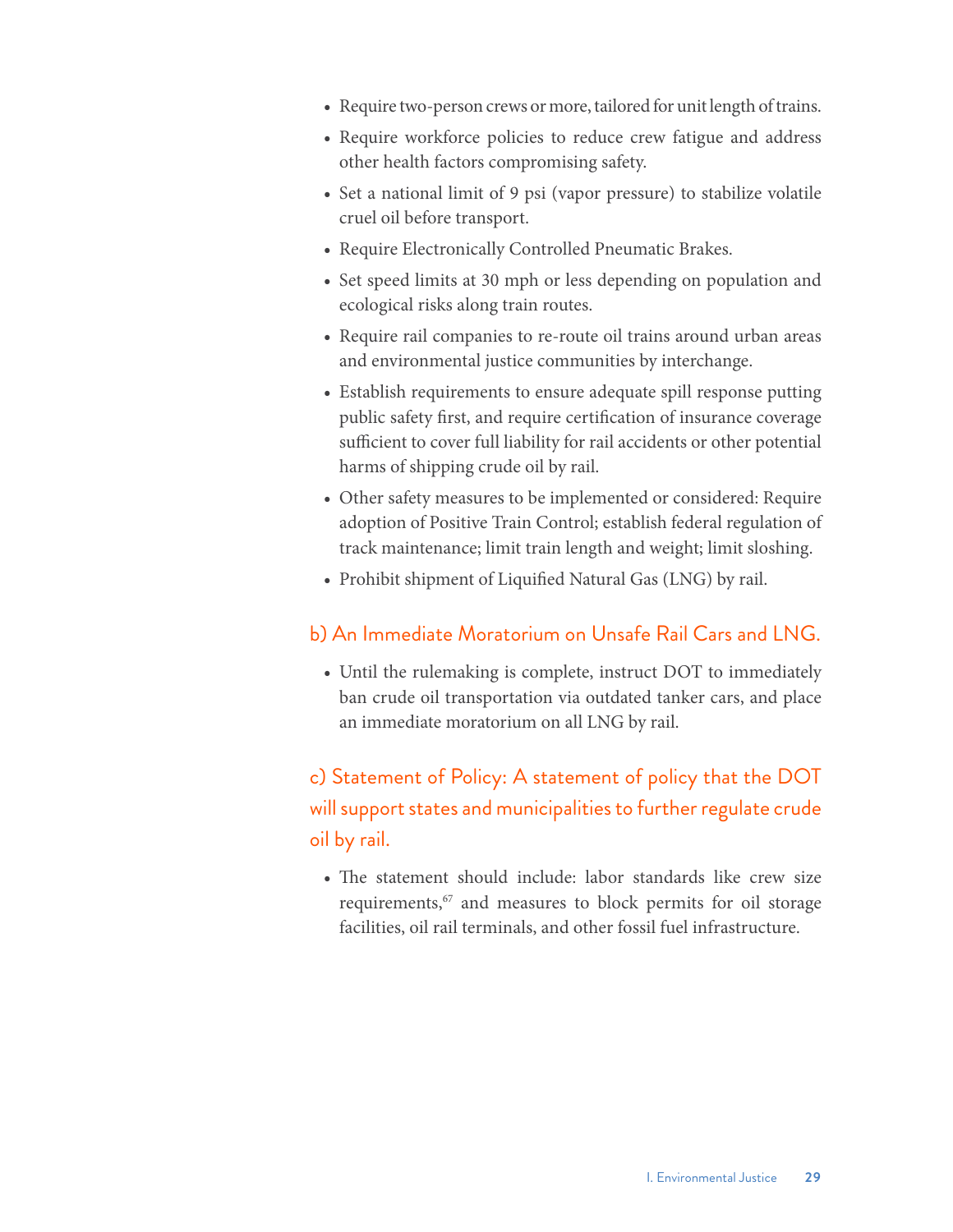- Require two-person crews or more, tailored for unit length of trains.
- Require workforce policies to reduce crew fatigue and address other health factors compromising safety.
- Set a national limit of 9 psi (vapor pressure) to stabilize volatile cruel oil before transport.
- Require Electronically Controlled Pneumatic Brakes.
- Set speed limits at 30 mph or less depending on population and ecological risks along train routes.
- Require rail companies to re-route oil trains around urban areas and environmental justice communities by interchange.
- Establish requirements to ensure adequate spill response putting public safety first, and require certification of insurance coverage sufficient to cover full liability for rail accidents or other potential harms of shipping crude oil by rail.
- Other safety measures to be implemented or considered: Require adoption of Positive Train Control; establish federal regulation of track maintenance; limit train length and weight; limit sloshing.
- Prohibit shipment of Liquified Natural Gas (LNG) by rail.

### b) An Immediate Moratorium on Unsafe Rail Cars and LNG.

- Until the rulemaking is complete, instruct DOT to immediately ban crude oil transportation via outdated tanker cars, and place an immediate moratorium on all LNG by rail.

### c) Statement of Policy: A statement of policy that the DOT will support states and municipalities to further regulate crude oil by rail.

- The statement should include: labor standards like crew size requirements,[67] and measures to block permits for oil storage facilities, oil rail terminals, and other fossil fuel infrastructure.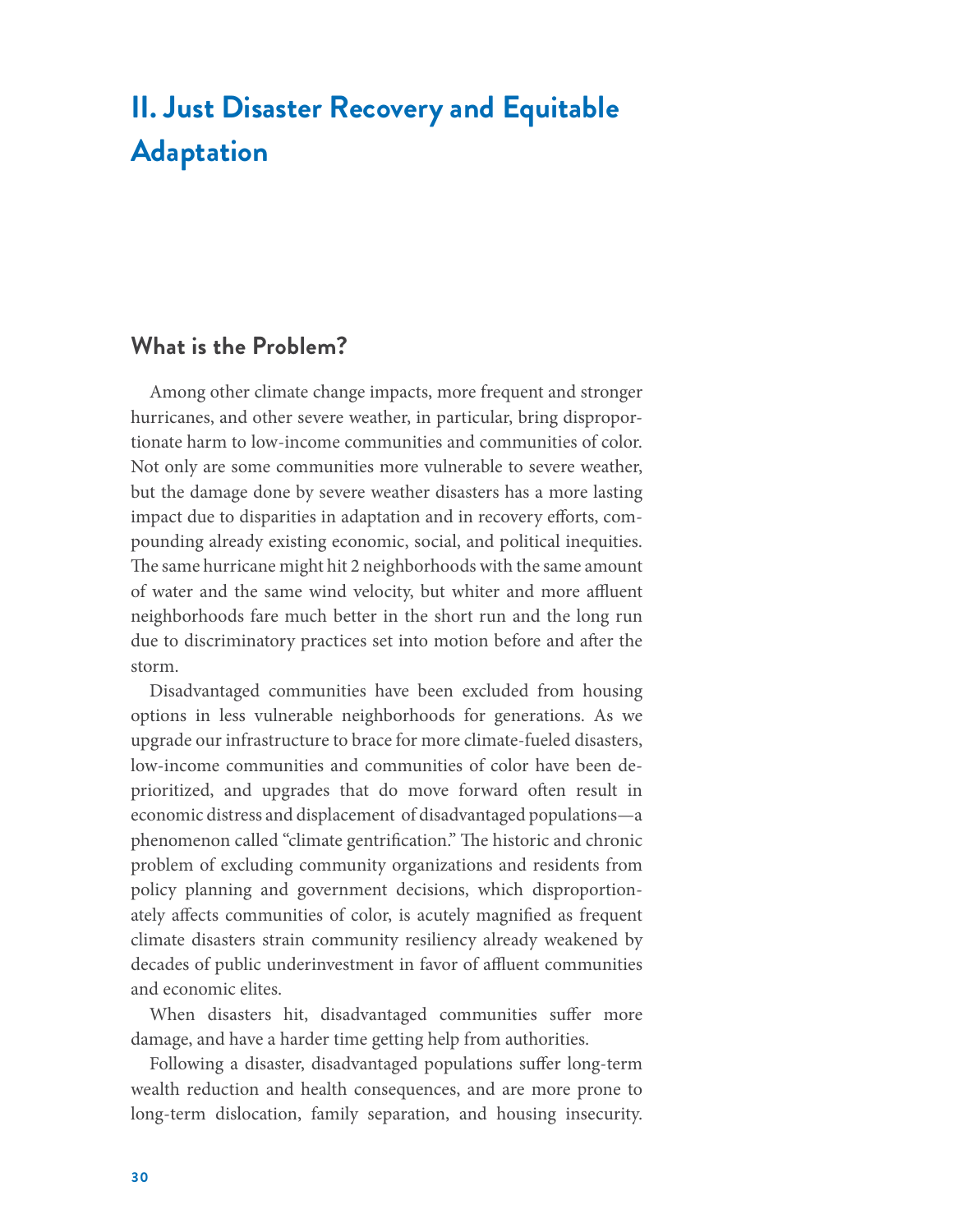# II. Just Disaster Recovery and Equitable Adaptation

## What is the Problem?

Among other climate change impacts, more frequent and stronger hurricanes, and other severe weather, in particular, bring disproportionate harm to low-income communities and communities of color. Not only are some communities more vulnerable to severe weather, but the damage done by severe weather disasters has a more lasting impact due to disparities in adaptation and in recovery efforts, compounding already existing economic, social, and political inequities. The same hurricane might hit 2 neighborhoods with the same amount of water and the same wind velocity, but whiter and more affluent neighborhoods fare much better in the short run and the long run due to discriminatory practices set into motion before and after the storm.

Disadvantaged communities have been excluded from housing options in less vulnerable neighborhoods for generations. As we upgrade our infrastructure to brace for more climate-fueled disasters, low-income communities and communities of color have been deprioritized, and upgrades that do move forward often result in economic distress and displacement of disadvantaged populations—a phenomenon called "climate gentrification." The historic and chronic problem of excluding community organizations and residents from policy planning and government decisions, which disproportionately affects communities of color, is acutely magnified as frequent climate disasters strain community resiliency already weakened by decades of public underinvestment in favor of affluent communities and economic elites.

When disasters hit, disadvantaged communities suffer more damage, and have a harder time getting help from authorities.

Following a disaster, disadvantaged populations suffer long-term wealth reduction and health consequences, and are more prone to long-term dislocation, family separation, and housing insecurity.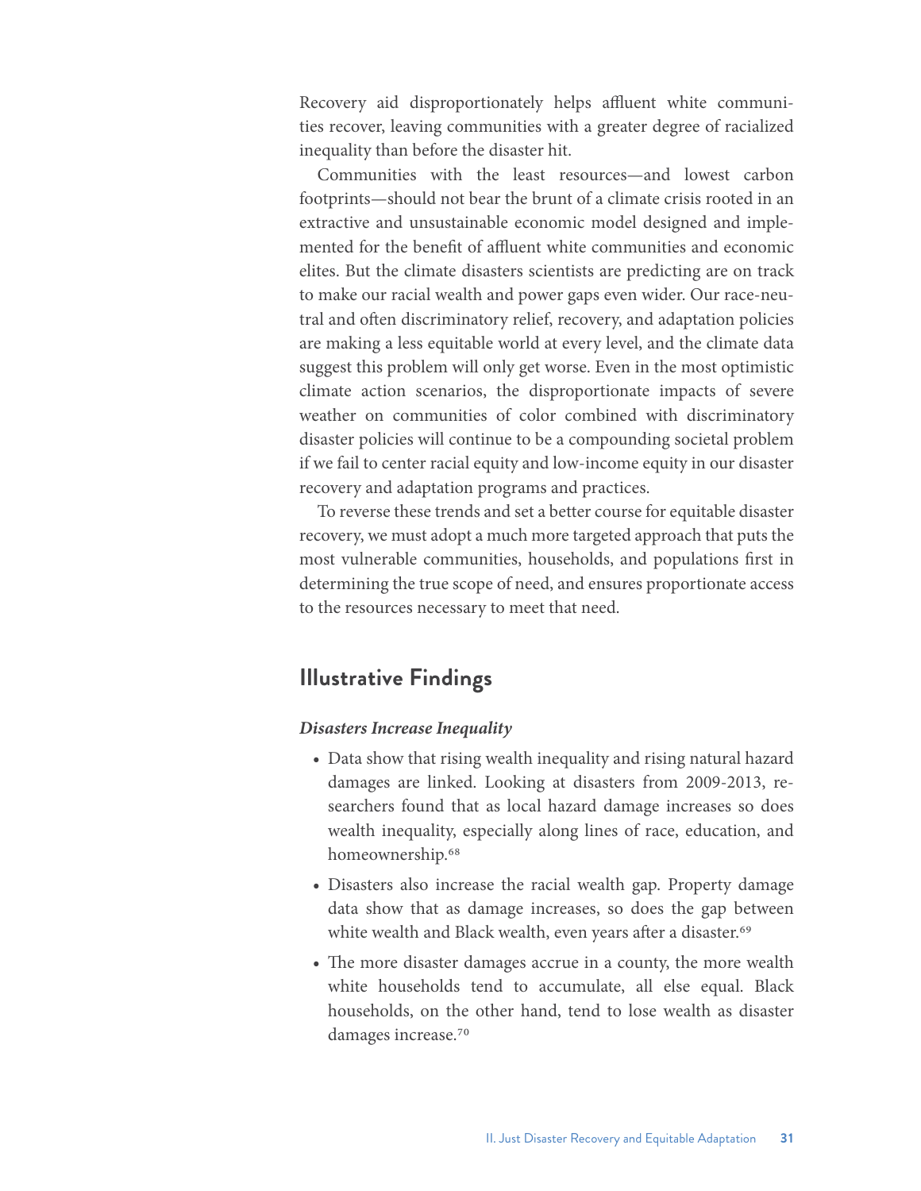Recovery aid disproportionately helps affluent white communities recover, leaving communities with a greater degree of racialized inequality than before the disaster hit.

Communities with the least resources—and lowest carbon footprints—should not bear the brunt of a climate crisis rooted in an extractive and unsustainable economic model designed and implemented for the benefit of affluent white communities and economic elites. But the climate disasters scientists are predicting are on track to make our racial wealth and power gaps even wider. Our race-neutral and often discriminatory relief, recovery, and adaptation policies are making a less equitable world at every level, and the climate data suggest this problem will only get worse. Even in the most optimistic climate action scenarios, the disproportionate impacts of severe weather on communities of color combined with discriminatory disaster policies will continue to be a compounding societal problem if we fail to center racial equity and low-income equity in our disaster recovery and adaptation programs and practices.

To reverse these trends and set a better course for equitable disaster recovery, we must adopt a much more targeted approach that puts the most vulnerable communities, households, and populations first in determining the true scope of need, and ensures proportionate access to the resources necessary to meet that need.

## Illustrative Findings

### *Disasters Increase Inequality*

- Data show that rising wealth inequality and rising natural hazard damages are linked. Looking at disasters from 2009-2013, researchers found that as local hazard damage increases so does wealth inequality, especially along lines of race, education, and homeownership.[68]
- Disasters also increase the racial wealth gap. Property damage data show that as damage increases, so does the gap between white wealth and Black wealth, even years after a disaster.[69]
- The more disaster damages accrue in a county, the more wealth white households tend to accumulate, all else equal. Black households, on the other hand, tend to lose wealth as disaster damages increase.[70]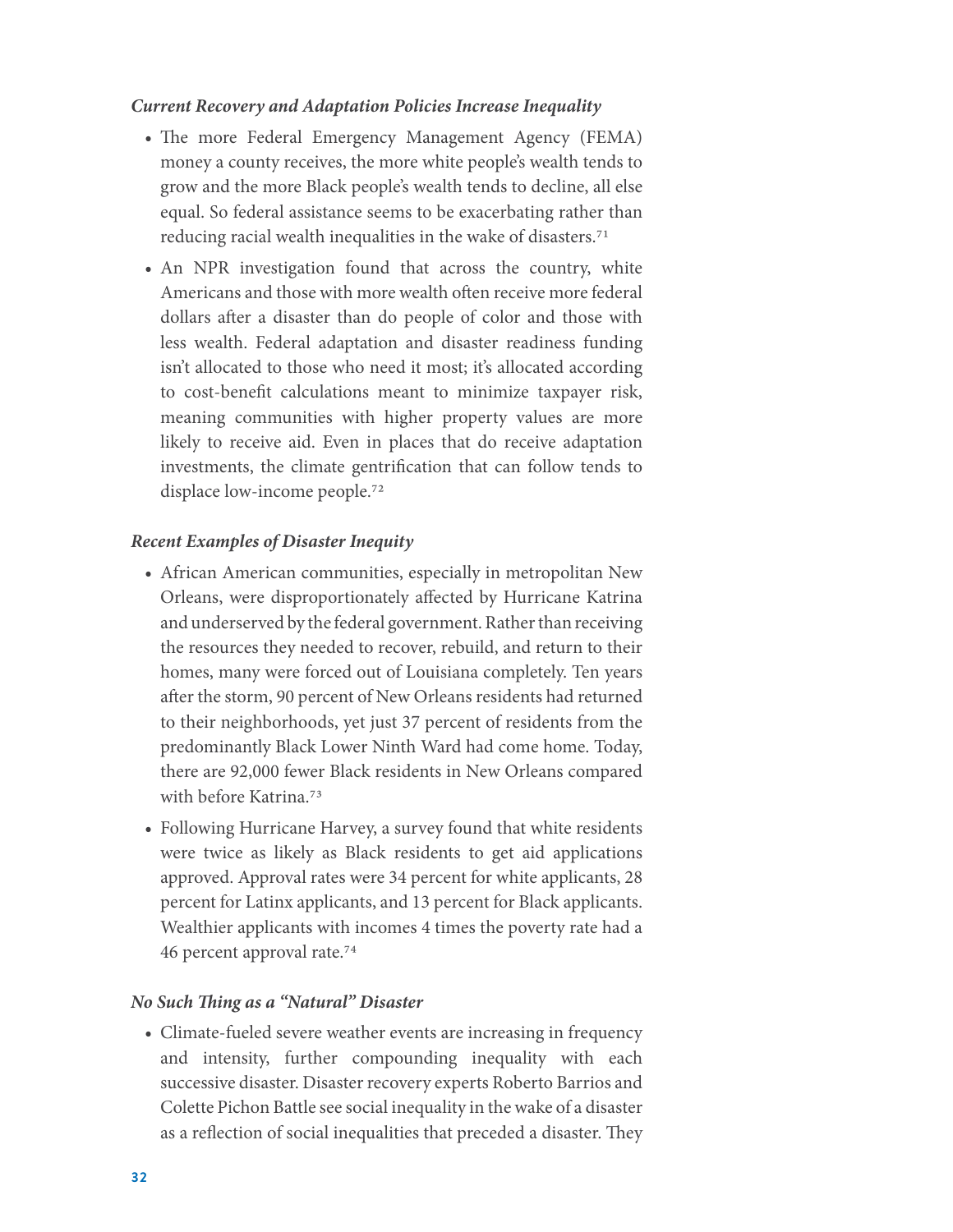*Current Recovery and Adaptation Policies Increase Inequality*

- The more Federal Emergency Management Agency (FEMA) money a county receives, the more white people's wealth tends to grow and the more Black people's wealth tends to decline, all else equal. So federal assistance seems to be exacerbating rather than reducing racial wealth inequalities in the wake of disasters.[71]
- An NPR investigation found that across the country, white Americans and those with more wealth often receive more federal dollars after a disaster than do people of color and those with less wealth. Federal adaptation and disaster readiness funding isn't allocated to those who need it most; it's allocated according to cost-benefit calculations meant to minimize taxpayer risk, meaning communities with higher property values are more likely to receive aid. Even in places that do receive adaptation investments, the climate gentrification that can follow tends to displace low-income people.[72]

*Recent Examples of Disaster Inequity*

- African American communities, especially in metropolitan New Orleans, were disproportionately affected by Hurricane Katrina and underserved by the federal government. Rather than receiving the resources they needed to recover, rebuild, and return to their homes, many were forced out of Louisiana completely. Ten years after the storm, 90 percent of New Orleans residents had returned to their neighborhoods, yet just 37 percent of residents from the predominantly Black Lower Ninth Ward had come home. Today, there are 92,000 fewer Black residents in New Orleans compared with before Katrina.[73]
- Following Hurricane Harvey, a survey found that white residents were twice as likely as Black residents to get aid applications approved. Approval rates were 34 percent for white applicants, 28 percent for Latinx applicants, and 13 percent for Black applicants. Wealthier applicants with incomes 4 times the poverty rate had a 46 percent approval rate.[74]

*No Such Thing as a "Natural" Disaster*

- Climate-fueled severe weather events are increasing in frequency and intensity, further compounding inequality with each successive disaster. Disaster recovery experts Roberto Barrios and Colette Pichon Battle see social inequality in the wake of a disaster as a reflection of social inequalities that preceded a disaster. They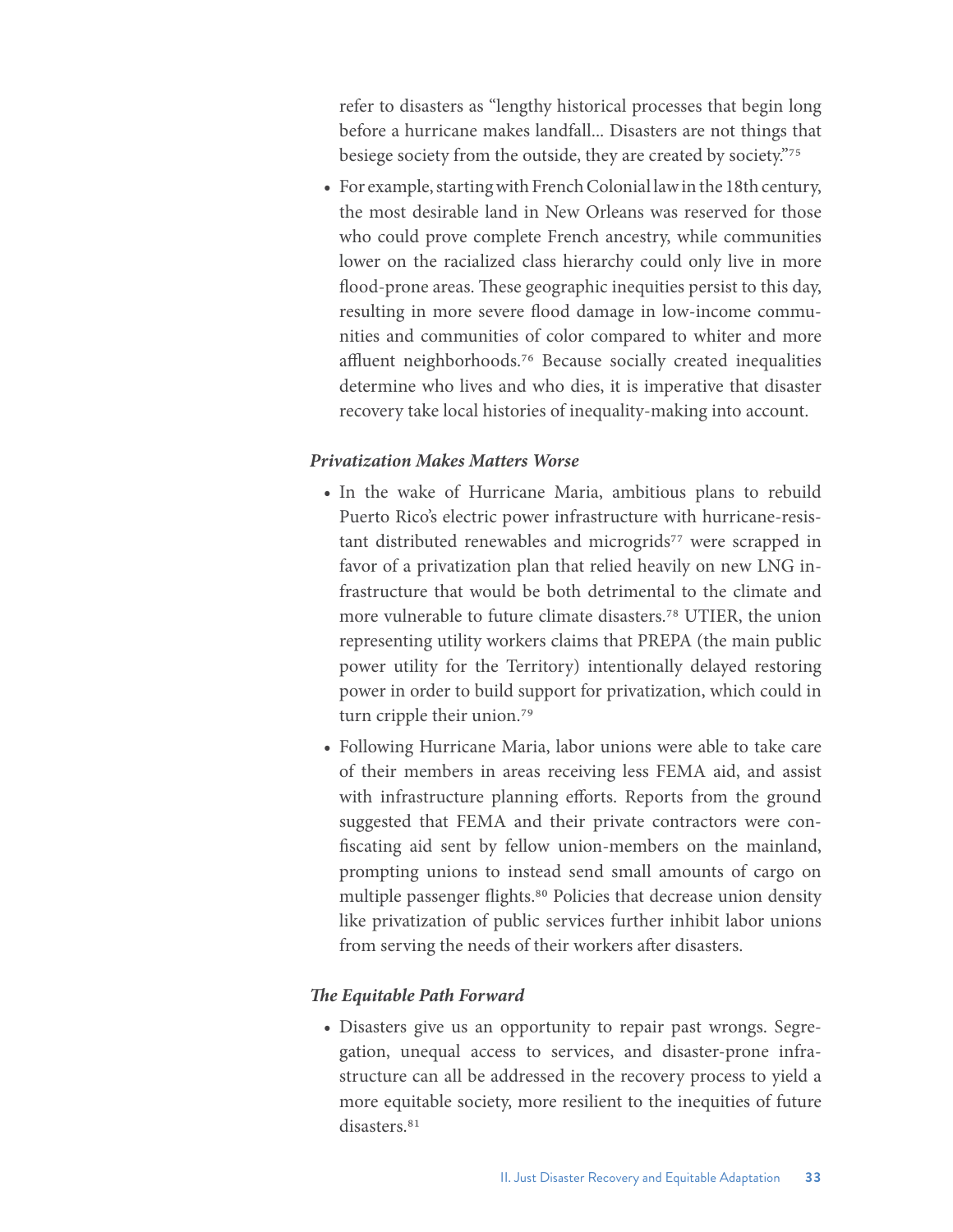refer to disasters as "lengthy historical processes that begin long before a hurricane makes landfall... Disasters are not things that besiege society from the outside, they are created by society."[75]

- For example, starting with French Colonial law in the 18th century, the most desirable land in New Orleans was reserved for those who could prove complete French ancestry, while communities lower on the racialized class hierarchy could only live in more flood-prone areas. These geographic inequities persist to this day, resulting in more severe flood damage in low-income communities and communities of color compared to whiter and more affluent neighborhoods.[76] Because socially created inequalities determine who lives and who dies, it is imperative that disaster recovery take local histories of inequality-making into account.

### *Privatization Makes Matters Worse*

- In the wake of Hurricane Maria, ambitious plans to rebuild Puerto Rico's electric power infrastructure with hurricane-resistant distributed renewables and microgrids[77] were scrapped in favor of a privatization plan that relied heavily on new LNG infrastructure that would be both detrimental to the climate and more vulnerable to future climate disasters.[78] UTIER, the union representing utility workers claims that PREPA (the main public power utility for the Territory) intentionally delayed restoring power in order to build support for privatization, which could in turn cripple their union.[79]
- Following Hurricane Maria, labor unions were able to take care of their members in areas receiving less FEMA aid, and assist with infrastructure planning efforts. Reports from the ground suggested that FEMA and their private contractors were confiscating aid sent by fellow union-members on the mainland, prompting unions to instead send small amounts of cargo on multiple passenger flights.[80] Policies that decrease union density like privatization of public services further inhibit labor unions from serving the needs of their workers after disasters.

### *The Equitable Path Forward*

- Disasters give us an opportunity to repair past wrongs. Segregation, unequal access to services, and disaster-prone infrastructure can all be addressed in the recovery process to yield a more equitable society, more resilient to the inequities of future disasters.[81]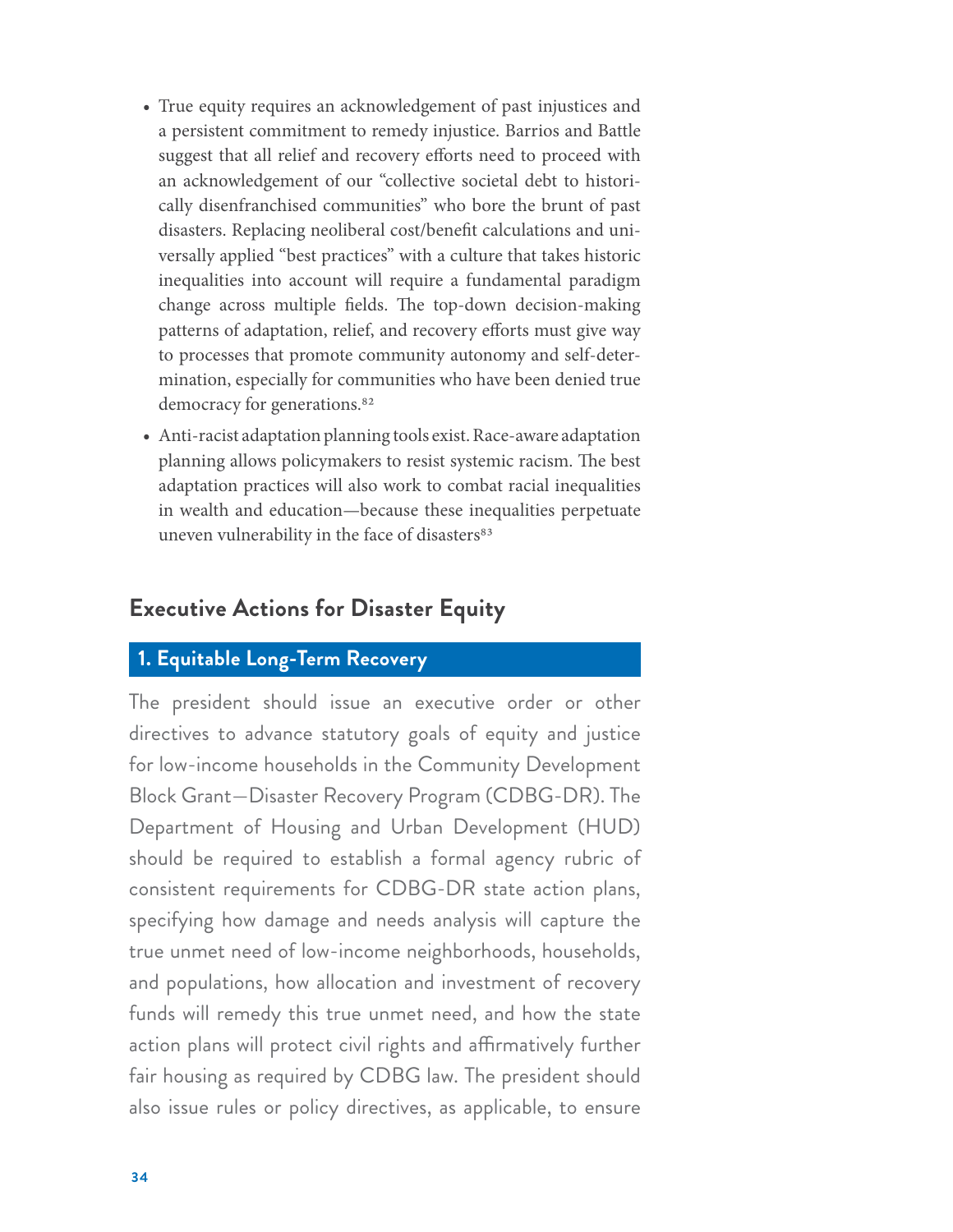- True equity requires an acknowledgement of past injustices and a persistent commitment to remedy injustice. Barrios and Battle suggest that all relief and recovery efforts need to proceed with an acknowledgement of our "collective societal debt to historically disenfranchised communities" who bore the brunt of past disasters. Replacing neoliberal cost/benefit calculations and universally applied "best practices" with a culture that takes historic inequalities into account will require a fundamental paradigm change across multiple fields. The top-down decision-making patterns of adaptation, relief, and recovery efforts must give way to processes that promote community autonomy and self-determination, especially for communities who have been denied true democracy for generations.[82]
- Anti-racist adaptation planning tools exist. Race-aware adaptation planning allows policymakers to resist systemic racism. The best adaptation practices will also work to combat racial inequalities in wealth and education—because these inequalities perpetuate uneven vulnerability in the face of disasters[83]

## Executive Actions for Disaster Equity

### 1. Equitable Long-Term Recovery

The president should issue an executive order or other directives to advance statutory goals of equity and justice for low-income households in the Community Development Block Grant—Disaster Recovery Program (CDBG-DR). The Department of Housing and Urban Development (HUD) should be required to establish a formal agency rubric of consistent requirements for CDBG-DR state action plans, specifying how damage and needs analysis will capture the true unmet need of low-income neighborhoods, households, and populations, how allocation and investment of recovery funds will remedy this true unmet need, and how the state action plans will protect civil rights and affirmatively further fair housing as required by CDBG law. The president should also issue rules or policy directives, as applicable, to ensure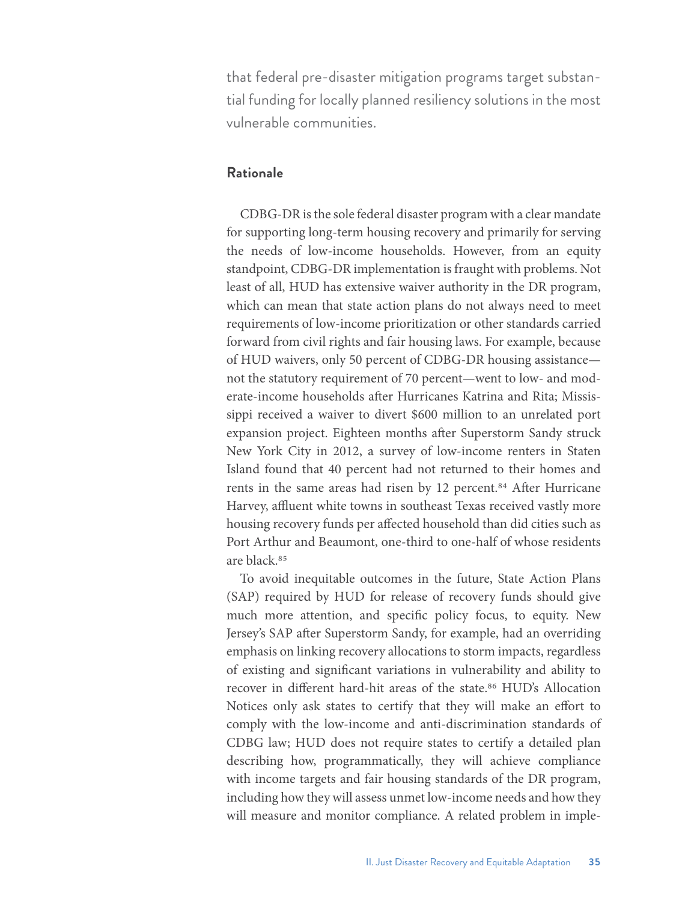that federal pre-disaster mitigation programs target substantial funding for locally planned resiliency solutions in the most vulnerable communities.

### Rationale

CDBG-DR is the sole federal disaster program with a clear mandate for supporting long-term housing recovery and primarily for serving the needs of low-income households. However, from an equity standpoint, CDBG-DR implementation is fraught with problems. Not least of all, HUD has extensive waiver authority in the DR program, which can mean that state action plans do not always need to meet requirements of low-income prioritization or other standards carried forward from civil rights and fair housing laws. For example, because of HUD waivers, only 50 percent of CDBG-DR housing assistance—not the statutory requirement of 70 percent—went to low- and moderate-income households after Hurricanes Katrina and Rita; Mississippi received a waiver to divert $600 million to an unrelated port expansion project. Eighteen months after Superstorm Sandy struck New York City in 2012, a survey of low-income renters in Staten Island found that 40 percent had not returned to their homes and rents in the same areas had risen by 12 percent.[84] After Hurricane Harvey, affluent white towns in southeast Texas received vastly more housing recovery funds per affected household than did cities such as Port Arthur and Beaumont, one-third to one-half of whose residents are black.[85]

To avoid inequitable outcomes in the future, State Action Plans (SAP) required by HUD for release of recovery funds should give much more attention, and specific policy focus, to equity. New Jersey's SAP after Superstorm Sandy, for example, had an overriding emphasis on linking recovery allocations to storm impacts, regardless of existing and significant variations in vulnerability and ability to recover in different hard-hit areas of the state.[86] HUD's Allocation Notices only ask states to certify that they will make an effort to comply with the low-income and anti-discrimination standards of CDBG law; HUD does not require states to certify a detailed plan describing how, programmatically, they will achieve compliance with income targets and fair housing standards of the DR program, including how they will assess unmet low-income needs and how they will measure and monitor compliance. A related problem in imple-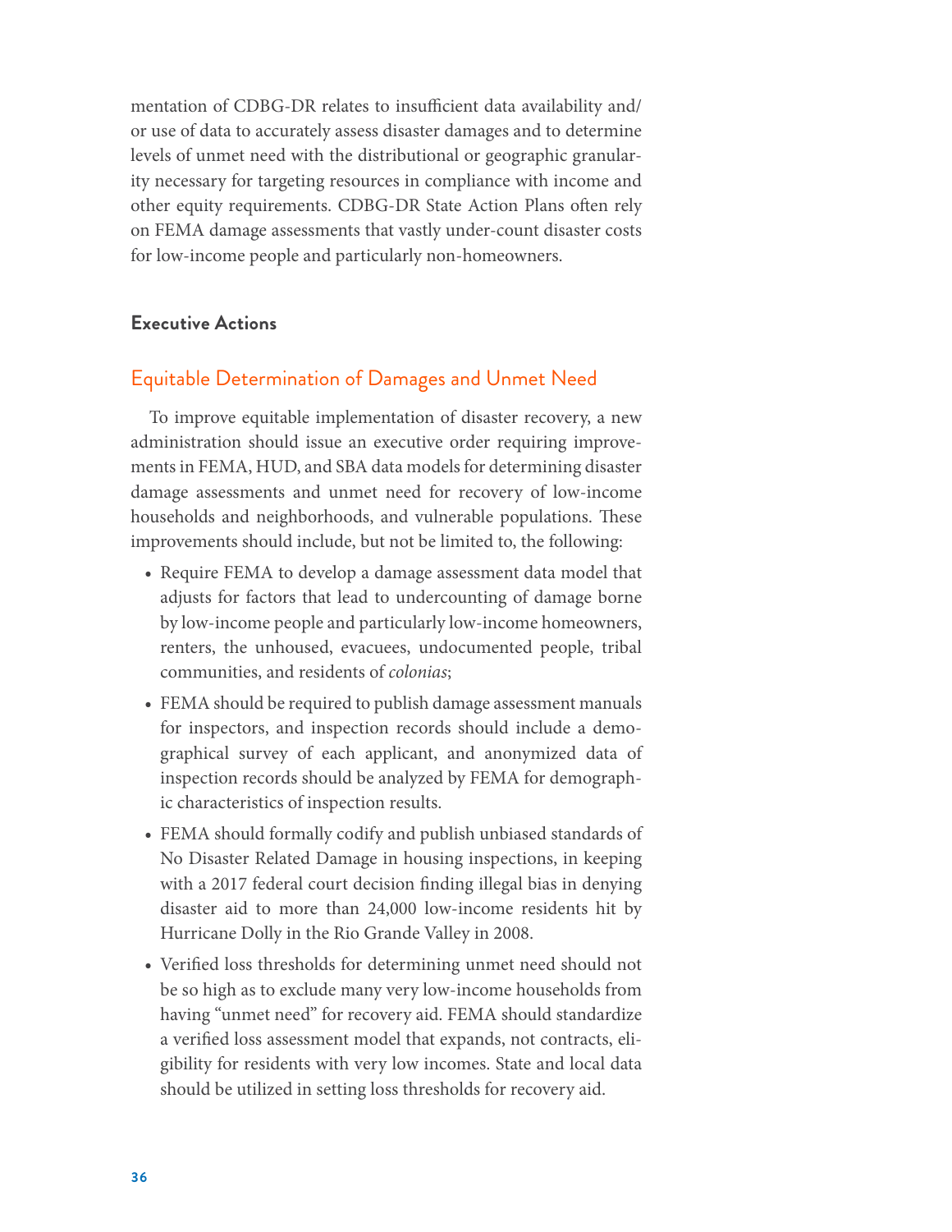mentation of CDBG-DR relates to insufficient data availability and/or use of data to accurately assess disaster damages and to determine levels of unmet need with the distributional or geographic granularity necessary for targeting resources in compliance with income and other equity requirements. CDBG-DR State Action Plans often rely on FEMA damage assessments that vastly under-count disaster costs for low-income people and particularly non-homeowners.

### Executive Actions

## Equitable Determination of Damages and Unmet Need

To improve equitable implementation of disaster recovery, a new administration should issue an executive order requiring improvements in FEMA, HUD, and SBA data models for determining disaster damage assessments and unmet need for recovery of low-income households and neighborhoods, and vulnerable populations. These improvements should include, but not be limited to, the following:

- Require FEMA to develop a damage assessment data model that adjusts for factors that lead to undercounting of damage borne by low-income people and particularly low-income homeowners, renters, the unhoused, evacuees, undocumented people, tribal communities, and residents of *colonias*;
- FEMA should be required to publish damage assessment manuals for inspectors, and inspection records should include a demographical survey of each applicant, and anonymized data of inspection records should be analyzed by FEMA for demographic characteristics of inspection results.
- FEMA should formally codify and publish unbiased standards of No Disaster Related Damage in housing inspections, in keeping with a 2017 federal court decision finding illegal bias in denying disaster aid to more than 24,000 low-income residents hit by Hurricane Dolly in the Rio Grande Valley in 2008.
- Verified loss thresholds for determining unmet need should not be so high as to exclude many very low-income households from having "unmet need" for recovery aid. FEMA should standardize a verified loss assessment model that expands, not contracts, eligibility for residents with very low incomes. State and local data should be utilized in setting loss thresholds for recovery aid.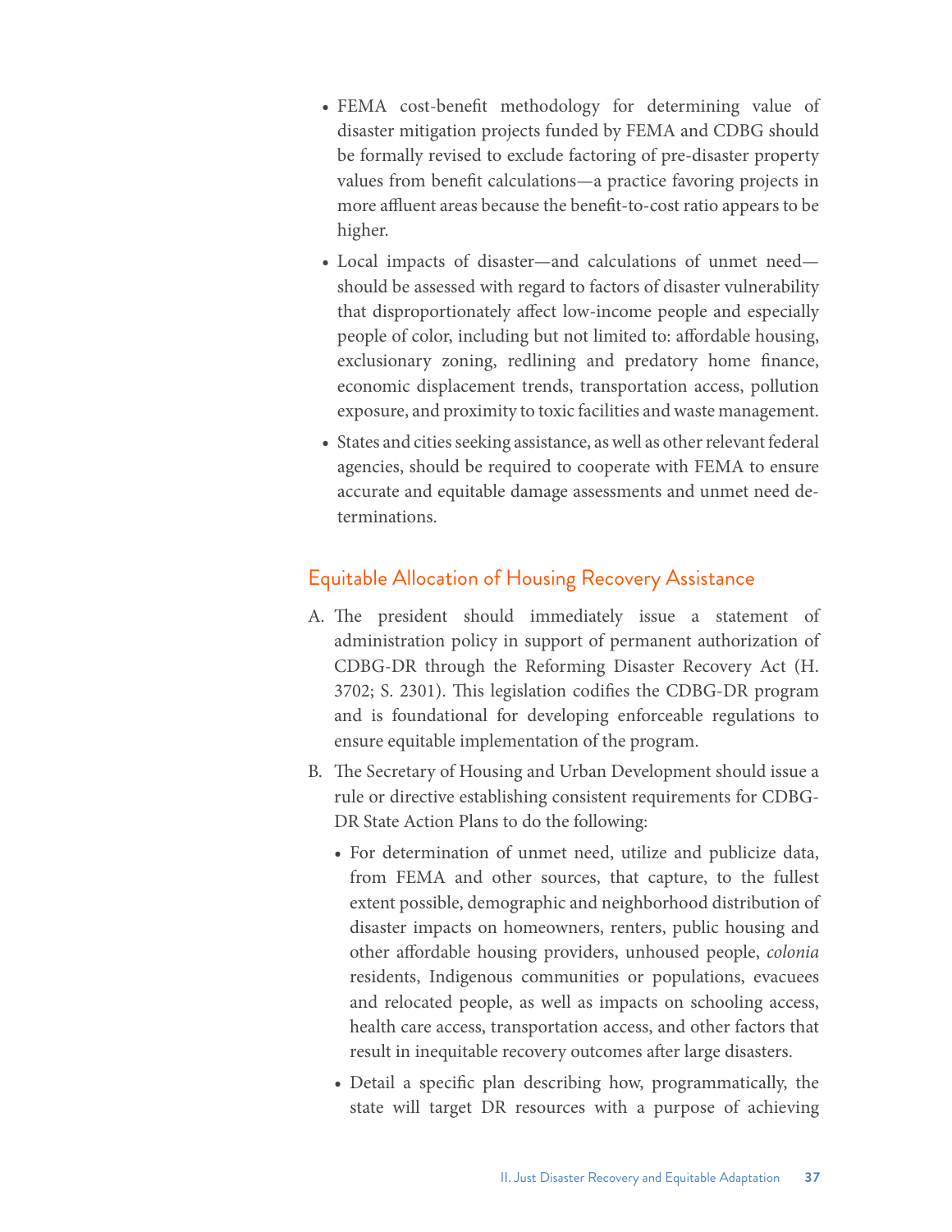- FEMA cost-benefit methodology for determining value of disaster mitigation projects funded by FEMA and CDBG should be formally revised to exclude factoring of pre-disaster property values from benefit calculations—a practice favoring projects in more affluent areas because the benefit-to-cost ratio appears to be higher.
- Local impacts of disaster—and calculations of unmet need—should be assessed with regard to factors of disaster vulnerability that disproportionately affect low-income people and especially people of color, including but not limited to: affordable housing, exclusionary zoning, redlining and predatory home finance, economic displacement trends, transportation access, pollution exposure, and proximity to toxic facilities and waste management.
- States and cities seeking assistance, as well as other relevant federal agencies, should be required to cooperate with FEMA to ensure accurate and equitable damage assessments and unmet need determinations.

## Equitable Allocation of Housing Recovery Assistance

A. The president should immediately issue a statement of administration policy in support of permanent authorization of CDBG-DR through the Reforming Disaster Recovery Act (H. 3702; S. 2301). This legislation codifies the CDBG-DR program and is foundational for developing enforceable regulations to ensure equitable implementation of the program.

B. The Secretary of Housing and Urban Development should issue a rule or directive establishing consistent requirements for CDBG-DR State Action Plans to do the following:

- For determination of unmet need, utilize and publicize data, from FEMA and other sources, that capture, to the fullest extent possible, demographic and neighborhood distribution of disaster impacts on homeowners, renters, public housing and other affordable housing providers, unhoused people, *colonia* residents, Indigenous communities or populations, evacuees and relocated people, as well as impacts on schooling access, health care access, transportation access, and other factors that result in inequitable recovery outcomes after large disasters.
- Detail a specific plan describing how, programmatically, the state will target DR resources with a purpose of achieving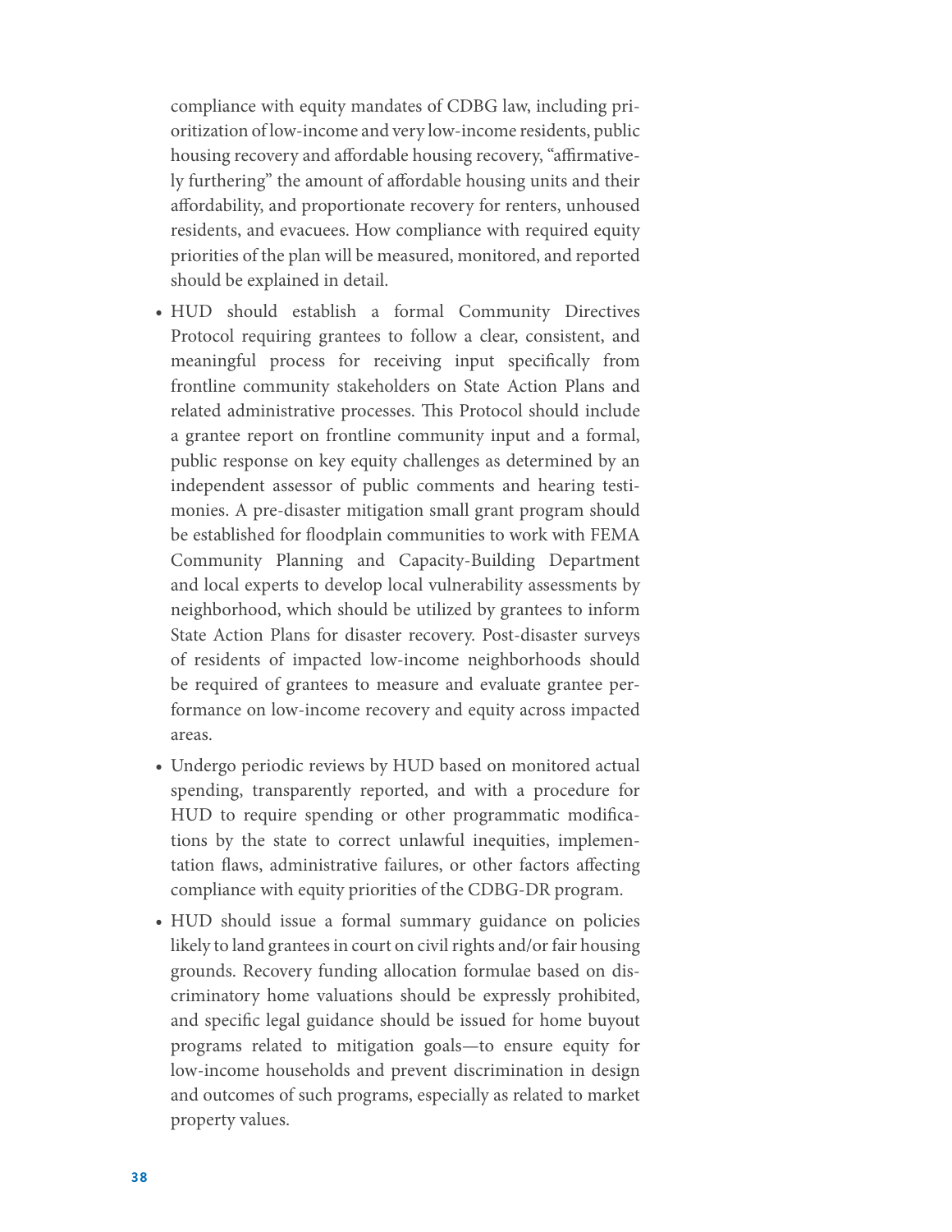compliance with equity mandates of CDBG law, including prioritization of low-income and very low-income residents, public housing recovery and affordable housing recovery, "affirmatively furthering" the amount of affordable housing units and their affordability, and proportionate recovery for renters, unhoused residents, and evacuees. How compliance with required equity priorities of the plan will be measured, monitored, and reported should be explained in detail.

- HUD should establish a formal Community Directives Protocol requiring grantees to follow a clear, consistent, and meaningful process for receiving input specifically from frontline community stakeholders on State Action Plans and related administrative processes. This Protocol should include a grantee report on frontline community input and a formal, public response on key equity challenges as determined by an independent assessor of public comments and hearing testimonies. A pre-disaster mitigation small grant program should be established for floodplain communities to work with FEMA Community Planning and Capacity-Building Department and local experts to develop local vulnerability assessments by neighborhood, which should be utilized by grantees to inform State Action Plans for disaster recovery. Post-disaster surveys of residents of impacted low-income neighborhoods should be required of grantees to measure and evaluate grantee performance on low-income recovery and equity across impacted areas.
- Undergo periodic reviews by HUD based on monitored actual spending, transparently reported, and with a procedure for HUD to require spending or other programmatic modifications by the state to correct unlawful inequities, implementation flaws, administrative failures, or other factors affecting compliance with equity priorities of the CDBG-DR program.
- HUD should issue a formal summary guidance on policies likely to land grantees in court on civil rights and/or fair housing grounds. Recovery funding allocation formulae based on discriminatory home valuations should be expressly prohibited, and specific legal guidance should be issued for home buyout programs related to mitigation goals—to ensure equity for low-income households and prevent discrimination in design and outcomes of such programs, especially as related to market property values.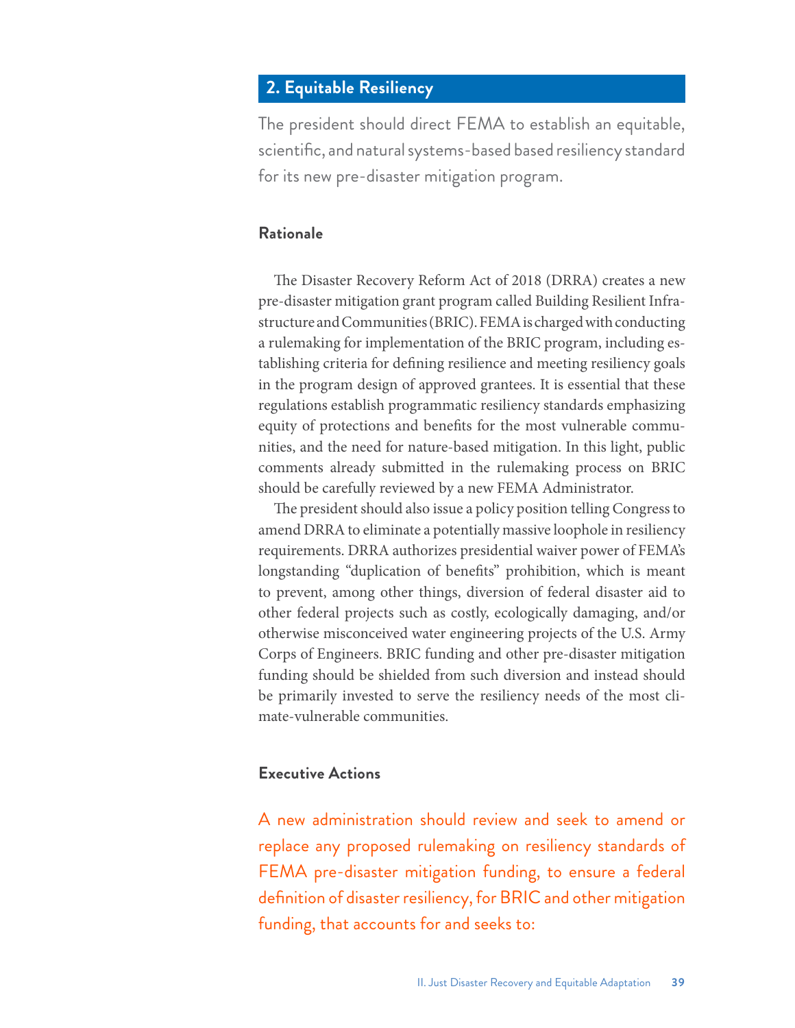## 2. Equitable Resiliency

The president should direct FEMA to establish an equitable, scientific, and natural systems-based based resiliency standard for its new pre-disaster mitigation program.

### Rationale

The Disaster Recovery Reform Act of 2018 (DRRA) creates a new pre-disaster mitigation grant program called Building Resilient Infrastructure and Communities (BRIC). FEMA is charged with conducting a rulemaking for implementation of the BRIC program, including establishing criteria for defining resilience and meeting resiliency goals in the program design of approved grantees. It is essential that these regulations establish programmatic resiliency standards emphasizing equity of protections and benefits for the most vulnerable communities, and the need for nature-based mitigation. In this light, public comments already submitted in the rulemaking process on BRIC should be carefully reviewed by a new FEMA Administrator.

The president should also issue a policy position telling Congress to amend DRRA to eliminate a potentially massive loophole in resiliency requirements. DRRA authorizes presidential waiver power of FEMA's longstanding "duplication of benefits" prohibition, which is meant to prevent, among other things, diversion of federal disaster aid to other federal projects such as costly, ecologically damaging, and/or otherwise misconceived water engineering projects of the U.S. Army Corps of Engineers. BRIC funding and other pre-disaster mitigation funding should be shielded from such diversion and instead should be primarily invested to serve the resiliency needs of the most climate-vulnerable communities.

### Executive Actions

A new administration should review and seek to amend or replace any proposed rulemaking on resiliency standards of FEMA pre-disaster mitigation funding, to ensure a federal definition of disaster resiliency, for BRIC and other mitigation funding, that accounts for and seeks to: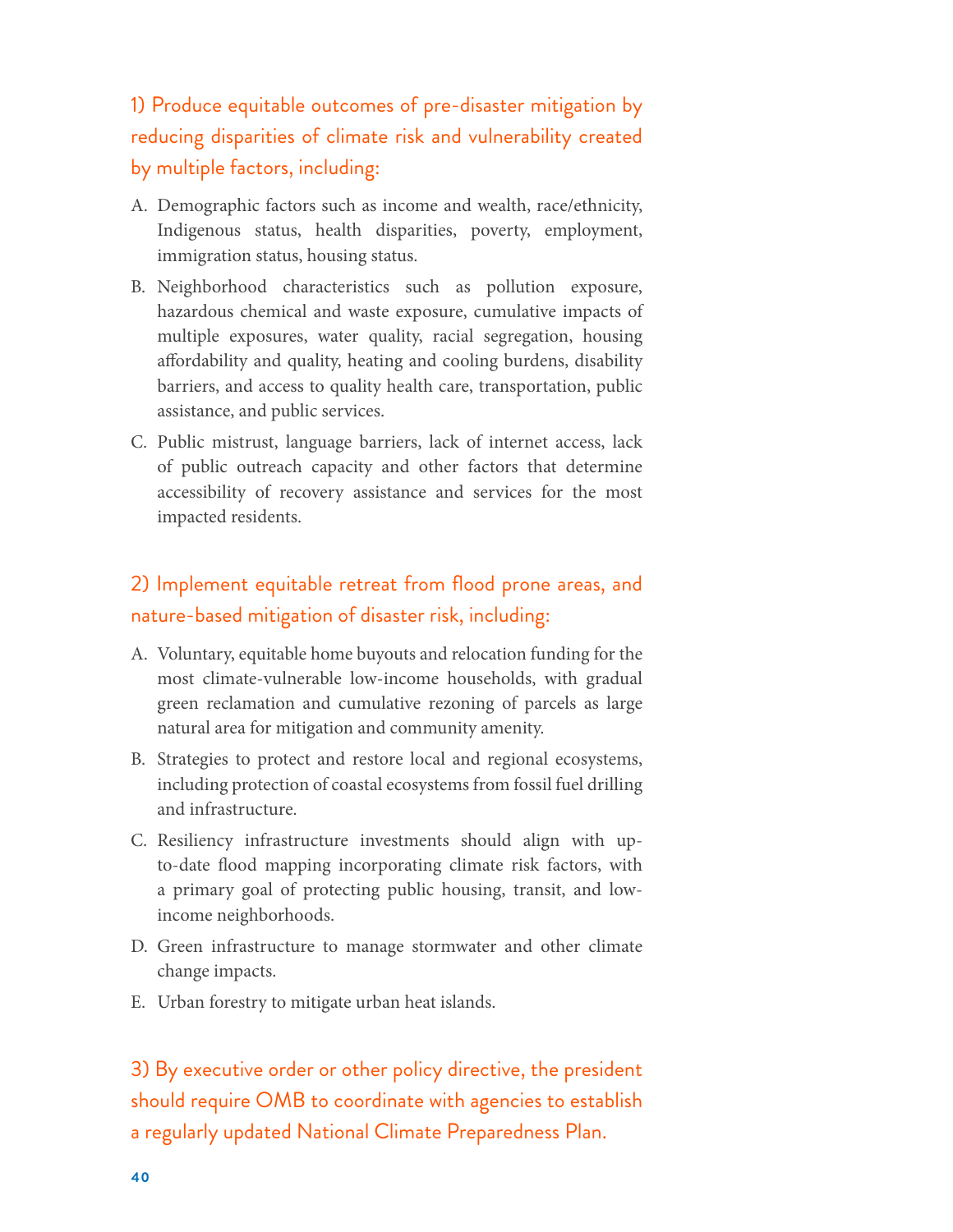### 1) Produce equitable outcomes of pre-disaster mitigation by reducing disparities of climate risk and vulnerability created by multiple factors, including:

A. Demographic factors such as income and wealth, race/ethnicity, Indigenous status, health disparities, poverty, employment, immigration status, housing status.

B. Neighborhood characteristics such as pollution exposure, hazardous chemical and waste exposure, cumulative impacts of multiple exposures, water quality, racial segregation, housing affordability and quality, heating and cooling burdens, disability barriers, and access to quality health care, transportation, public assistance, and public services.

C. Public mistrust, language barriers, lack of internet access, lack of public outreach capacity and other factors that determine accessibility of recovery assistance and services for the most impacted residents.

### 2) Implement equitable retreat from flood prone areas, and nature-based mitigation of disaster risk, including:

A. Voluntary, equitable home buyouts and relocation funding for the most climate-vulnerable low-income households, with gradual green reclamation and cumulative rezoning of parcels as large natural area for mitigation and community amenity.

B. Strategies to protect and restore local and regional ecosystems, including protection of coastal ecosystems from fossil fuel drilling and infrastructure.

C. Resiliency infrastructure investments should align with up-to-date flood mapping incorporating climate risk factors, with a primary goal of protecting public housing, transit, and low-income neighborhoods.

D. Green infrastructure to manage stormwater and other climate change impacts.

E. Urban forestry to mitigate urban heat islands.

### 3) By executive order or other policy directive, the president should require OMB to coordinate with agencies to establish a regularly updated National Climate Preparedness Plan.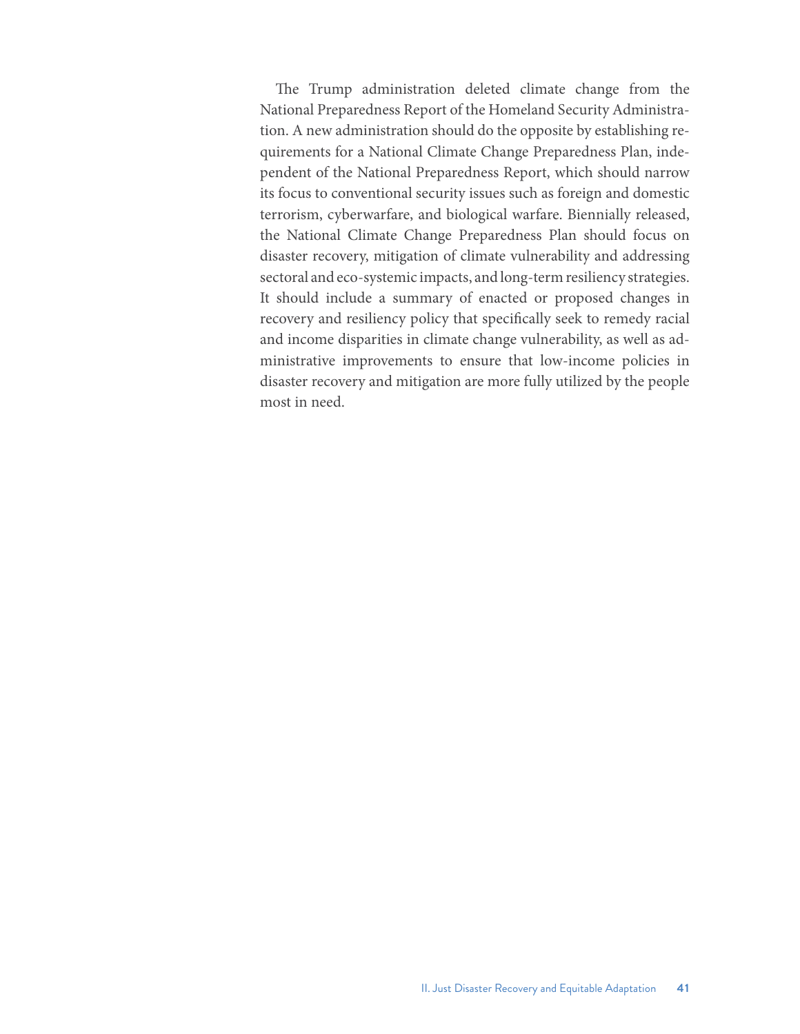The Trump administration deleted climate change from the National Preparedness Report of the Homeland Security Administration. A new administration should do the opposite by establishing requirements for a National Climate Change Preparedness Plan, independent of the National Preparedness Report, which should narrow its focus to conventional security issues such as foreign and domestic terrorism, cyberwarfare, and biological warfare. Biennially released, the National Climate Change Preparedness Plan should focus on disaster recovery, mitigation of climate vulnerability and addressing sectoral and eco-systemic impacts, and long-term resiliency strategies. It should include a summary of enacted or proposed changes in recovery and resiliency policy that specifically seek to remedy racial and income disparities in climate change vulnerability, as well as administrative improvements to ensure that low-income policies in disaster recovery and mitigation are more fully utilized by the people most in need.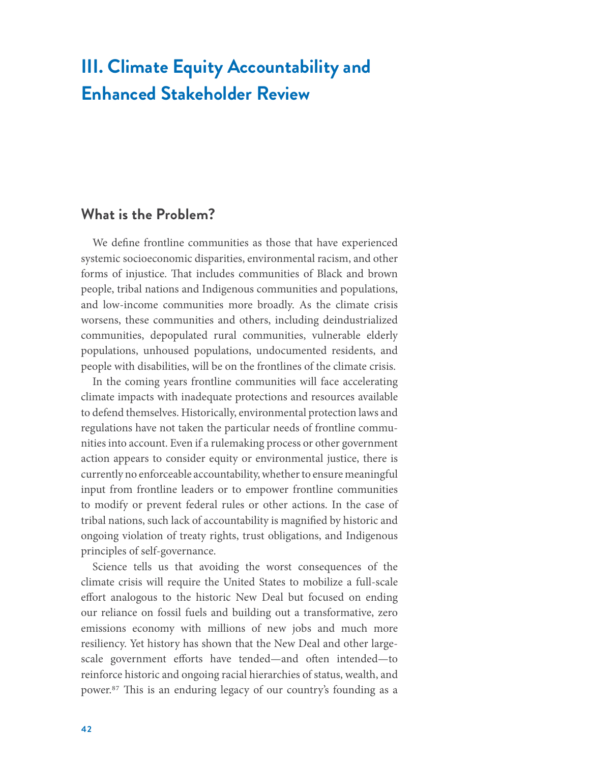# III. Climate Equity Accountability and Enhanced Stakeholder Review

## What is the Problem?

We define frontline communities as those that have experienced systemic socioeconomic disparities, environmental racism, and other forms of injustice. That includes communities of Black and brown people, tribal nations and Indigenous communities and populations, and low-income communities more broadly. As the climate crisis worsens, these communities and others, including deindustrialized communities, depopulated rural communities, vulnerable elderly populations, unhoused populations, undocumented residents, and people with disabilities, will be on the frontlines of the climate crisis.

In the coming years frontline communities will face accelerating climate impacts with inadequate protections and resources available to defend themselves. Historically, environmental protection laws and regulations have not taken the particular needs of frontline communities into account. Even if a rulemaking process or other government action appears to consider equity or environmental justice, there is currently no enforceable accountability, whether to ensure meaningful input from frontline leaders or to empower frontline communities to modify or prevent federal rules or other actions. In the case of tribal nations, such lack of accountability is magnified by historic and ongoing violation of treaty rights, trust obligations, and Indigenous principles of self-governance.

Science tells us that avoiding the worst consequences of the climate crisis will require the United States to mobilize a full-scale effort analogous to the historic New Deal but focused on ending our reliance on fossil fuels and building out a transformative, zero emissions economy with millions of new jobs and much more resiliency. Yet history has shown that the New Deal and other large-scale government efforts have tended—and often intended—to reinforce historic and ongoing racial hierarchies of status, wealth, and power.[87] This is an enduring legacy of our country's founding as a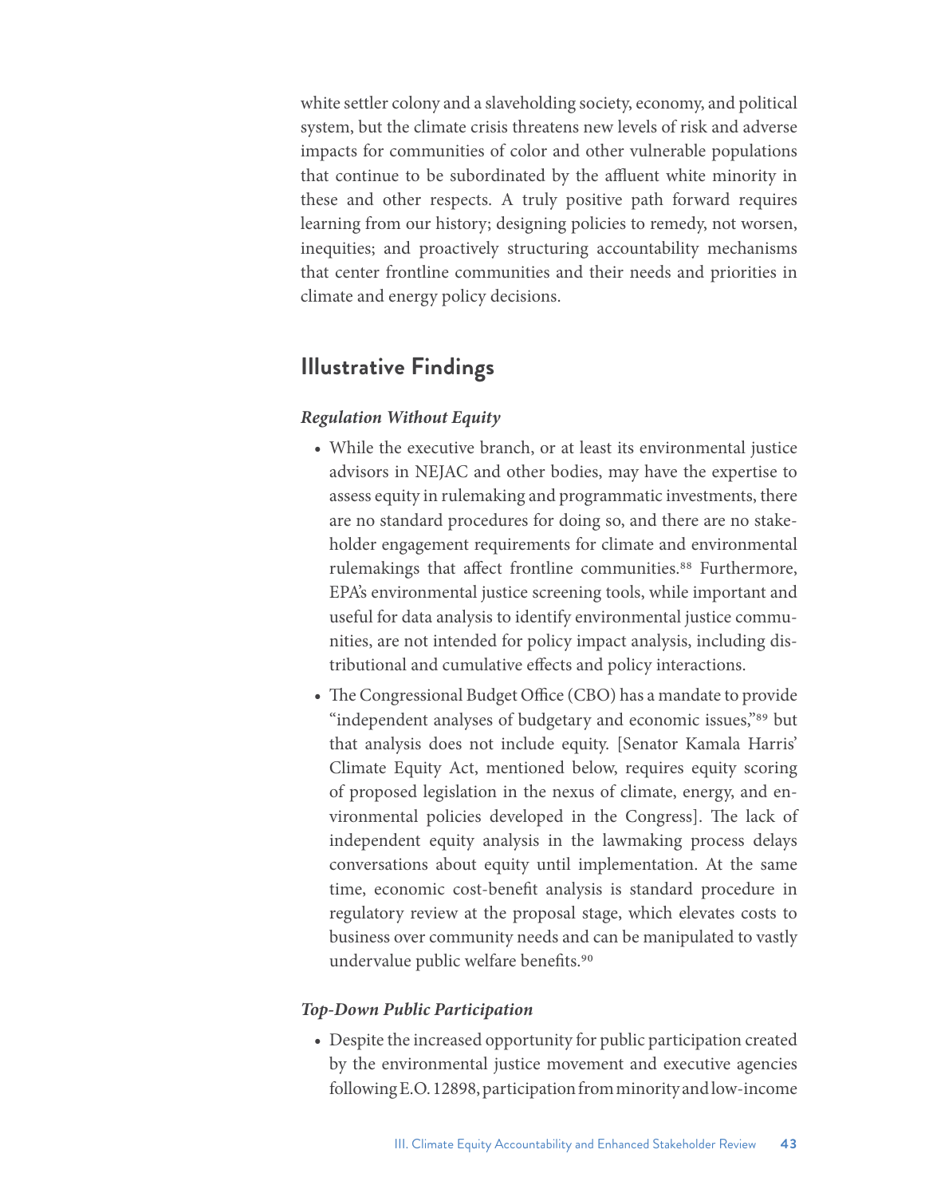white settler colony and a slaveholding society, economy, and political system, but the climate crisis threatens new levels of risk and adverse impacts for communities of color and other vulnerable populations that continue to be subordinated by the affluent white minority in these and other respects. A truly positive path forward requires learning from our history; designing policies to remedy, not worsen, inequities; and proactively structuring accountability mechanisms that center frontline communities and their needs and priorities in climate and energy policy decisions.

## Illustrative Findings

***Regulation Without Equity***

- While the executive branch, or at least its environmental justice advisors in NEJAC and other bodies, may have the expertise to assess equity in rulemaking and programmatic investments, there are no standard procedures for doing so, and there are no stakeholder engagement requirements for climate and environmental rulemakings that affect frontline communities.[88] Furthermore, EPA's environmental justice screening tools, while important and useful for data analysis to identify environmental justice communities, are not intended for policy impact analysis, including distributional and cumulative effects and policy interactions.
- The Congressional Budget Office (CBO) has a mandate to provide "independent analyses of budgetary and economic issues,"[89] but that analysis does not include equity. [Senator Kamala Harris' Climate Equity Act, mentioned below, requires equity scoring of proposed legislation in the nexus of climate, energy, and environmental policies developed in the Congress]. The lack of independent equity analysis in the lawmaking process delays conversations about equity until implementation. At the same time, economic cost-benefit analysis is standard procedure in regulatory review at the proposal stage, which elevates costs to business over community needs and can be manipulated to vastly undervalue public welfare benefits.[90]

***Top-Down Public Participation***

- Despite the increased opportunity for public participation created by the environmental justice movement and executive agencies following E.O. 12898, participation from minority and low-income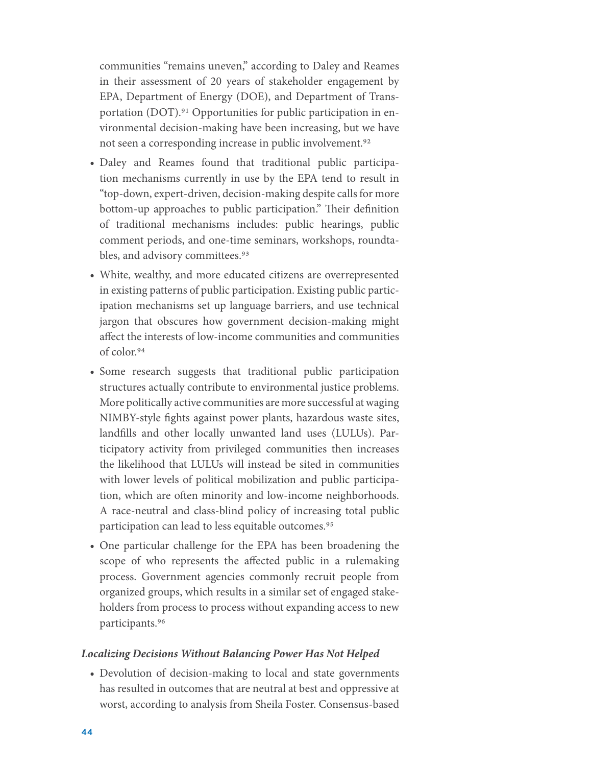communities "remains uneven," according to Daley and Reames in their assessment of 20 years of stakeholder engagement by EPA, Department of Energy (DOE), and Department of Transportation (DOT).[91] Opportunities for public participation in environmental decision-making have been increasing, but we have not seen a corresponding increase in public involvement.[92]

- Daley and Reames found that traditional public participation mechanisms currently in use by the EPA tend to result in "top-down, expert-driven, decision-making despite calls for more bottom-up approaches to public participation." Their definition of traditional mechanisms includes: public hearings, public comment periods, and one-time seminars, workshops, roundtables, and advisory committees.[93]
- White, wealthy, and more educated citizens are overrepresented in existing patterns of public participation. Existing public participation mechanisms set up language barriers, and use technical jargon that obscures how government decision-making might affect the interests of low-income communities and communities of color.[94]
- Some research suggests that traditional public participation structures actually contribute to environmental justice problems. More politically active communities are more successful at waging NIMBY-style fights against power plants, hazardous waste sites, landfills and other locally unwanted land uses (LULUs). Participatory activity from privileged communities then increases the likelihood that LULUs will instead be sited in communities with lower levels of political mobilization and public participation, which are often minority and low-income neighborhoods. A race-neutral and class-blind policy of increasing total public participation can lead to less equitable outcomes.[95]
- One particular challenge for the EPA has been broadening the scope of who represents the affected public in a rulemaking process. Government agencies commonly recruit people from organized groups, which results in a similar set of engaged stakeholders from process to process without expanding access to new participants.[96]

### *Localizing Decisions Without Balancing Power Has Not Helped*

- Devolution of decision-making to local and state governments has resulted in outcomes that are neutral at best and oppressive at worst, according to analysis from Sheila Foster. Consensus-based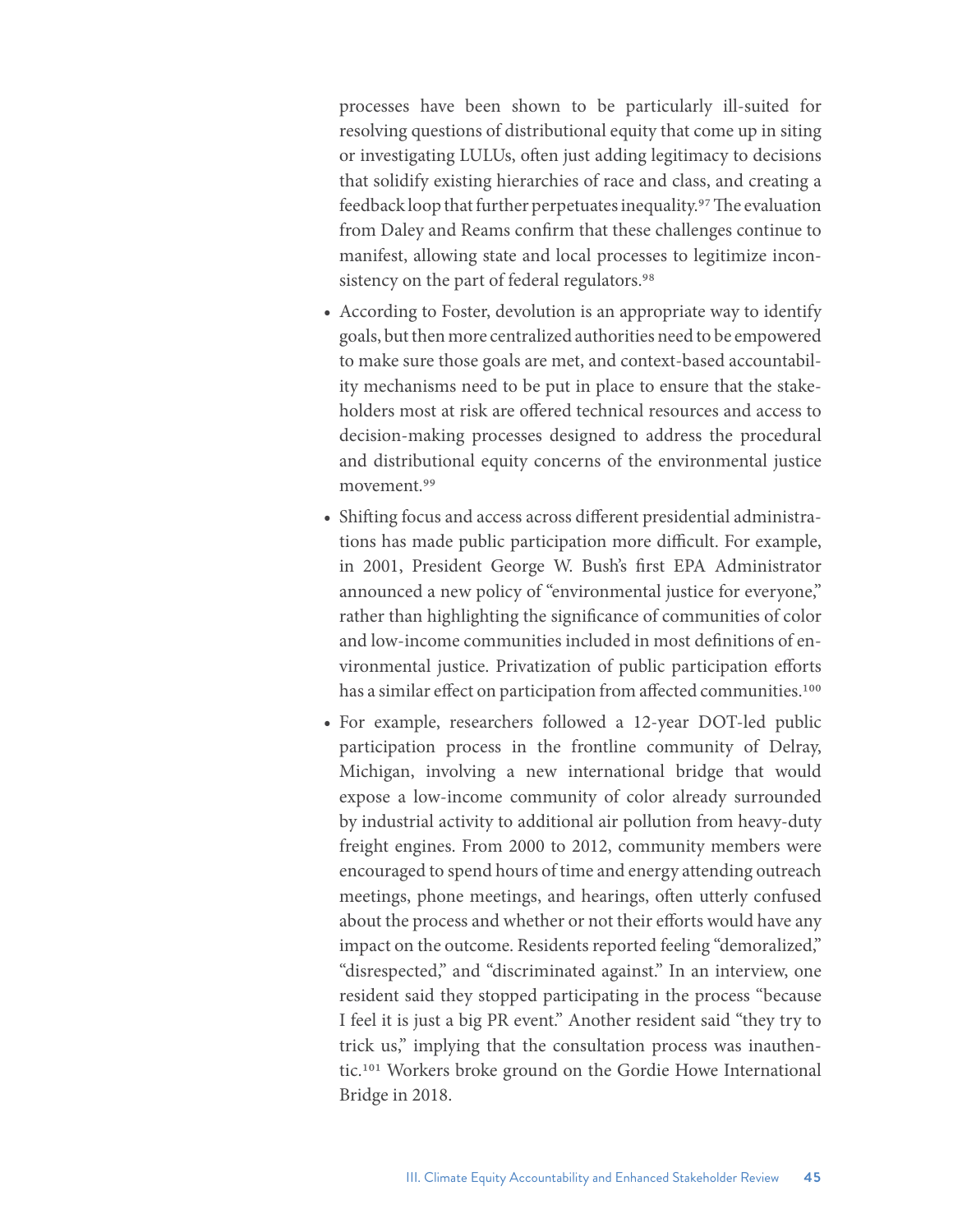processes have been shown to be particularly ill-suited for resolving questions of distributional equity that come up in siting or investigating LULUs, often just adding legitimacy to decisions that solidify existing hierarchies of race and class, and creating a feedback loop that further perpetuates inequality.[97] The evaluation from Daley and Reams confirm that these challenges continue to manifest, allowing state and local processes to legitimize inconsistency on the part of federal regulators.[98]

- According to Foster, devolution is an appropriate way to identify goals, but then more centralized authorities need to be empowered to make sure those goals are met, and context-based accountability mechanisms need to be put in place to ensure that the stakeholders most at risk are offered technical resources and access to decision-making processes designed to address the procedural and distributional equity concerns of the environmental justice movement.[99]
- Shifting focus and access across different presidential administrations has made public participation more difficult. For example, in 2001, President George W. Bush's first EPA Administrator announced a new policy of "environmental justice for everyone," rather than highlighting the significance of communities of color and low-income communities included in most definitions of environmental justice. Privatization of public participation efforts has a similar effect on participation from affected communities.[100]
- For example, researchers followed a 12-year DOT-led public participation process in the frontline community of Delray, Michigan, involving a new international bridge that would expose a low-income community of color already surrounded by industrial activity to additional air pollution from heavy-duty freight engines. From 2000 to 2012, community members were encouraged to spend hours of time and energy attending outreach meetings, phone meetings, and hearings, often utterly confused about the process and whether or not their efforts would have any impact on the outcome. Residents reported feeling "demoralized," "disrespected," and "discriminated against." In an interview, one resident said they stopped participating in the process "because I feel it is just a big PR event." Another resident said "they try to trick us," implying that the consultation process was inauthentic.[101] Workers broke ground on the Gordie Howe International Bridge in 2018.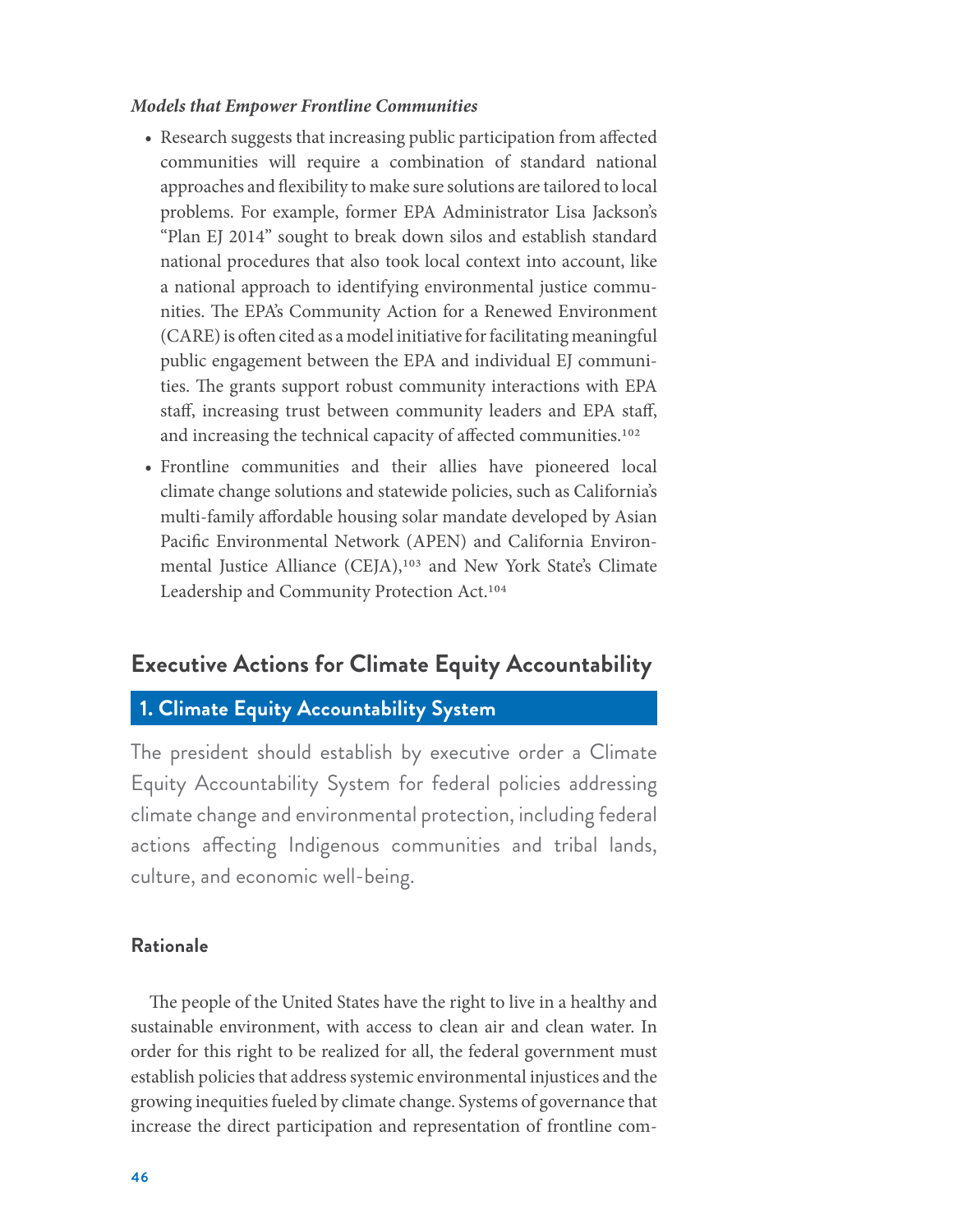*Models that Empower Frontline Communities*

- Research suggests that increasing public participation from affected communities will require a combination of standard national approaches and flexibility to make sure solutions are tailored to local problems. For example, former EPA Administrator Lisa Jackson's "Plan EJ 2014" sought to break down silos and establish standard national procedures that also took local context into account, like a national approach to identifying environmental justice communities. The EPA's Community Action for a Renewed Environment (CARE) is often cited as a model initiative for facilitating meaningful public engagement between the EPA and individual EJ communities. The grants support robust community interactions with EPA staff, increasing trust between community leaders and EPA staff, and increasing the technical capacity of affected communities.[102]
- Frontline communities and their allies have pioneered local climate change solutions and statewide policies, such as California's multi-family affordable housing solar mandate developed by Asian Pacific Environmental Network (APEN) and California Environmental Justice Alliance (CEJA),[103] and New York State's Climate Leadership and Community Protection Act.[104]

## Executive Actions for Climate Equity Accountability

### 1. Climate Equity Accountability System

The president should establish by executive order a Climate Equity Accountability System for federal policies addressing climate change and environmental protection, including federal actions affecting Indigenous communities and tribal lands, culture, and economic well-being.

#### Rationale

The people of the United States have the right to live in a healthy and sustainable environment, with access to clean air and clean water. In order for this right to be realized for all, the federal government must establish policies that address systemic environmental injustices and the growing inequities fueled by climate change. Systems of governance that increase the direct participation and representation of frontline com-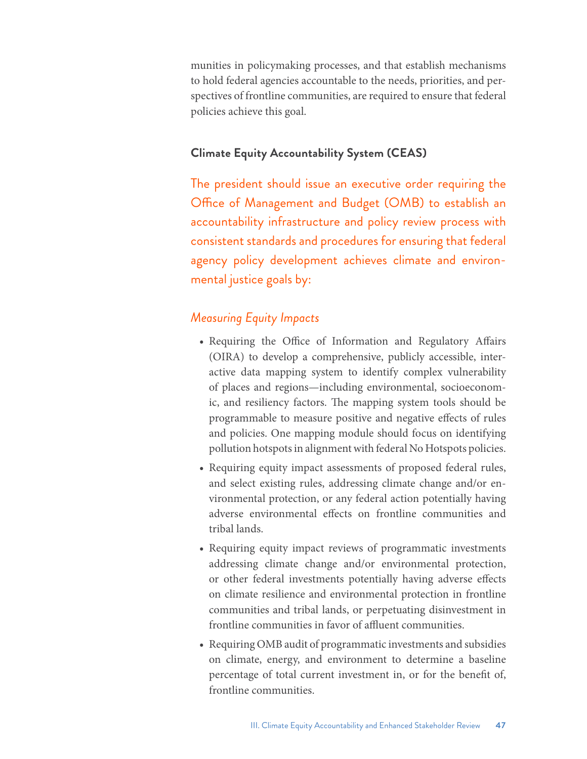munities in policymaking processes, and that establish mechanisms to hold federal agencies accountable to the needs, priorities, and perspectives of frontline communities, are required to ensure that federal policies achieve this goal.

### Climate Equity Accountability System (CEAS)

The president should issue an executive order requiring the Office of Management and Budget (OMB) to establish an accountability infrastructure and policy review process with consistent standards and procedures for ensuring that federal agency policy development achieves climate and environmental justice goals by:

#### *Measuring Equity Impacts*

- Requiring the Office of Information and Regulatory Affairs (OIRA) to develop a comprehensive, publicly accessible, interactive data mapping system to identify complex vulnerability of places and regions—including environmental, socioeconomic, and resiliency factors. The mapping system tools should be programmable to measure positive and negative effects of rules and policies. One mapping module should focus on identifying pollution hotspots in alignment with federal No Hotspots policies.
- Requiring equity impact assessments of proposed federal rules, and select existing rules, addressing climate change and/or environmental protection, or any federal action potentially having adverse environmental effects on frontline communities and tribal lands.
- Requiring equity impact reviews of programmatic investments addressing climate change and/or environmental protection, or other federal investments potentially having adverse effects on climate resilience and environmental protection in frontline communities and tribal lands, or perpetuating disinvestment in frontline communities in favor of affluent communities.
- Requiring OMB audit of programmatic investments and subsidies on climate, energy, and environment to determine a baseline percentage of total current investment in, or for the benefit of, frontline communities.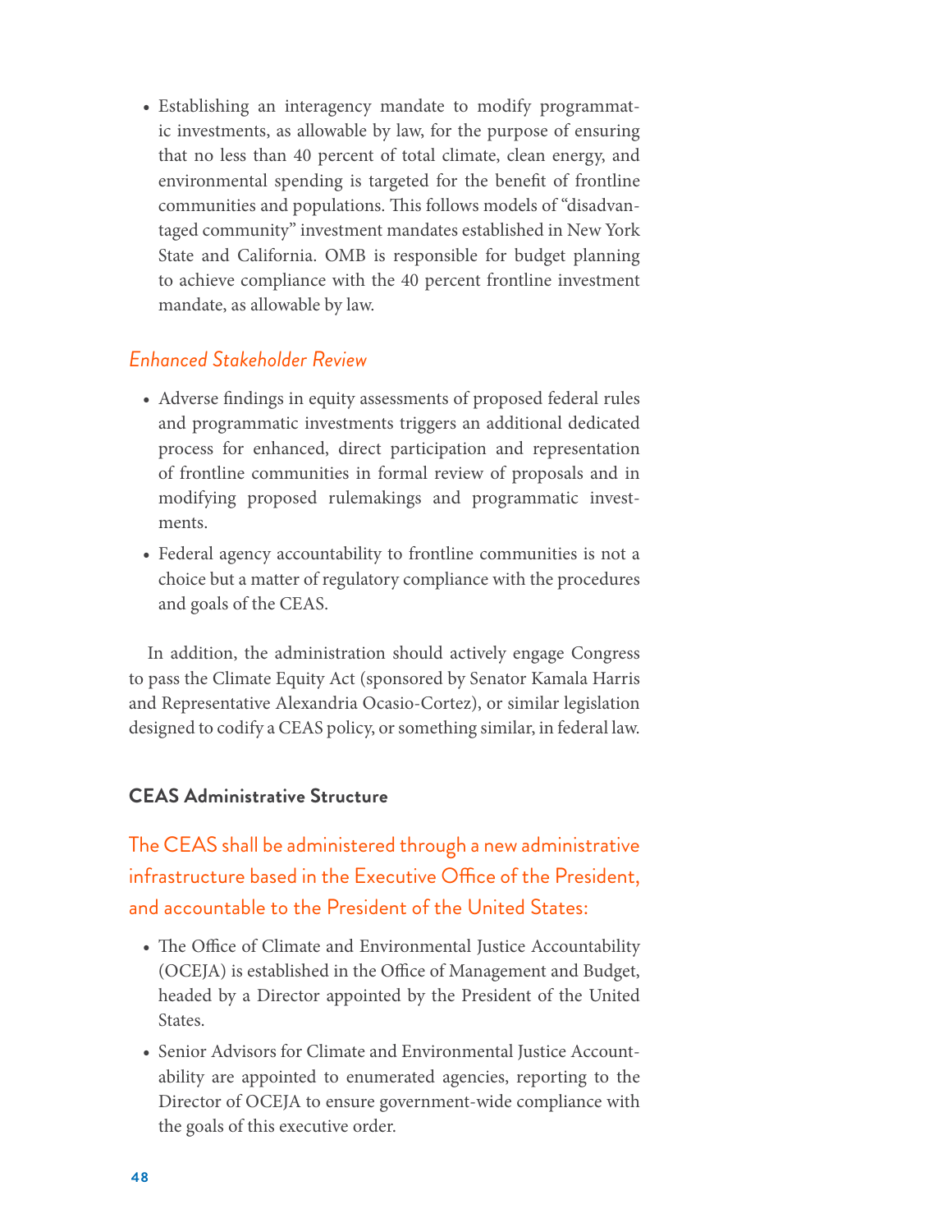- Establishing an interagency mandate to modify programmatic investments, as allowable by law, for the purpose of ensuring that no less than 40 percent of total climate, clean energy, and environmental spending is targeted for the benefit of frontline communities and populations. This follows models of "disadvantaged community" investment mandates established in New York State and California. OMB is responsible for budget planning to achieve compliance with the 40 percent frontline investment mandate, as allowable by law.

### *Enhanced Stakeholder Review*

- Adverse findings in equity assessments of proposed federal rules and programmatic investments triggers an additional dedicated process for enhanced, direct participation and representation of frontline communities in formal review of proposals and in modifying proposed rulemakings and programmatic investments.
- Federal agency accountability to frontline communities is not a choice but a matter of regulatory compliance with the procedures and goals of the CEAS.

In addition, the administration should actively engage Congress to pass the Climate Equity Act (sponsored by Senator Kamala Harris and Representative Alexandria Ocasio-Cortez), or similar legislation designed to codify a CEAS policy, or something similar, in federal law.

## CEAS Administrative Structure

The CEAS shall be administered through a new administrative infrastructure based in the Executive Office of the President, and accountable to the President of the United States:

- The Office of Climate and Environmental Justice Accountability (OCEJA) is established in the Office of Management and Budget, headed by a Director appointed by the President of the United States.
- Senior Advisors for Climate and Environmental Justice Accountability are appointed to enumerated agencies, reporting to the Director of OCEJA to ensure government-wide compliance with the goals of this executive order.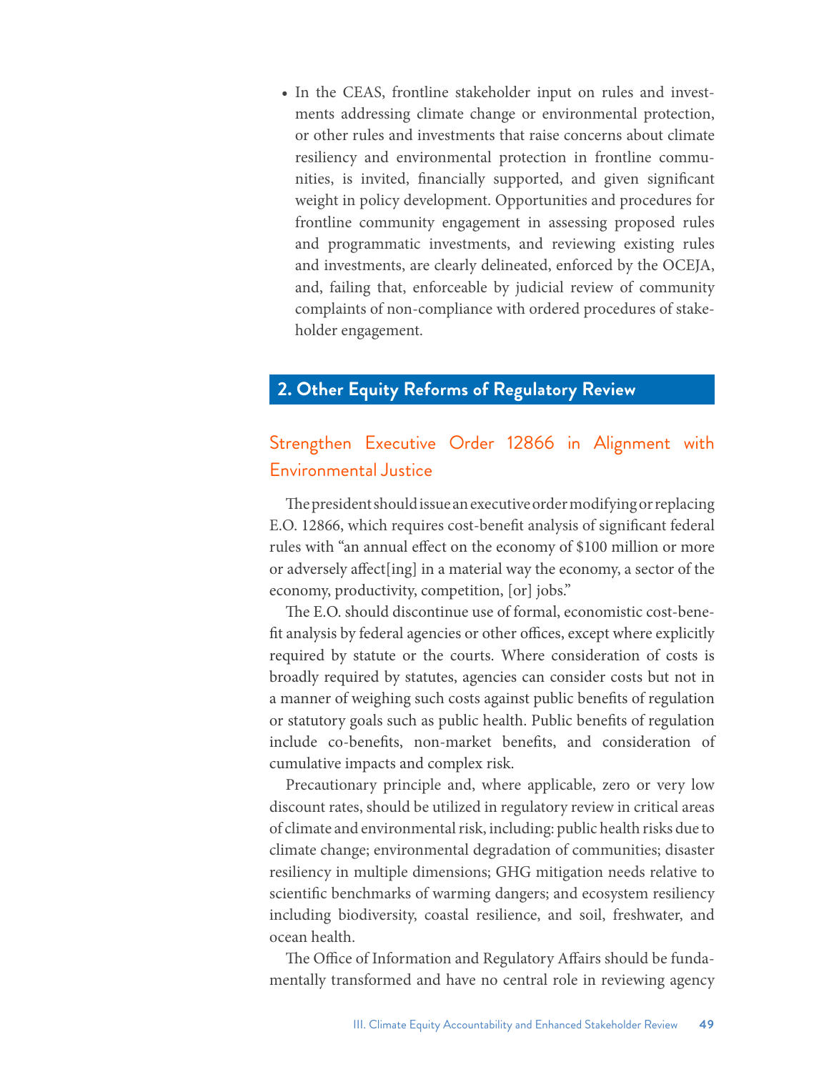- In the CEAS, frontline stakeholder input on rules and investments addressing climate change or environmental protection, or other rules and investments that raise concerns about climate resiliency and environmental protection in frontline communities, is invited, financially supported, and given significant weight in policy development. Opportunities and procedures for frontline community engagement in assessing proposed rules and programmatic investments, and reviewing existing rules and investments, are clearly delineated, enforced by the OCEJA, and, failing that, enforceable by judicial review of community complaints of non-compliance with ordered procedures of stakeholder engagement.

## 2. Other Equity Reforms of Regulatory Review

### Strengthen Executive Order 12866 in Alignment with Environmental Justice

The president should issue an executive order modifying or replacing E.O. 12866, which requires cost-benefit analysis of significant federal rules with "an annual effect on the economy of $100 million or more or adversely affect[ing] in a material way the economy, a sector of the economy, productivity, competition, [or] jobs."

The E.O. should discontinue use of formal, economistic cost-benefit analysis by federal agencies or other offices, except where explicitly required by statute or the courts. Where consideration of costs is broadly required by statutes, agencies can consider costs but not in a manner of weighing such costs against public benefits of regulation or statutory goals such as public health. Public benefits of regulation include co-benefits, non-market benefits, and consideration of cumulative impacts and complex risk.

Precautionary principle and, where applicable, zero or very low discount rates, should be utilized in regulatory review in critical areas of climate and environmental risk, including: public health risks due to climate change; environmental degradation of communities; disaster resiliency in multiple dimensions; GHG mitigation needs relative to scientific benchmarks of warming dangers; and ecosystem resiliency including biodiversity, coastal resilience, and soil, freshwater, and ocean health.

The Office of Information and Regulatory Affairs should be fundamentally transformed and have no central role in reviewing agency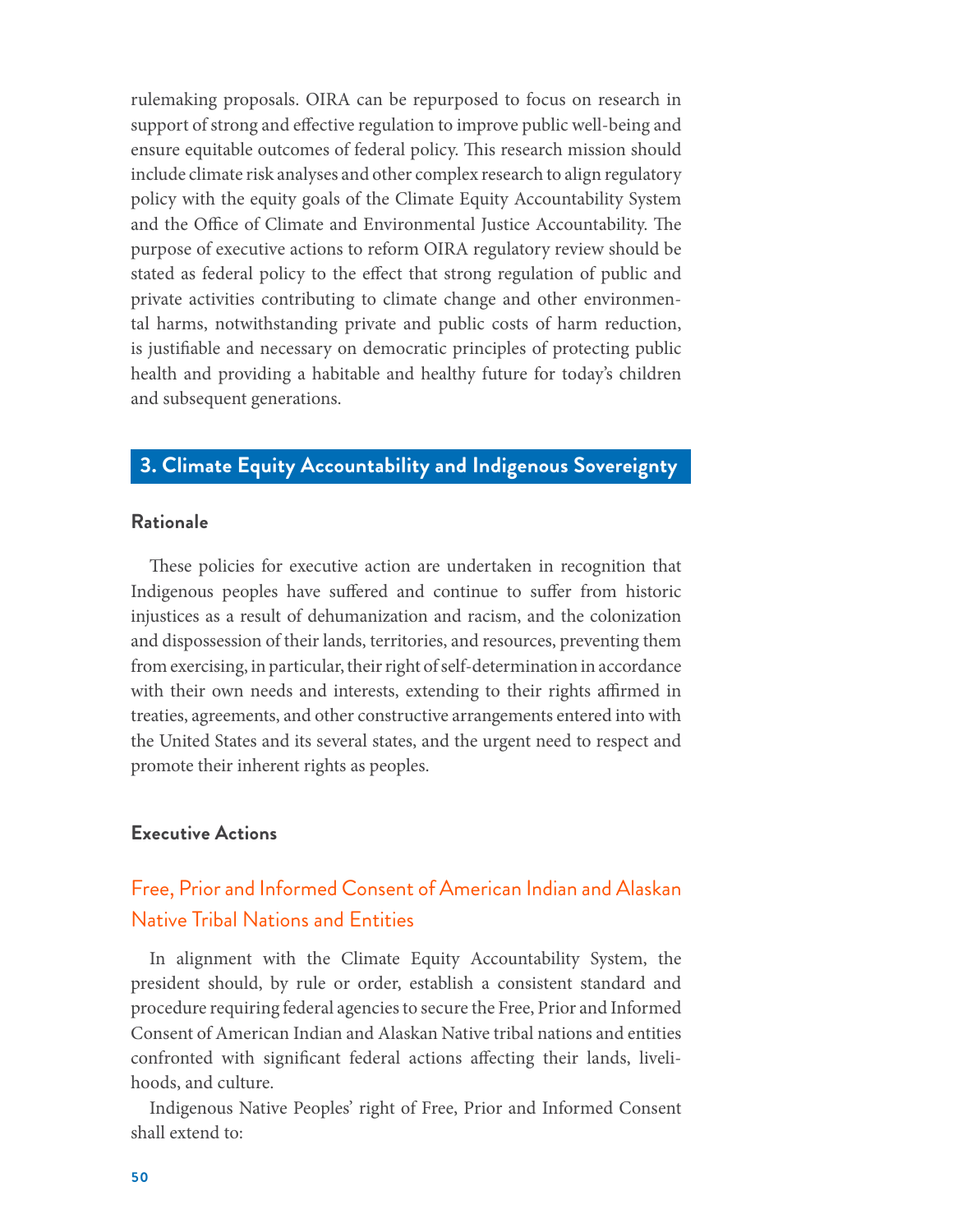rulemaking proposals. OIRA can be repurposed to focus on research in support of strong and effective regulation to improve public well-being and ensure equitable outcomes of federal policy. This research mission should include climate risk analyses and other complex research to align regulatory policy with the equity goals of the Climate Equity Accountability System and the Office of Climate and Environmental Justice Accountability. The purpose of executive actions to reform OIRA regulatory review should be stated as federal policy to the effect that strong regulation of public and private activities contributing to climate change and other environmental harms, notwithstanding private and public costs of harm reduction, is justifiable and necessary on democratic principles of protecting public health and providing a habitable and healthy future for today's children and subsequent generations.

## 3. Climate Equity Accountability and Indigenous Sovereignty

### Rationale

These policies for executive action are undertaken in recognition that Indigenous peoples have suffered and continue to suffer from historic injustices as a result of dehumanization and racism, and the colonization and dispossession of their lands, territories, and resources, preventing them from exercising, in particular, their right of self-determination in accordance with their own needs and interests, extending to their rights affirmed in treaties, agreements, and other constructive arrangements entered into with the United States and its several states, and the urgent need to respect and promote their inherent rights as peoples.

### Executive Actions

#### Free, Prior and Informed Consent of American Indian and Alaskan Native Tribal Nations and Entities

In alignment with the Climate Equity Accountability System, the president should, by rule or order, establish a consistent standard and procedure requiring federal agencies to secure the Free, Prior and Informed Consent of American Indian and Alaskan Native tribal nations and entities confronted with significant federal actions affecting their lands, livelihoods, and culture.

Indigenous Native Peoples' right of Free, Prior and Informed Consent shall extend to: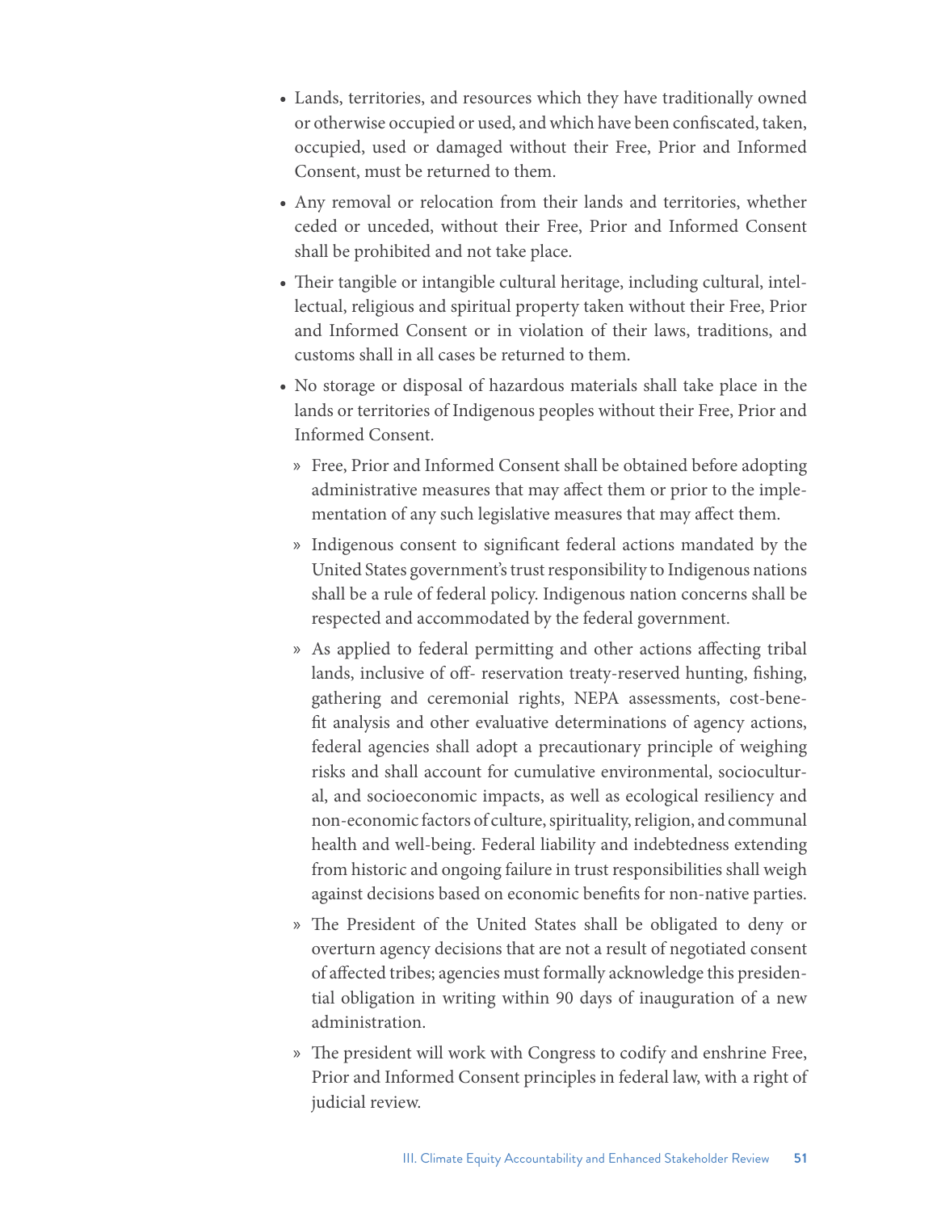- Lands, territories, and resources which they have traditionally owned or otherwise occupied or used, and which have been confiscated, taken, occupied, used or damaged without their Free, Prior and Informed Consent, must be returned to them.
- Any removal or relocation from their lands and territories, whether ceded or unceded, without their Free, Prior and Informed Consent shall be prohibited and not take place.
- Their tangible or intangible cultural heritage, including cultural, intellectual, religious and spiritual property taken without their Free, Prior and Informed Consent or in violation of their laws, traditions, and customs shall in all cases be returned to them.
- No storage or disposal of hazardous materials shall take place in the lands or territories of Indigenous peoples without their Free, Prior and Informed Consent.
  - Free, Prior and Informed Consent shall be obtained before adopting administrative measures that may affect them or prior to the implementation of any such legislative measures that may affect them.
  - Indigenous consent to significant federal actions mandated by the United States government's trust responsibility to Indigenous nations shall be a rule of federal policy. Indigenous nation concerns shall be respected and accommodated by the federal government.
  - As applied to federal permitting and other actions affecting tribal lands, inclusive of off- reservation treaty-reserved hunting, fishing, gathering and ceremonial rights, NEPA assessments, cost-benefit analysis and other evaluative determinations of agency actions, federal agencies shall adopt a precautionary principle of weighing risks and shall account for cumulative environmental, sociocultural, and socioeconomic impacts, as well as ecological resiliency and non-economic factors of culture, spirituality, religion, and communal health and well-being. Federal liability and indebtedness extending from historic and ongoing failure in trust responsibilities shall weigh against decisions based on economic benefits for non-native parties.
  - The President of the United States shall be obligated to deny or overturn agency decisions that are not a result of negotiated consent of affected tribes; agencies must formally acknowledge this presidential obligation in writing within 90 days of inauguration of a new administration.
  - The president will work with Congress to codify and enshrine Free, Prior and Informed Consent principles in federal law, with a right of judicial review.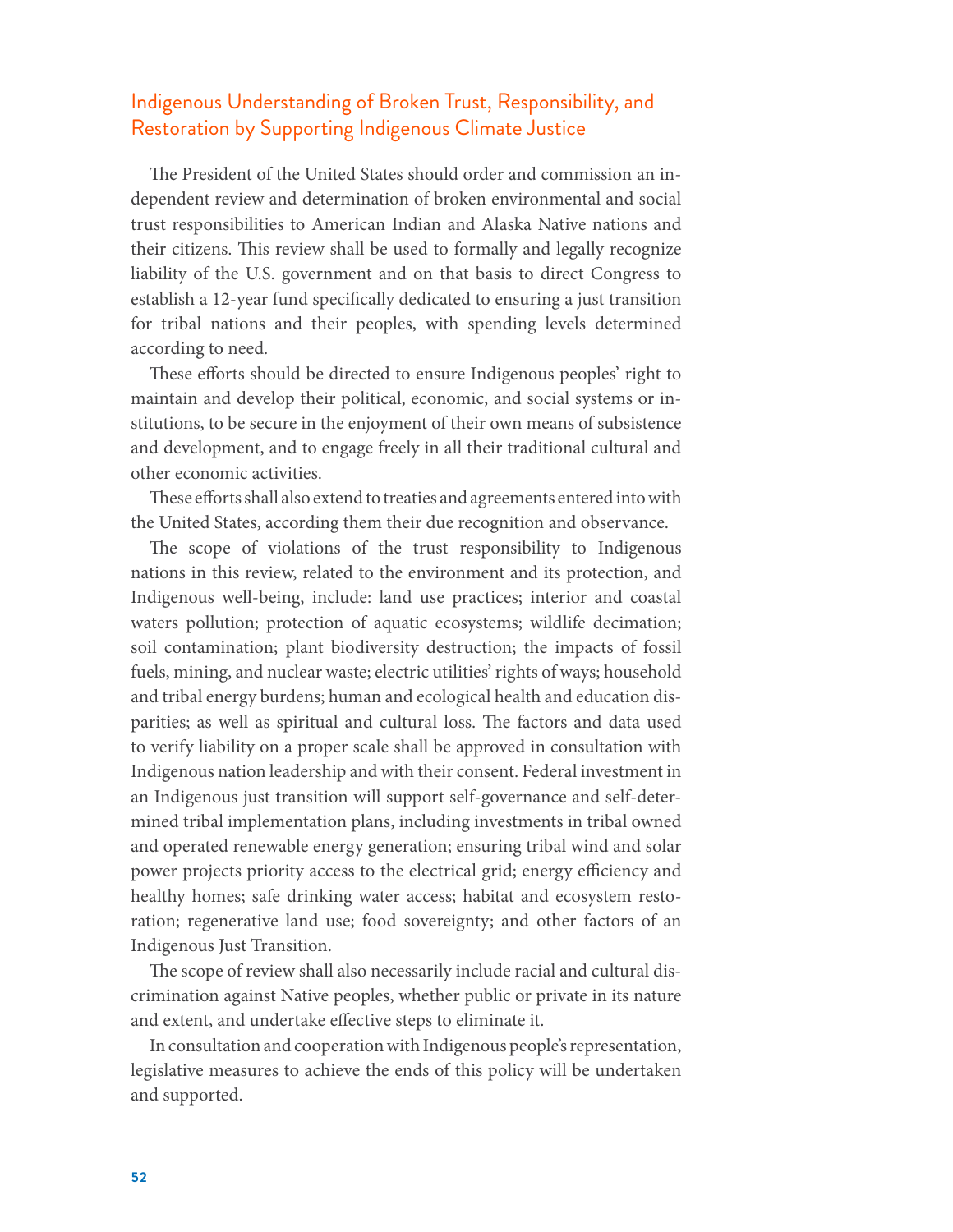## Indigenous Understanding of Broken Trust, Responsibility, and Restoration by Supporting Indigenous Climate Justice

The President of the United States should order and commission an independent review and determination of broken environmental and social trust responsibilities to American Indian and Alaska Native nations and their citizens. This review shall be used to formally and legally recognize liability of the U.S. government and on that basis to direct Congress to establish a 12-year fund specifically dedicated to ensuring a just transition for tribal nations and their peoples, with spending levels determined according to need.

These efforts should be directed to ensure Indigenous peoples' right to maintain and develop their political, economic, and social systems or institutions, to be secure in the enjoyment of their own means of subsistence and development, and to engage freely in all their traditional cultural and other economic activities.

These efforts shall also extend to treaties and agreements entered into with the United States, according them their due recognition and observance.

The scope of violations of the trust responsibility to Indigenous nations in this review, related to the environment and its protection, and Indigenous well-being, include: land use practices; interior and coastal waters pollution; protection of aquatic ecosystems; wildlife decimation; soil contamination; plant biodiversity destruction; the impacts of fossil fuels, mining, and nuclear waste; electric utilities' rights of ways; household and tribal energy burdens; human and ecological health and education disparities; as well as spiritual and cultural loss. The factors and data used to verify liability on a proper scale shall be approved in consultation with Indigenous nation leadership and with their consent. Federal investment in an Indigenous just transition will support self-governance and self-determined tribal implementation plans, including investments in tribal owned and operated renewable energy generation; ensuring tribal wind and solar power projects priority access to the electrical grid; energy efficiency and healthy homes; safe drinking water access; habitat and ecosystem restoration; regenerative land use; food sovereignty; and other factors of an Indigenous Just Transition.

The scope of review shall also necessarily include racial and cultural discrimination against Native peoples, whether public or private in its nature and extent, and undertake effective steps to eliminate it.

In consultation and cooperation with Indigenous people's representation, legislative measures to achieve the ends of this policy will be undertaken and supported.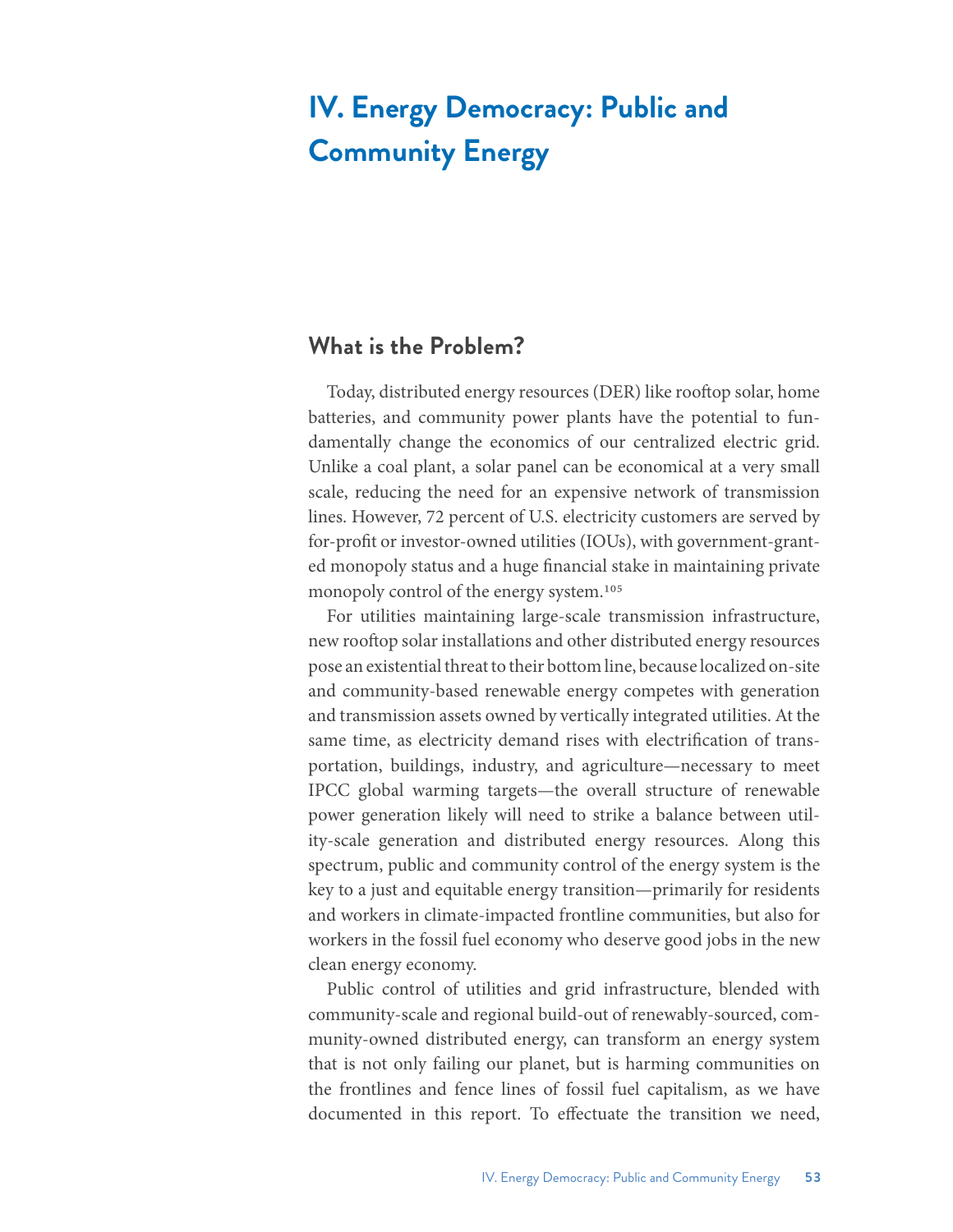# IV. Energy Democracy: Public and Community Energy

## What is the Problem?

Today, distributed energy resources (DER) like rooftop solar, home batteries, and community power plants have the potential to fundamentally change the economics of our centralized electric grid. Unlike a coal plant, a solar panel can be economical at a very small scale, reducing the need for an expensive network of transmission lines. However, 72 percent of U.S. electricity customers are served by for-profit or investor-owned utilities (IOUs), with government-granted monopoly status and a huge financial stake in maintaining private monopoly control of the energy system.[105]

For utilities maintaining large-scale transmission infrastructure, new rooftop solar installations and other distributed energy resources pose an existential threat to their bottom line, because localized on-site and community-based renewable energy competes with generation and transmission assets owned by vertically integrated utilities. At the same time, as electricity demand rises with electrification of transportation, buildings, industry, and agriculture—necessary to meet IPCC global warming targets—the overall structure of renewable power generation likely will need to strike a balance between utility-scale generation and distributed energy resources. Along this spectrum, public and community control of the energy system is the key to a just and equitable energy transition—primarily for residents and workers in climate-impacted frontline communities, but also for workers in the fossil fuel economy who deserve good jobs in the new clean energy economy.

Public control of utilities and grid infrastructure, blended with community-scale and regional build-out of renewably-sourced, community-owned distributed energy, can transform an energy system that is not only failing our planet, but is harming communities on the frontlines and fence lines of fossil fuel capitalism, as we have documented in this report. To effectuate the transition we need,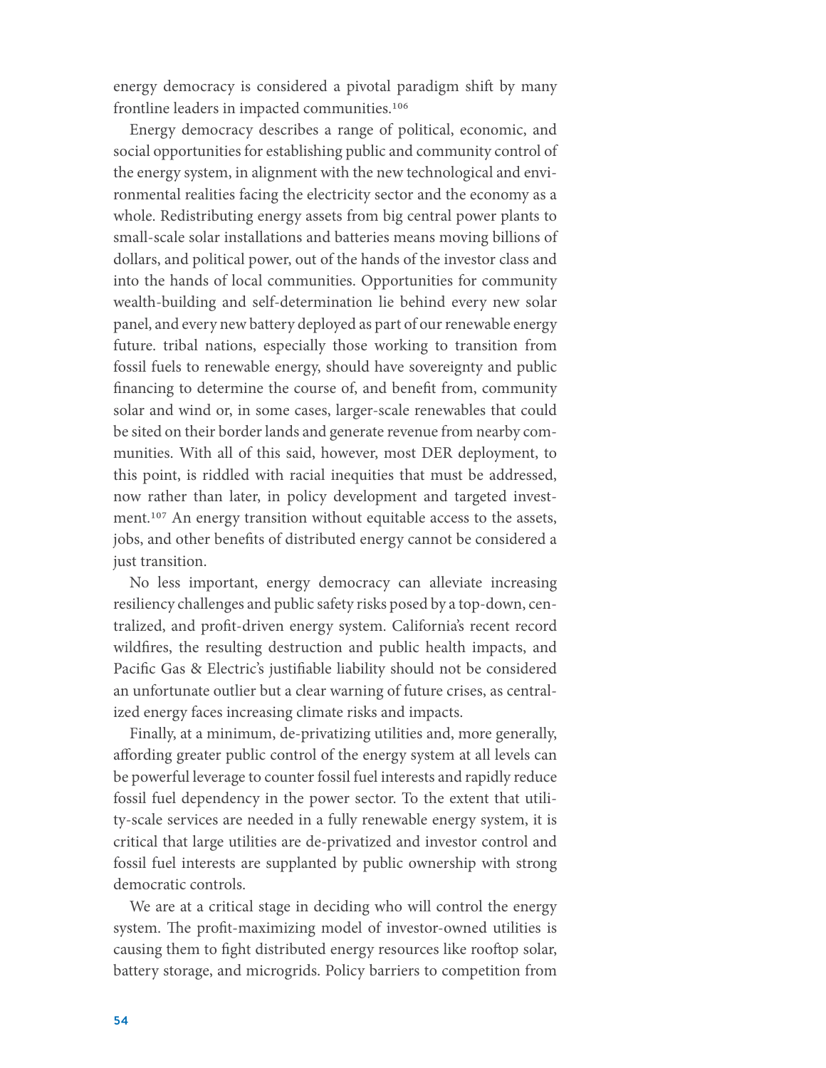energy democracy is considered a pivotal paradigm shift by many frontline leaders in impacted communities.[106]

Energy democracy describes a range of political, economic, and social opportunities for establishing public and community control of the energy system, in alignment with the new technological and environmental realities facing the electricity sector and the economy as a whole. Redistributing energy assets from big central power plants to small-scale solar installations and batteries means moving billions of dollars, and political power, out of the hands of the investor class and into the hands of local communities. Opportunities for community wealth-building and self-determination lie behind every new solar panel, and every new battery deployed as part of our renewable energy future. tribal nations, especially those working to transition from fossil fuels to renewable energy, should have sovereignty and public financing to determine the course of, and benefit from, community solar and wind or, in some cases, larger-scale renewables that could be sited on their border lands and generate revenue from nearby communities. With all of this said, however, most DER deployment, to this point, is riddled with racial inequities that must be addressed, now rather than later, in policy development and targeted investment.[107] An energy transition without equitable access to the assets, jobs, and other benefits of distributed energy cannot be considered a just transition.

No less important, energy democracy can alleviate increasing resiliency challenges and public safety risks posed by a top-down, centralized, and profit-driven energy system. California's recent record wildfires, the resulting destruction and public health impacts, and Pacific Gas & Electric's justifiable liability should not be considered an unfortunate outlier but a clear warning of future crises, as centralized energy faces increasing climate risks and impacts.

Finally, at a minimum, de-privatizing utilities and, more generally, affording greater public control of the energy system at all levels can be powerful leverage to counter fossil fuel interests and rapidly reduce fossil fuel dependency in the power sector. To the extent that utility-scale services are needed in a fully renewable energy system, it is critical that large utilities are de-privatized and investor control and fossil fuel interests are supplanted by public ownership with strong democratic controls.

We are at a critical stage in deciding who will control the energy system. The profit-maximizing model of investor-owned utilities is causing them to fight distributed energy resources like rooftop solar, battery storage, and microgrids. Policy barriers to competition from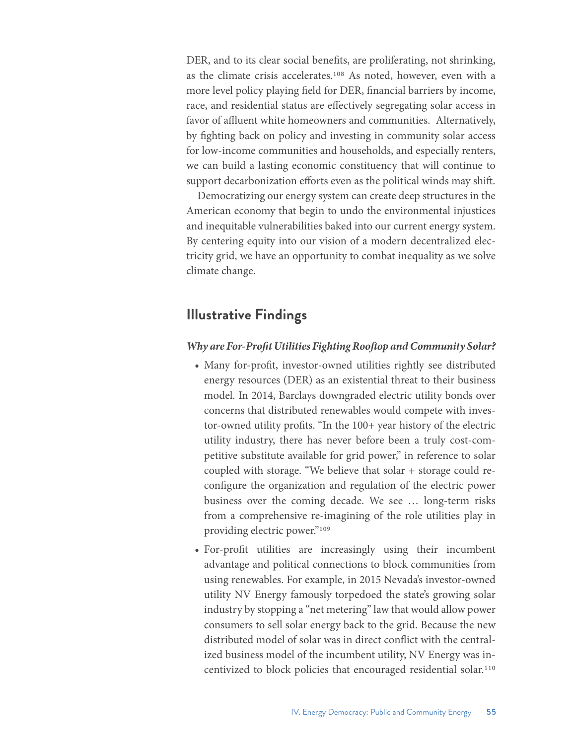DER, and to its clear social benefits, are proliferating, not shrinking, as the climate crisis accelerates.[108] As noted, however, even with a more level policy playing field for DER, financial barriers by income, race, and residential status are effectively segregating solar access in favor of affluent white homeowners and communities. Alternatively, by fighting back on policy and investing in community solar access for low-income communities and households, and especially renters, we can build a lasting economic constituency that will continue to support decarbonization efforts even as the political winds may shift.

Democratizing our energy system can create deep structures in the American economy that begin to undo the environmental injustices and inequitable vulnerabilities baked into our current energy system. By centering equity into our vision of a modern decentralized electricity grid, we have an opportunity to combat inequality as we solve climate change.

## Illustrative Findings

***Why are For-Profit Utilities Fighting Rooftop and Community Solar?***

- Many for-profit, investor-owned utilities rightly see distributed energy resources (DER) as an existential threat to their business model. In 2014, Barclays downgraded electric utility bonds over concerns that distributed renewables would compete with investor-owned utility profits. "In the 100+ year history of the electric utility industry, there has never before been a truly cost-competitive substitute available for grid power," in reference to solar coupled with storage. "We believe that solar + storage could reconfigure the organization and regulation of the electric power business over the coming decade. We see … long-term risks from a comprehensive re-imagining of the role utilities play in providing electric power."[109]
- For-profit utilities are increasingly using their incumbent advantage and political connections to block communities from using renewables. For example, in 2015 Nevada's investor-owned utility NV Energy famously torpedoed the state's growing solar industry by stopping a "net metering" law that would allow power consumers to sell solar energy back to the grid. Because the new distributed model of solar was in direct conflict with the centralized business model of the incumbent utility, NV Energy was incentivized to block policies that encouraged residential solar.[110]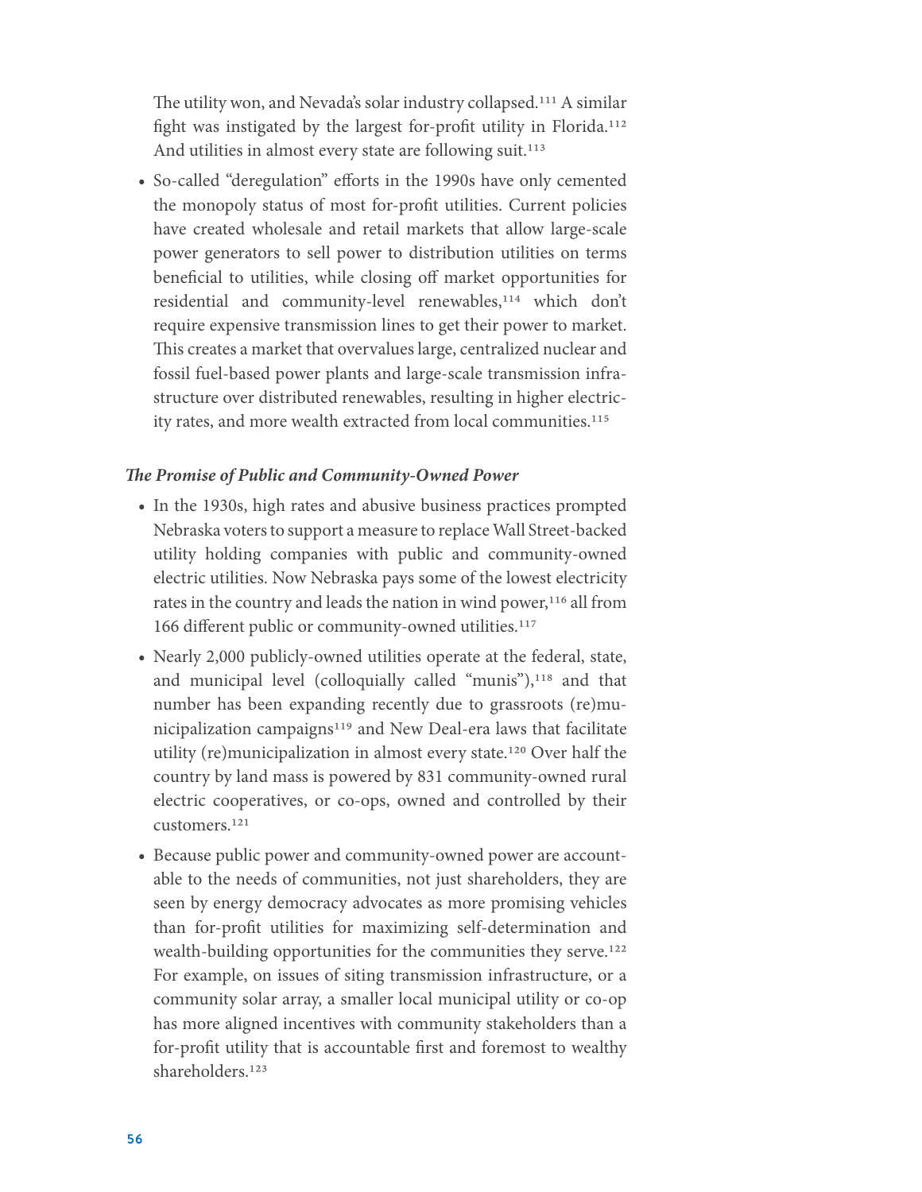The utility won, and Nevada's solar industry collapsed.[111] A similar fight was instigated by the largest for-profit utility in Florida.[112] And utilities in almost every state are following suit.[113]

- So-called "deregulation" efforts in the 1990s have only cemented the monopoly status of most for-profit utilities. Current policies have created wholesale and retail markets that allow large-scale power generators to sell power to distribution utilities on terms beneficial to utilities, while closing off market opportunities for residential and community-level renewables,[114] which don't require expensive transmission lines to get their power to market. This creates a market that overvalues large, centralized nuclear and fossil fuel-based power plants and large-scale transmission infrastructure over distributed renewables, resulting in higher electricity rates, and more wealth extracted from local communities.[115]

***The Promise of Public and Community-Owned Power***

- In the 1930s, high rates and abusive business practices prompted Nebraska voters to support a measure to replace Wall Street-backed utility holding companies with public and community-owned electric utilities. Now Nebraska pays some of the lowest electricity rates in the country and leads the nation in wind power,[116] all from 166 different public or community-owned utilities.[117]
- Nearly 2,000 publicly-owned utilities operate at the federal, state, and municipal level (colloquially called "munis"),[118] and that number has been expanding recently due to grassroots (re)municipalization campaigns[119] and New Deal-era laws that facilitate utility (re)municipalization in almost every state.[120] Over half the country by land mass is powered by 831 community-owned rural electric cooperatives, or co-ops, owned and controlled by their customers.[121]
- Because public power and community-owned power are accountable to the needs of communities, not just shareholders, they are seen by energy democracy advocates as more promising vehicles than for-profit utilities for maximizing self-determination and wealth-building opportunities for the communities they serve.[122] For example, on issues of siting transmission infrastructure, or a community solar array, a smaller local municipal utility or co-op has more aligned incentives with community stakeholders than a for-profit utility that is accountable first and foremost to wealthy shareholders.[123]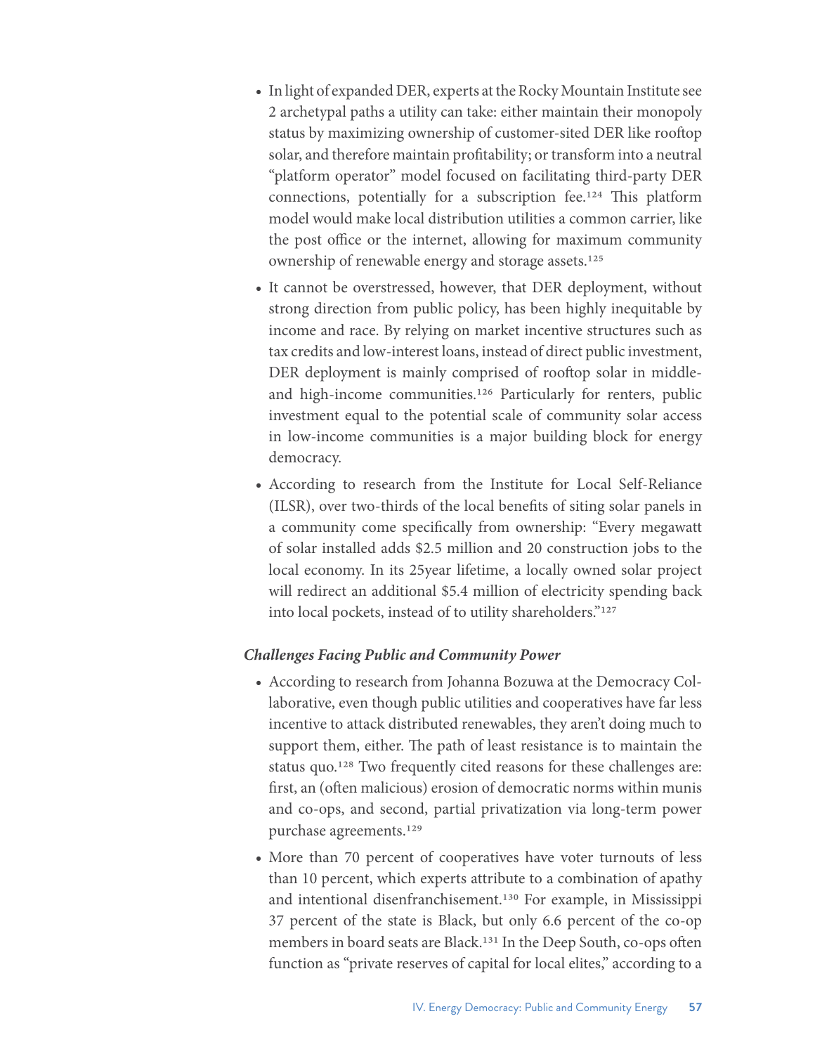- In light of expanded DER, experts at the Rocky Mountain Institute see 2 archetypal paths a utility can take: either maintain their monopoly status by maximizing ownership of customer-sited DER like rooftop solar, and therefore maintain profitability; or transform into a neutral "platform operator" model focused on facilitating third-party DER connections, potentially for a subscription fee.[124] This platform model would make local distribution utilities a common carrier, like the post office or the internet, allowing for maximum community ownership of renewable energy and storage assets.[125]
- It cannot be overstressed, however, that DER deployment, without strong direction from public policy, has been highly inequitable by income and race. By relying on market incentive structures such as tax credits and low-interest loans, instead of direct public investment, DER deployment is mainly comprised of rooftop solar in middle- and high-income communities.[126] Particularly for renters, public investment equal to the potential scale of community solar access in low-income communities is a major building block for energy democracy.
- According to research from the Institute for Local Self-Reliance (ILSR), over two-thirds of the local benefits of siting solar panels in a community come specifically from ownership: "Every megawatt of solar installed adds $2.5 million and 20 construction jobs to the local economy. In its 25year lifetime, a locally owned solar project will redirect an additional $5.4 million of electricity spending back into local pockets, instead of to utility shareholders."[127]

***Challenges Facing Public and Community Power***

- According to research from Johanna Bozuwa at the Democracy Collaborative, even though public utilities and cooperatives have far less incentive to attack distributed renewables, they aren't doing much to support them, either. The path of least resistance is to maintain the status quo.[128] Two frequently cited reasons for these challenges are: first, an (often malicious) erosion of democratic norms within munis and co-ops, and second, partial privatization via long-term power purchase agreements.[129]
- More than 70 percent of cooperatives have voter turnouts of less than 10 percent, which experts attribute to a combination of apathy and intentional disenfranchisement.[130] For example, in Mississippi 37 percent of the state is Black, but only 6.6 percent of the co-op members in board seats are Black.[131] In the Deep South, co-ops often function as "private reserves of capital for local elites," according to a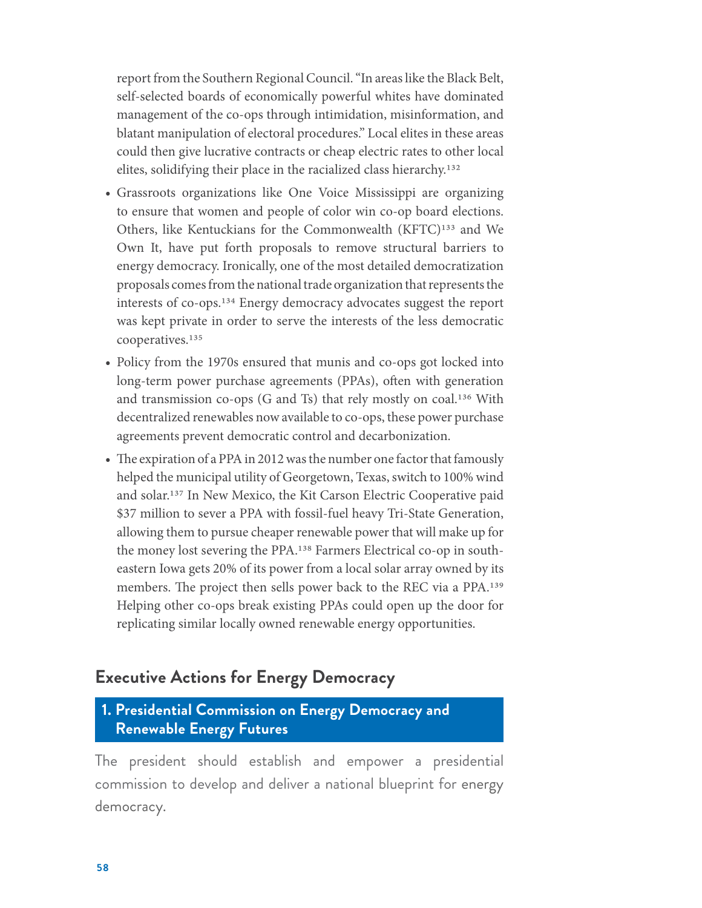report from the Southern Regional Council. "In areas like the Black Belt, self-selected boards of economically powerful whites have dominated management of the co-ops through intimidation, misinformation, and blatant manipulation of electoral procedures." Local elites in these areas could then give lucrative contracts or cheap electric rates to other local elites, solidifying their place in the racialized class hierarchy.[132]

- Grassroots organizations like One Voice Mississippi are organizing to ensure that women and people of color win co-op board elections. Others, like Kentuckians for the Commonwealth (KFTC)[133] and We Own It, have put forth proposals to remove structural barriers to energy democracy. Ironically, one of the most detailed democratization proposals comes from the national trade organization that represents the interests of co-ops.[134] Energy democracy advocates suggest the report was kept private in order to serve the interests of the less democratic cooperatives.[135]
- Policy from the 1970s ensured that munis and co-ops got locked into long-term power purchase agreements (PPAs), often with generation and transmission co-ops (G and Ts) that rely mostly on coal.[136] With decentralized renewables now available to co-ops, these power purchase agreements prevent democratic control and decarbonization.
- The expiration of a PPA in 2012 was the number one factor that famously helped the municipal utility of Georgetown, Texas, switch to 100% wind and solar.[137] In New Mexico, the Kit Carson Electric Cooperative paid $37 million to sever a PPA with fossil-fuel heavy Tri-State Generation, allowing them to pursue cheaper renewable power that will make up for the money lost severing the PPA.[138] Farmers Electrical co-op in south-eastern Iowa gets 20% of its power from a local solar array owned by its members. The project then sells power back to the REC via a PPA.[139] Helping other co-ops break existing PPAs could open up the door for replicating similar locally owned renewable energy opportunities.

## Executive Actions for Energy Democracy

### 1. Presidential Commission on Energy Democracy and Renewable Energy Futures

The president should establish and empower a presidential commission to develop and deliver a national blueprint for energy democracy.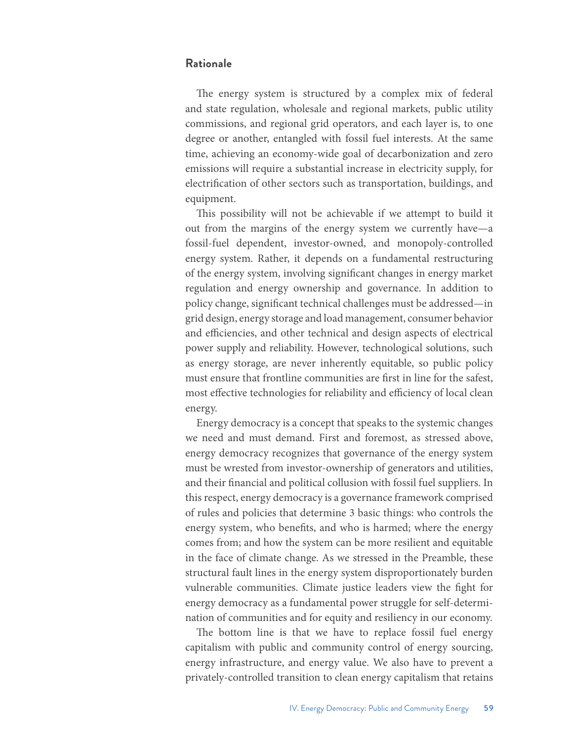## Rationale

The energy system is structured by a complex mix of federal and state regulation, wholesale and regional markets, public utility commissions, and regional grid operators, and each layer is, to one degree or another, entangled with fossil fuel interests. At the same time, achieving an economy-wide goal of decarbonization and zero emissions will require a substantial increase in electricity supply, for electrification of other sectors such as transportation, buildings, and equipment.

This possibility will not be achievable if we attempt to build it out from the margins of the energy system we currently have—a fossil-fuel dependent, investor-owned, and monopoly-controlled energy system. Rather, it depends on a fundamental restructuring of the energy system, involving significant changes in energy market regulation and energy ownership and governance. In addition to policy change, significant technical challenges must be addressed—in grid design, energy storage and load management, consumer behavior and efficiencies, and other technical and design aspects of electrical power supply and reliability. However, technological solutions, such as energy storage, are never inherently equitable, so public policy must ensure that frontline communities are first in line for the safest, most effective technologies for reliability and efficiency of local clean energy.

Energy democracy is a concept that speaks to the systemic changes we need and must demand. First and foremost, as stressed above, energy democracy recognizes that governance of the energy system must be wrested from investor-ownership of generators and utilities, and their financial and political collusion with fossil fuel suppliers. In this respect, energy democracy is a governance framework comprised of rules and policies that determine 3 basic things: who controls the energy system, who benefits, and who is harmed; where the energy comes from; and how the system can be more resilient and equitable in the face of climate change. As we stressed in the Preamble, these structural fault lines in the energy system disproportionately burden vulnerable communities. Climate justice leaders view the fight for energy democracy as a fundamental power struggle for self-determination of communities and for equity and resiliency in our economy.

The bottom line is that we have to replace fossil fuel energy capitalism with public and community control of energy sourcing, energy infrastructure, and energy value. We also have to prevent a privately-controlled transition to clean energy capitalism that retains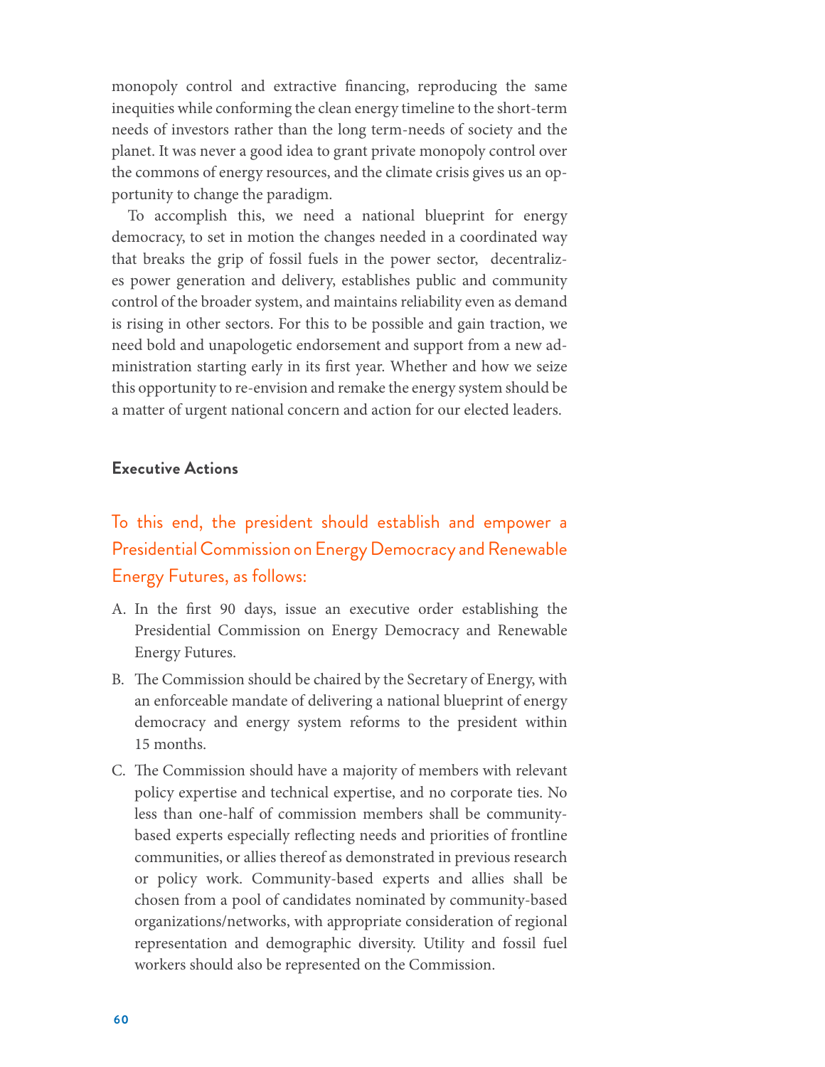monopoly control and extractive financing, reproducing the same inequities while conforming the clean energy timeline to the short-term needs of investors rather than the long term-needs of society and the planet. It was never a good idea to grant private monopoly control over the commons of energy resources, and the climate crisis gives us an opportunity to change the paradigm.

To accomplish this, we need a national blueprint for energy democracy, to set in motion the changes needed in a coordinated way that breaks the grip of fossil fuels in the power sector, decentralizes power generation and delivery, establishes public and community control of the broader system, and maintains reliability even as demand is rising in other sectors. For this to be possible and gain traction, we need bold and unapologetic endorsement and support from a new administration starting early in its first year. Whether and how we seize this opportunity to re-envision and remake the energy system should be a matter of urgent national concern and action for our elected leaders.

### Executive Actions

## To this end, the president should establish and empower a Presidential Commission on Energy Democracy and Renewable Energy Futures, as follows:

A. In the first 90 days, issue an executive order establishing the Presidential Commission on Energy Democracy and Renewable Energy Futures.

B. The Commission should be chaired by the Secretary of Energy, with an enforceable mandate of delivering a national blueprint of energy democracy and energy system reforms to the president within 15 months.

C. The Commission should have a majority of members with relevant policy expertise and technical expertise, and no corporate ties. No less than one-half of commission members shall be community-based experts especially reflecting needs and priorities of frontline communities, or allies thereof as demonstrated in previous research or policy work. Community-based experts and allies shall be chosen from a pool of candidates nominated by community-based organizations/networks, with appropriate consideration of regional representation and demographic diversity. Utility and fossil fuel workers should also be represented on the Commission.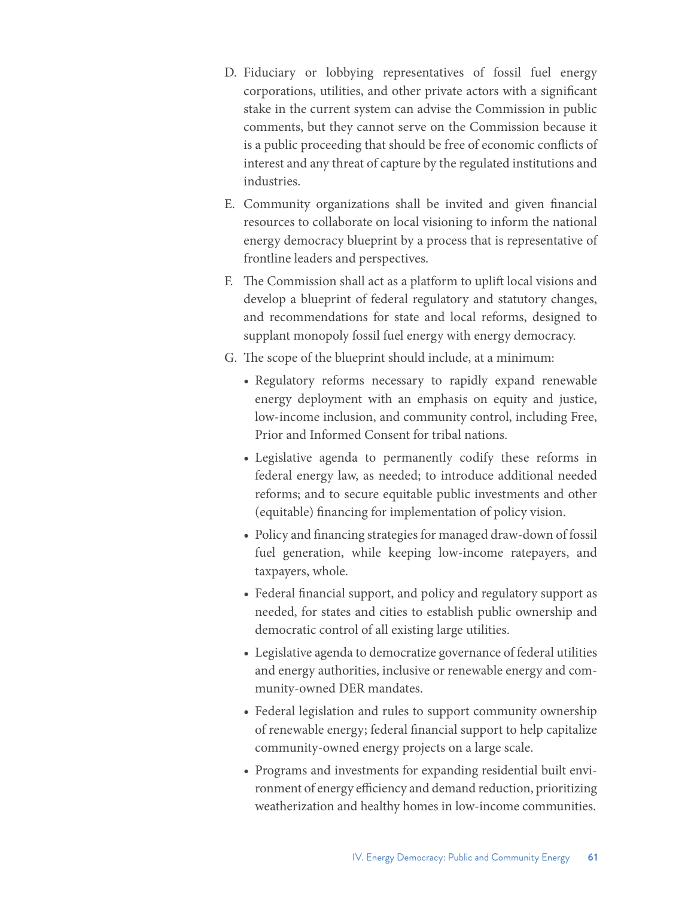D. Fiduciary or lobbying representatives of fossil fuel energy corporations, utilities, and other private actors with a significant stake in the current system can advise the Commission in public comments, but they cannot serve on the Commission because it is a public proceeding that should be free of economic conflicts of interest and any threat of capture by the regulated institutions and industries.

E. Community organizations shall be invited and given financial resources to collaborate on local visioning to inform the national energy democracy blueprint by a process that is representative of frontline leaders and perspectives.

F. The Commission shall act as a platform to uplift local visions and develop a blueprint of federal regulatory and statutory changes, and recommendations for state and local reforms, designed to supplant monopoly fossil fuel energy with energy democracy.

G. The scope of the blueprint should include, at a minimum:

- Regulatory reforms necessary to rapidly expand renewable energy deployment with an emphasis on equity and justice, low-income inclusion, and community control, including Free, Prior and Informed Consent for tribal nations.
- Legislative agenda to permanently codify these reforms in federal energy law, as needed; to introduce additional needed reforms; and to secure equitable public investments and other (equitable) financing for implementation of policy vision.
- Policy and financing strategies for managed draw-down of fossil fuel generation, while keeping low-income ratepayers, and taxpayers, whole.
- Federal financial support, and policy and regulatory support as needed, for states and cities to establish public ownership and democratic control of all existing large utilities.
- Legislative agenda to democratize governance of federal utilities and energy authorities, inclusive or renewable energy and community-owned DER mandates.
- Federal legislation and rules to support community ownership of renewable energy; federal financial support to help capitalize community-owned energy projects on a large scale.
- Programs and investments for expanding residential built environment of energy efficiency and demand reduction, prioritizing weatherization and healthy homes in low-income communities.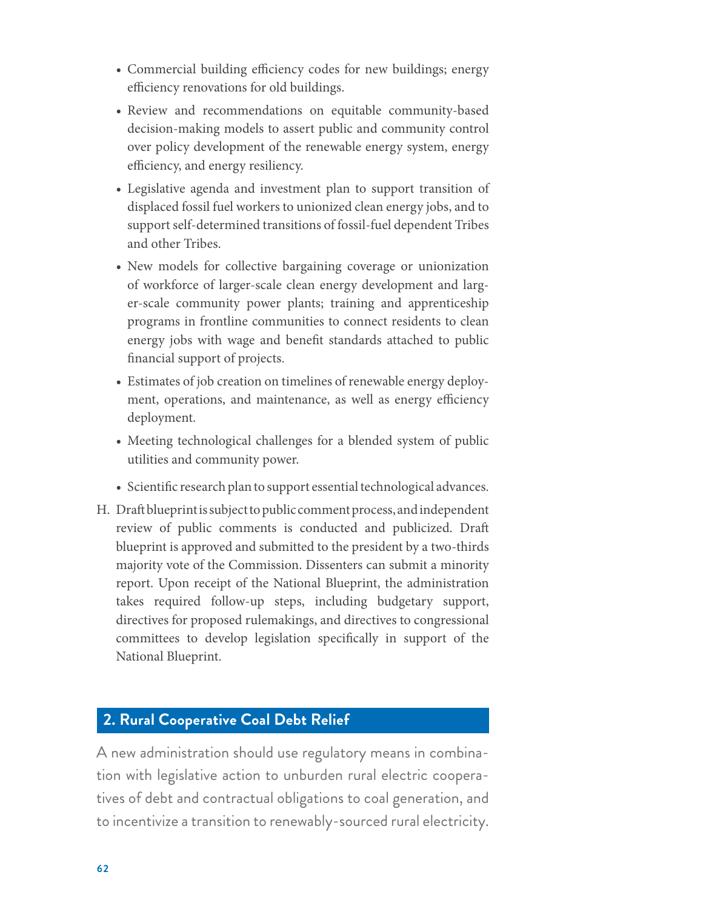- Commercial building efficiency codes for new buildings; energy efficiency renovations for old buildings.
- Review and recommendations on equitable community-based decision-making models to assert public and community control over policy development of the renewable energy system, energy efficiency, and energy resiliency.
- Legislative agenda and investment plan to support transition of displaced fossil fuel workers to unionized clean energy jobs, and to support self-determined transitions of fossil-fuel dependent Tribes and other Tribes.
- New models for collective bargaining coverage or unionization of workforce of larger-scale clean energy development and larger-scale community power plants; training and apprenticeship programs in frontline communities to connect residents to clean energy jobs with wage and benefit standards attached to public financial support of projects.
- Estimates of job creation on timelines of renewable energy deployment, operations, and maintenance, as well as energy efficiency deployment.
- Meeting technological challenges for a blended system of public utilities and community power.
- Scientific research plan to support essential technological advances.

H. Draft blueprint is subject to public comment process, and independent review of public comments is conducted and publicized. Draft blueprint is approved and submitted to the president by a two-thirds majority vote of the Commission. Dissenters can submit a minority report. Upon receipt of the National Blueprint, the administration takes required follow-up steps, including budgetary support, directives for proposed rulemakings, and directives to congressional committees to develop legislation specifically in support of the National Blueprint.

## 2. Rural Cooperative Coal Debt Relief

A new administration should use regulatory means in combination with legislative action to unburden rural electric cooperatives of debt and contractual obligations to coal generation, and to incentivize a transition to renewably-sourced rural electricity.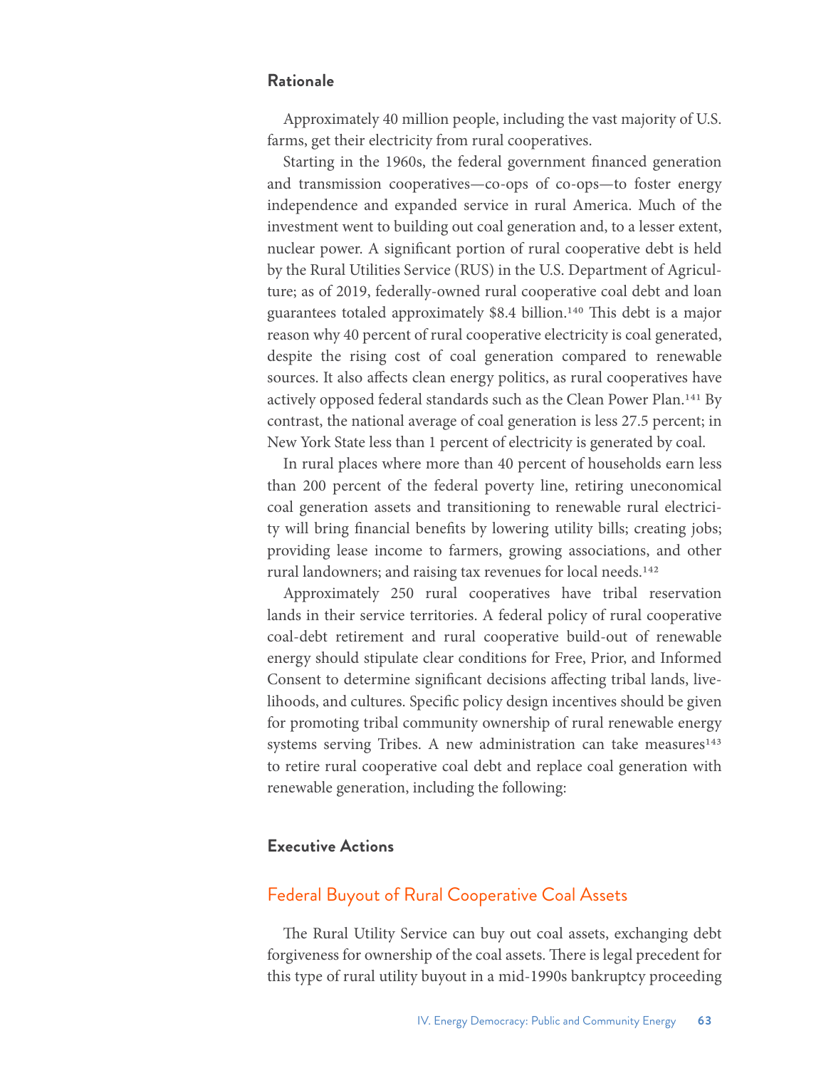### Rationale

Approximately 40 million people, including the vast majority of U.S. farms, get their electricity from rural cooperatives.

Starting in the 1960s, the federal government financed generation and transmission cooperatives—co-ops of co-ops—to foster energy independence and expanded service in rural America. Much of the investment went to building out coal generation and, to a lesser extent, nuclear power. A significant portion of rural cooperative debt is held by the Rural Utilities Service (RUS) in the U.S. Department of Agriculture; as of 2019, federally-owned rural cooperative coal debt and loan guarantees totaled approximately $8.4 billion.[140] This debt is a major reason why 40 percent of rural cooperative electricity is coal generated, despite the rising cost of coal generation compared to renewable sources. It also affects clean energy politics, as rural cooperatives have actively opposed federal standards such as the Clean Power Plan.[141] By contrast, the national average of coal generation is less 27.5 percent; in New York State less than 1 percent of electricity is generated by coal.

In rural places where more than 40 percent of households earn less than 200 percent of the federal poverty line, retiring uneconomical coal generation assets and transitioning to renewable rural electricity will bring financial benefits by lowering utility bills; creating jobs; providing lease income to farmers, growing associations, and other rural landowners; and raising tax revenues for local needs.[142]

Approximately 250 rural cooperatives have tribal reservation lands in their service territories. A federal policy of rural cooperative coal-debt retirement and rural cooperative build-out of renewable energy should stipulate clear conditions for Free, Prior, and Informed Consent to determine significant decisions affecting tribal lands, livelihoods, and cultures. Specific policy design incentives should be given for promoting tribal community ownership of rural renewable energy systems serving Tribes. A new administration can take measures[143] to retire rural cooperative coal debt and replace coal generation with renewable generation, including the following:

### Executive Actions

#### Federal Buyout of Rural Cooperative Coal Assets

The Rural Utility Service can buy out coal assets, exchanging debt forgiveness for ownership of the coal assets. There is legal precedent for this type of rural utility buyout in a mid-1990s bankruptcy proceeding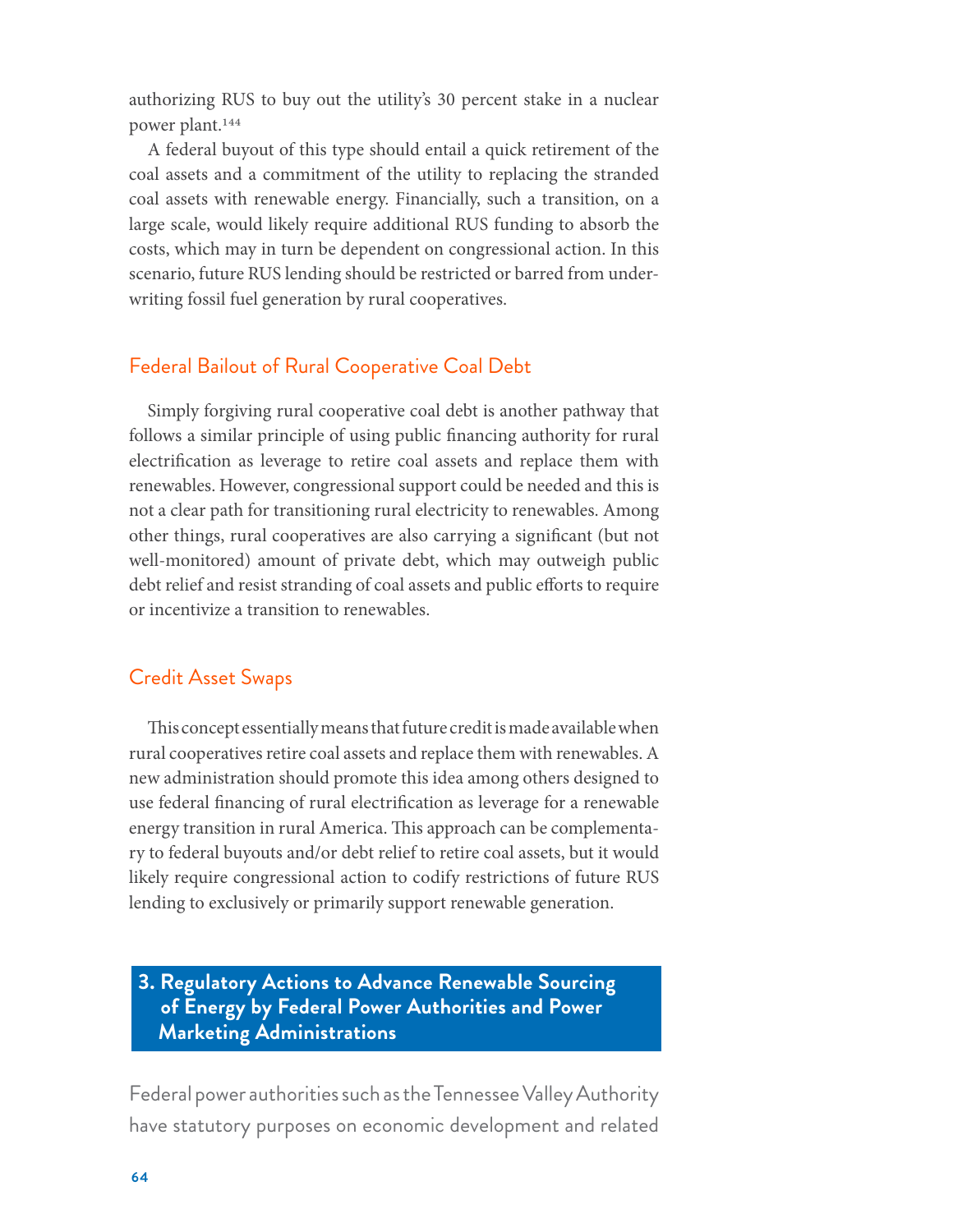authorizing RUS to buy out the utility's 30 percent stake in a nuclear power plant.[144]

A federal buyout of this type should entail a quick retirement of the coal assets and a commitment of the utility to replacing the stranded coal assets with renewable energy. Financially, such a transition, on a large scale, would likely require additional RUS funding to absorb the costs, which may in turn be dependent on congressional action. In this scenario, future RUS lending should be restricted or barred from underwriting fossil fuel generation by rural cooperatives.

### Federal Bailout of Rural Cooperative Coal Debt

Simply forgiving rural cooperative coal debt is another pathway that follows a similar principle of using public financing authority for rural electrification as leverage to retire coal assets and replace them with renewables. However, congressional support could be needed and this is not a clear path for transitioning rural electricity to renewables. Among other things, rural cooperatives are also carrying a significant (but not well-monitored) amount of private debt, which may outweigh public debt relief and resist stranding of coal assets and public efforts to require or incentivize a transition to renewables.

### Credit Asset Swaps

This concept essentially means that future credit is made available when rural cooperatives retire coal assets and replace them with renewables. A new administration should promote this idea among others designed to use federal financing of rural electrification as leverage for a renewable energy transition in rural America. This approach can be complementary to federal buyouts and/or debt relief to retire coal assets, but it would likely require congressional action to codify restrictions of future RUS lending to exclusively or primarily support renewable generation.

## 3. Regulatory Actions to Advance Renewable Sourcing of Energy by Federal Power Authorities and Power Marketing Administrations

Federal power authorities such as the Tennessee Valley Authority have statutory purposes on economic development and related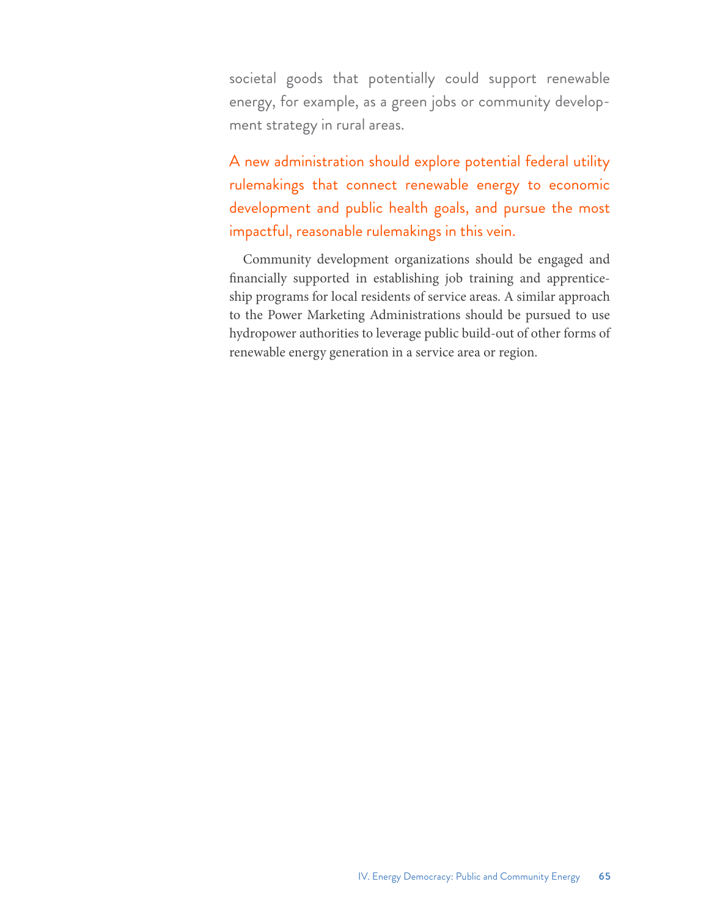societal goods that potentially could support renewable energy, for example, as a green jobs or community development strategy in rural areas.

**A new administration should explore potential federal utility rulemakings that connect renewable energy to economic development and public health goals, and pursue the most impactful, reasonable rulemakings in this vein.**

Community development organizations should be engaged and financially supported in establishing job training and apprenticeship programs for local residents of service areas. A similar approach to the Power Marketing Administrations should be pursued to use hydropower authorities to leverage public build-out of other forms of renewable energy generation in a service area or region.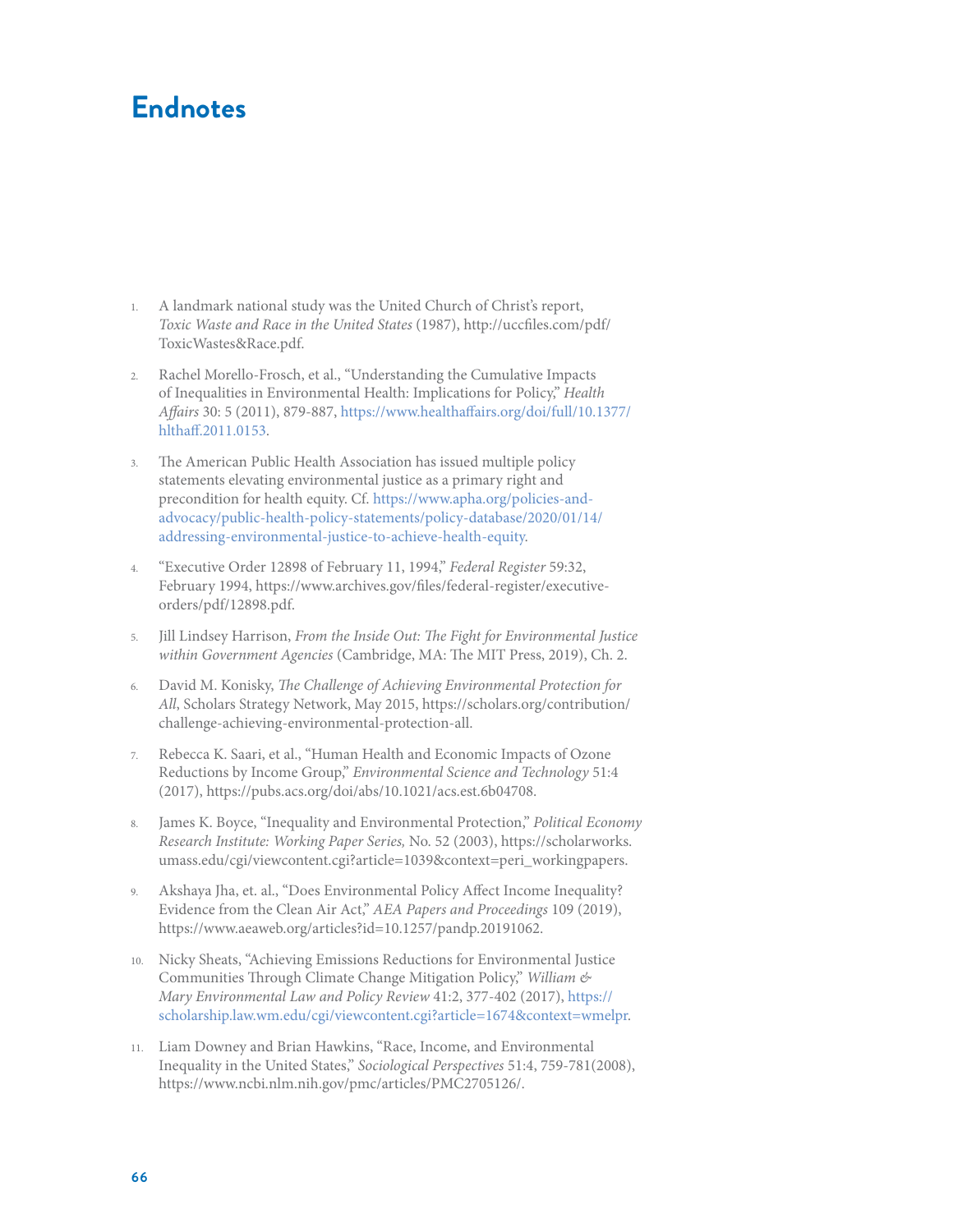# Endnotes

1. A landmark national study was the United Church of Christ's report, *Toxic Waste and Race in the United States* (1987), http://uccfiles.com/pdf/ToxicWastes&Race.pdf.

2. Rachel Morello-Frosch, et al., "Understanding the Cumulative Impacts of Inequalities in Environmental Health: Implications for Policy," *Health Affairs* 30: 5 (2011), 879-887, https://www.healthaffairs.org/doi/full/10.1377/hlthaff.2011.0153.

3. The American Public Health Association has issued multiple policy statements elevating environmental justice as a primary right and precondition for health equity. Cf. https://www.apha.org/policies-and-advocacy/public-health-policy-statements/policy-database/2020/01/14/addressing-environmental-justice-to-achieve-health-equity.

4. "Executive Order 12898 of February 11, 1994," *Federal Register* 59:32, February 1994, https://www.archives.gov/files/federal-register/executive-orders/pdf/12898.pdf.

5. Jill Lindsey Harrison, *From the Inside Out: The Fight for Environmental Justice within Government Agencies* (Cambridge, MA: The MIT Press, 2019), Ch. 2.

6. David M. Konisky, *The Challenge of Achieving Environmental Protection for All*, Scholars Strategy Network, May 2015, https://scholars.org/contribution/challenge-achieving-environmental-protection-all.

7. Rebecca K. Saari, et al., "Human Health and Economic Impacts of Ozone Reductions by Income Group," *Environmental Science and Technology* 51:4 (2017), https://pubs.acs.org/doi/abs/10.1021/acs.est.6b04708.

8. James K. Boyce, "Inequality and Environmental Protection," *Political Economy Research Institute: Working Paper Series,* No. 52 (2003), https://scholarworks.umass.edu/cgi/viewcontent.cgi?article=1039&context=peri_workingpapers.

9. Akshaya Jha, et. al., "Does Environmental Policy Affect Income Inequality? Evidence from the Clean Air Act," *AEA Papers and Proceedings* 109 (2019), https://www.aeaweb.org/articles?id=10.1257/pandp.20191062.

10. Nicky Sheats, "Achieving Emissions Reductions for Environmental Justice Communities Through Climate Change Mitigation Policy," *William & Mary Environmental Law and Policy Review* 41:2, 377-402 (2017), https://scholarship.law.wm.edu/cgi/viewcontent.cgi?article=1674&context=wmelpr.

11. Liam Downey and Brian Hawkins, "Race, Income, and Environmental Inequality in the United States," *Sociological Perspectives* 51:4, 759-781(2008), https://www.ncbi.nlm.nih.gov/pmc/articles/PMC2705126/.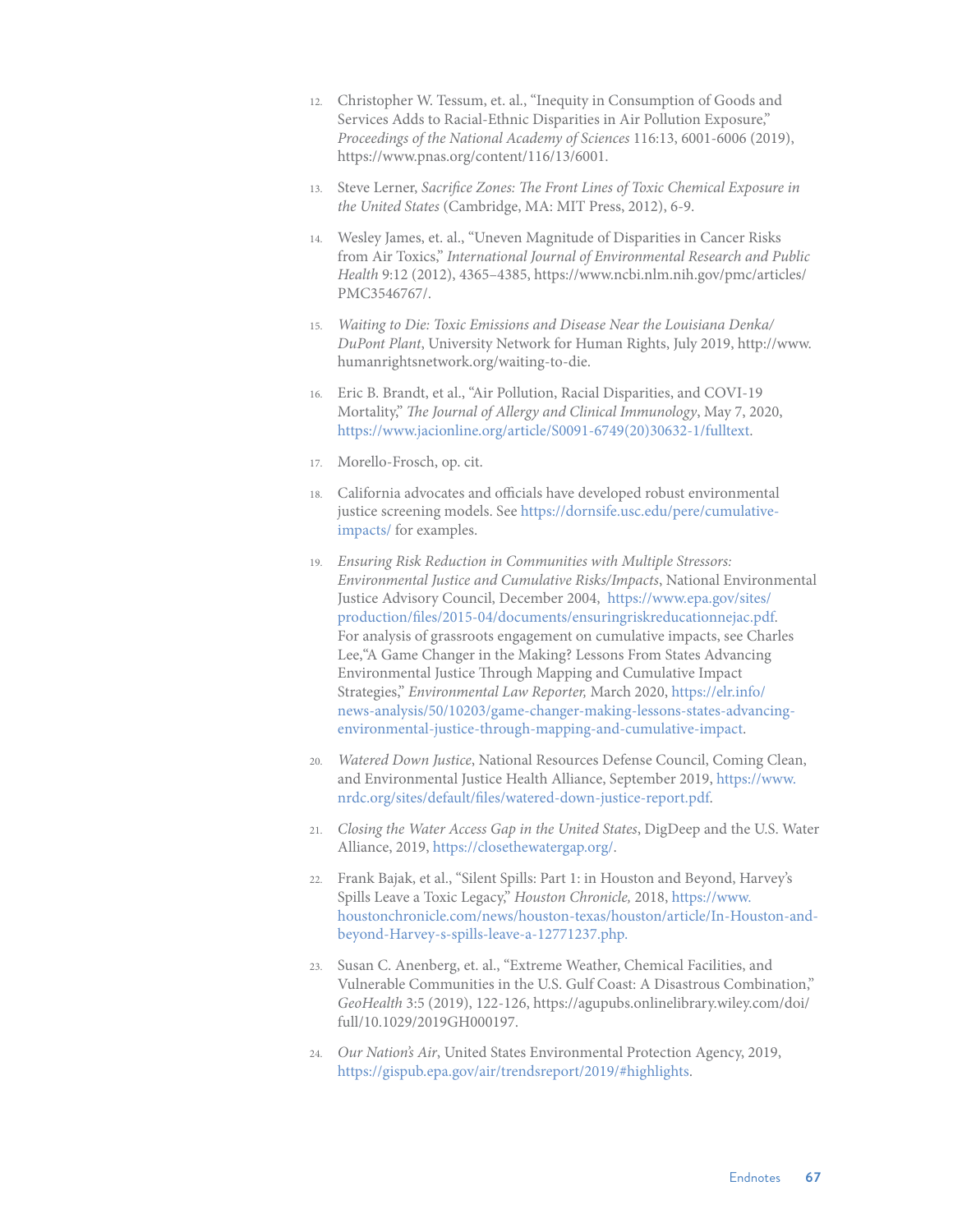12. Christopher W. Tessum, et. al., "Inequity in Consumption of Goods and Services Adds to Racial-Ethnic Disparities in Air Pollution Exposure," *Proceedings of the National Academy of Sciences* 116:13, 6001-6006 (2019), https://www.pnas.org/content/116/13/6001.

13. Steve Lerner, *Sacrifice Zones: The Front Lines of Toxic Chemical Exposure in the United States* (Cambridge, MA: MIT Press, 2012), 6-9.

14. Wesley James, et. al., "Uneven Magnitude of Disparities in Cancer Risks from Air Toxics," *International Journal of Environmental Research and Public Health* 9:12 (2012), 4365–4385, https://www.ncbi.nlm.nih.gov/pmc/articles/PMC3546767/.

15. *Waiting to Die: Toxic Emissions and Disease Near the Louisiana Denka/DuPont Plant*, University Network for Human Rights, July 2019, http://www.humanrightsnetwork.org/waiting-to-die.

16. Eric B. Brandt, et al., "Air Pollution, Racial Disparities, and COVI-19 Mortality," *The Journal of Allergy and Clinical Immunology*, May 7, 2020, https://www.jacionline.org/article/S0091-6749(20)30632-1/fulltext.

17. Morello-Frosch, op. cit.

18. California advocates and officials have developed robust environmental justice screening models. See https://dornsife.usc.edu/pere/cumulative-impacts/ for examples.

19. *Ensuring Risk Reduction in Communities with Multiple Stressors: Environmental Justice and Cumulative Risks/Impacts*, National Environmental Justice Advisory Council, December 2004, https://www.epa.gov/sites/production/files/2015-04/documents/ensuringriskreducationnejac.pdf. For analysis of grassroots engagement on cumulative impacts, see Charles Lee,"A Game Changer in the Making? Lessons From States Advancing Environmental Justice Through Mapping and Cumulative Impact Strategies," *Environmental Law Reporter,* March 2020, https://elr.info/news-analysis/50/10203/game-changer-making-lessons-states-advancing-environmental-justice-through-mapping-and-cumulative-impact.

20. *Watered Down Justice*, National Resources Defense Council, Coming Clean, and Environmental Justice Health Alliance, September 2019, https://www.nrdc.org/sites/default/files/watered-down-justice-report.pdf.

21. *Closing the Water Access Gap in the United States*, DigDeep and the U.S. Water Alliance, 2019, https://closethewatergap.org/.

22. Frank Bajak, et al., "Silent Spills: Part 1: in Houston and Beyond, Harvey's Spills Leave a Toxic Legacy," *Houston Chronicle,* 2018, https://www.houstonchronicle.com/news/houston-texas/houston/article/In-Houston-and-beyond-Harvey-s-spills-leave-a-12771237.php.

23. Susan C. Anenberg, et. al., "Extreme Weather, Chemical Facilities, and Vulnerable Communities in the U.S. Gulf Coast: A Disastrous Combination," *GeoHealth* 3:5 (2019), 122-126, https://agupubs.onlinelibrary.wiley.com/doi/full/10.1029/2019GH000197.

24. *Our Nation's Air*, United States Environmental Protection Agency, 2019, https://gispub.epa.gov/air/trendsreport/2019/#highlights.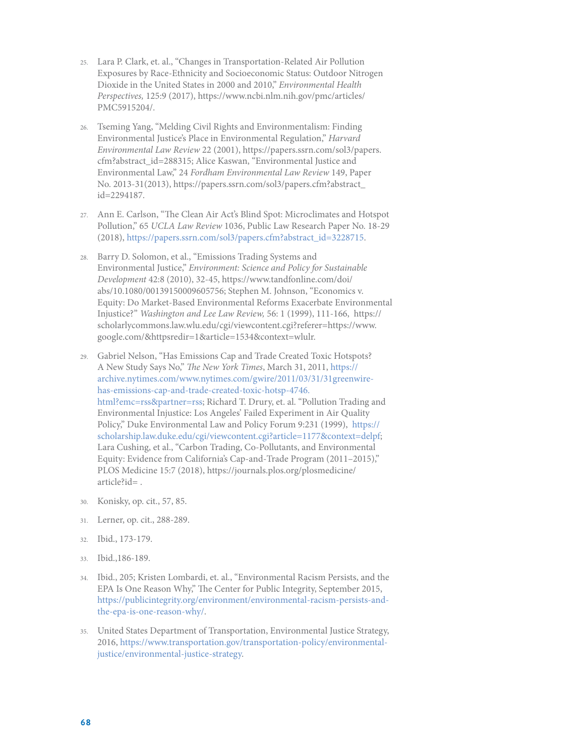25. Lara P. Clark, et. al., "Changes in Transportation-Related Air Pollution Exposures by Race-Ethnicity and Socioeconomic Status: Outdoor Nitrogen Dioxide in the United States in 2000 and 2010," *Environmental Health Perspectives*, 125:9 (2017), https://www.ncbi.nlm.nih.gov/pmc/articles/PMC5915204/.

26. Tseming Yang, "Melding Civil Rights and Environmentalism: Finding Environmental Justice's Place in Environmental Regulation," *Harvard Environmental Law Review* 22 (2001), https://papers.ssrn.com/sol3/papers.cfm?abstract_id=288315; Alice Kaswan, "Environmental Justice and Environmental Law," 24 *Fordham Environmental Law Review* 149, Paper No. 2013-31(2013), https://papers.ssrn.com/sol3/papers.cfm?abstract_id=2294187.

27. Ann E. Carlson, "The Clean Air Act's Blind Spot: Microclimates and Hotspot Pollution," 65 *UCLA Law Review* 1036, Public Law Research Paper No. 18-29 (2018), https://papers.ssrn.com/sol3/papers.cfm?abstract_id=3228715.

28. Barry D. Solomon, et al., "Emissions Trading Systems and Environmental Justice," *Environment: Science and Policy for Sustainable Development* 42:8 (2010), 32-45, https://www.tandfonline.com/doi/abs/10.1080/00139150009605756; Stephen M. Johnson, "Economics v. Equity: Do Market-Based Environmental Reforms Exacerbate Environmental Injustice?" *Washington and Lee Law Review,* 56: 1 (1999), 111-166, https://scholarlycommons.law.wlu.edu/cgi/viewcontent.cgi?referer=https://www.google.com/&httpsredir=1&article=1534&context=wlulr.

29. Gabriel Nelson, "Has Emissions Cap and Trade Created Toxic Hotspots? A New Study Says No," *The New York Times*, March 31, 2011, https://archive.nytimes.com/www.nytimes.com/gwire/2011/03/31/31greenwire-has-emissions-cap-and-trade-created-toxic-hotsp-4746.html?emc=rss&partner=rss; Richard T. Drury, et. al. "Pollution Trading and Environmental Injustice: Los Angeles' Failed Experiment in Air Quality Policy," Duke Environmental Law and Policy Forum 9:231 (1999), https://scholarship.law.duke.edu/cgi/viewcontent.cgi?article=1177&context=delpf; Lara Cushing, et al., "Carbon Trading, Co-Pollutants, and Environmental Equity: Evidence from California's Cap-and-Trade Program (2011–2015)," PLOS Medicine 15:7 (2018), https://journals.plos.org/plosmedicine/article?id= .

30. Konisky, op. cit., 57, 85.

31. Lerner, op. cit., 288-289.

32. Ibid., 173-179.

33. Ibid.,186-189.

34. Ibid., 205; Kristen Lombardi, et. al., "Environmental Racism Persists, and the EPA Is One Reason Why," The Center for Public Integrity, September 2015, https://publicintegrity.org/environment/environmental-racism-persists-and-the-epa-is-one-reason-why/.

35. United States Department of Transportation, Environmental Justice Strategy, 2016, https://www.transportation.gov/transportation-policy/environmental-justice/environmental-justice-strategy.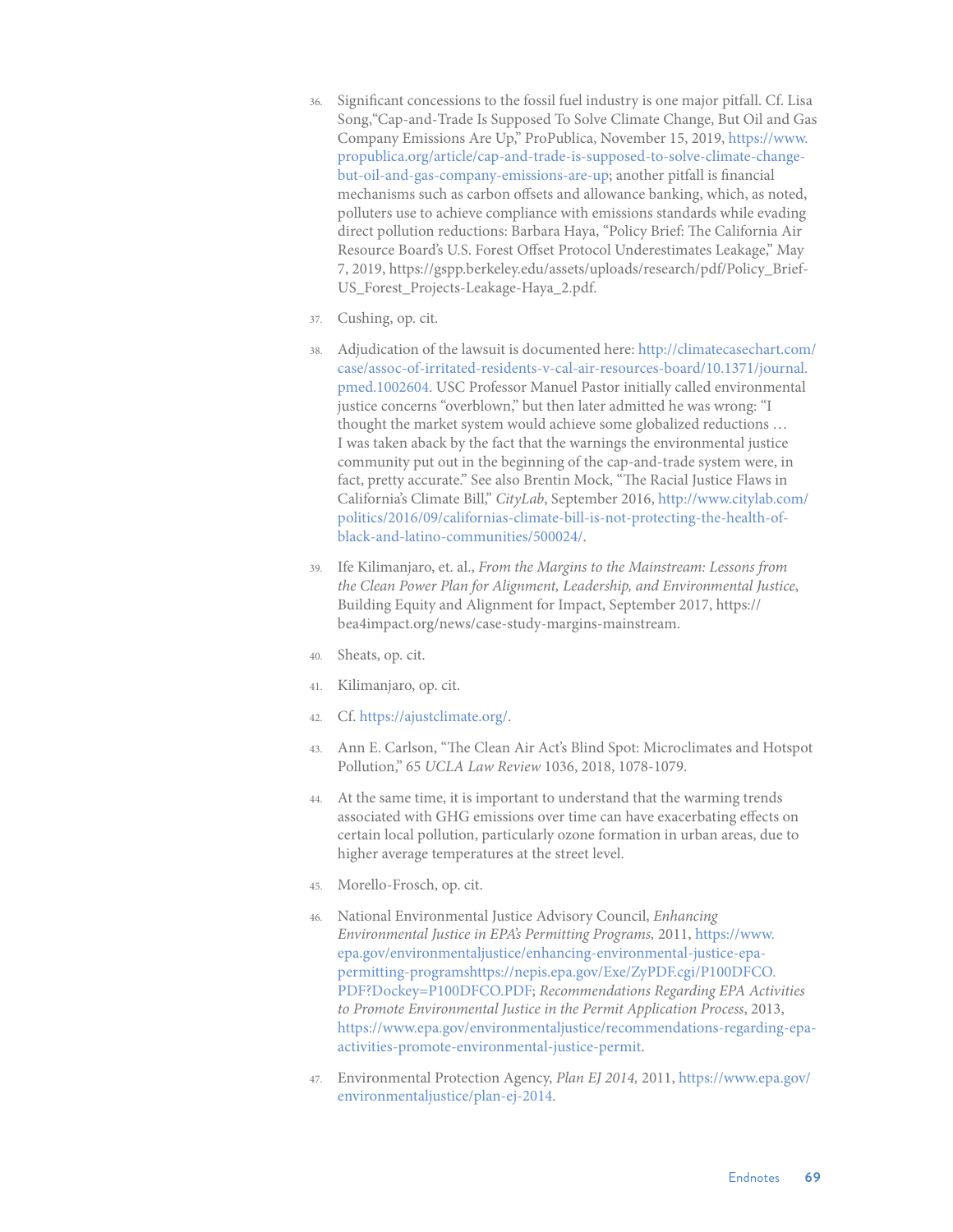36. Significant concessions to the fossil fuel industry is one major pitfall. Cf. Lisa Song,"Cap-and-Trade Is Supposed To Solve Climate Change, But Oil and Gas Company Emissions Are Up," ProPublica, November 15, 2019, https://www.propublica.org/article/cap-and-trade-is-supposed-to-solve-climate-change-but-oil-and-gas-company-emissions-are-up; another pitfall is financial mechanisms such as carbon offsets and allowance banking, which, as noted, polluters use to achieve compliance with emissions standards while evading direct pollution reductions: Barbara Haya, "Policy Brief: The California Air Resource Board's U.S. Forest Offset Protocol Underestimates Leakage," May 7, 2019, https://gspp.berkeley.edu/assets/uploads/research/pdf/Policy_Brief-US_Forest_Projects-Leakage-Haya_2.pdf.

37. Cushing, op. cit.

38. Adjudication of the lawsuit is documented here: http://climatecasechart.com/case/assoc-of-irritated-residents-v-cal-air-resources-board/10.1371/journal.pmed.1002604. USC Professor Manuel Pastor initially called environmental justice concerns "overblown," but then later admitted he was wrong: "I thought the market system would achieve some globalized reductions … I was taken aback by the fact that the warnings the environmental justice community put out in the beginning of the cap-and-trade system were, in fact, pretty accurate." See also Brentin Mock, "The Racial Justice Flaws in California's Climate Bill," *CityLab*, September 2016, http://www.citylab.com/politics/2016/09/californias-climate-bill-is-not-protecting-the-health-of-black-and-latino-communities/500024/.

39. Ife Kilimanjaro, et. al., *From the Margins to the Mainstream: Lessons from the Clean Power Plan for Alignment, Leadership, and Environmental Justice*, Building Equity and Alignment for Impact, September 2017, https://bea4impact.org/news/case-study-margins-mainstream.

40. Sheats, op. cit.

41. Kilimanjaro, op. cit.

42. Cf. https://ajustclimate.org/.

43. Ann E. Carlson, "The Clean Air Act's Blind Spot: Microclimates and Hotspot Pollution," 65 *UCLA Law Review* 1036, 2018, 1078-1079.

44. At the same time, it is important to understand that the warming trends associated with GHG emissions over time can have exacerbating effects on certain local pollution, particularly ozone formation in urban areas, due to higher average temperatures at the street level.

45. Morello-Frosch, op. cit.

46. National Environmental Justice Advisory Council, *Enhancing Environmental Justice in EPA's Permitting Programs,* 2011, https://www.epa.gov/environmentaljustice/enhancing-environmental-justice-epa-permitting-programshttps://nepis.epa.gov/Exe/ZyPDF.cgi/P100DFCO.PDF?Dockey=P100DFCO.PDF; *Recommendations Regarding EPA Activities to Promote Environmental Justice in the Permit Application Process*, 2013, https://www.epa.gov/environmentaljustice/recommendations-regarding-epa-activities-promote-environmental-justice-permit.

47. Environmental Protection Agency, *Plan EJ 2014,* 2011, https://www.epa.gov/environmentaljustice/plan-ej-2014.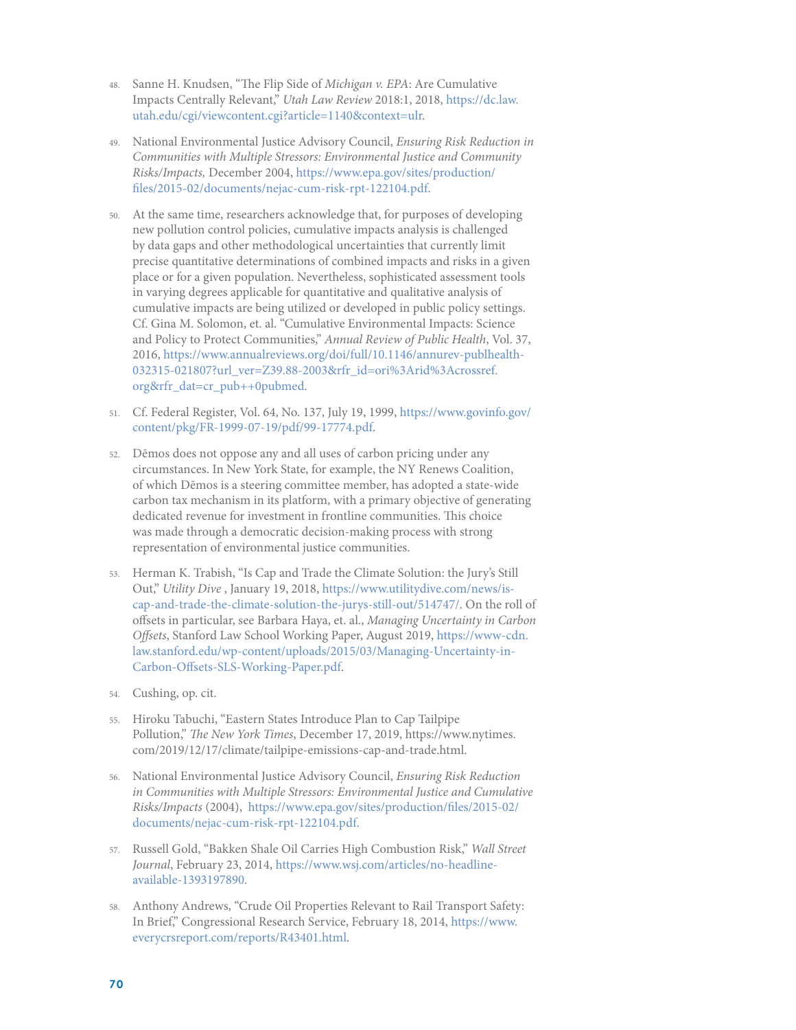48. Sanne H. Knudsen, "The Flip Side of *Michigan v. EPA*: Are Cumulative Impacts Centrally Relevant," *Utah Law Review* 2018:1, 2018, https://dc.law.utah.edu/cgi/viewcontent.cgi?article=1140&context=ulr.

49. National Environmental Justice Advisory Council, *Ensuring Risk Reduction in Communities with Multiple Stressors: Environmental Justice and Community Risks/Impacts,* December 2004, https://www.epa.gov/sites/production/files/2015-02/documents/nejac-cum-risk-rpt-122104.pdf.

50. At the same time, researchers acknowledge that, for purposes of developing new pollution control policies, cumulative impacts analysis is challenged by data gaps and other methodological uncertainties that currently limit precise quantitative determinations of combined impacts and risks in a given place or for a given population. Nevertheless, sophisticated assessment tools in varying degrees applicable for quantitative and qualitative analysis of cumulative impacts are being utilized or developed in public policy settings. Cf. Gina M. Solomon, et. al. "Cumulative Environmental Impacts: Science and Policy to Protect Communities," *Annual Review of Public Health*, Vol. 37, 2016, https://www.annualreviews.org/doi/full/10.1146/annurev-publhealth-032315-021807?url_ver=Z39.88-2003&rfr_id=ori%3Arid%3Acrossref.org&rfr_dat=cr_pub++0pubmed.

51. Cf. Federal Register, Vol. 64, No. 137, July 19, 1999, https://www.govinfo.gov/content/pkg/FR-1999-07-19/pdf/99-17774.pdf.

52. Dēmos does not oppose any and all uses of carbon pricing under any circumstances. In New York State, for example, the NY Renews Coalition, of which Dēmos is a steering committee member, has adopted a state-wide carbon tax mechanism in its platform, with a primary objective of generating dedicated revenue for investment in frontline communities. This choice was made through a democratic decision-making process with strong representation of environmental justice communities.

53. Herman K. Trabish, "Is Cap and Trade the Climate Solution: the Jury's Still Out," *Utility Dive* , January 19, 2018, https://www.utilitydive.com/news/is-cap-and-trade-the-climate-solution-the-jurys-still-out/514747/. On the roll of offsets in particular, see Barbara Haya, et. al., *Managing Uncertainty in Carbon Offsets*, Stanford Law School Working Paper, August 2019, https://www-cdn.law.stanford.edu/wp-content/uploads/2015/03/Managing-Uncertainty-in-Carbon-Offsets-SLS-Working-Paper.pdf.

54. Cushing, op. cit.

55. Hiroku Tabuchi, "Eastern States Introduce Plan to Cap Tailpipe Pollution," *The New York Times*, December 17, 2019, https://www.nytimes.com/2019/12/17/climate/tailpipe-emissions-cap-and-trade.html.

56. National Environmental Justice Advisory Council, *Ensuring Risk Reduction in Communities with Multiple Stressors: Environmental Justice and Cumulative Risks/Impacts* (2004), https://www.epa.gov/sites/production/files/2015-02/documents/nejac-cum-risk-rpt-122104.pdf.

57. Russell Gold, "Bakken Shale Oil Carries High Combustion Risk," *Wall Street Journal*, February 23, 2014, https://www.wsj.com/articles/no-headline-available-1393197890.

58. Anthony Andrews, "Crude Oil Properties Relevant to Rail Transport Safety: In Brief," Congressional Research Service, February 18, 2014, https://www.everycrsreport.com/reports/R43401.html.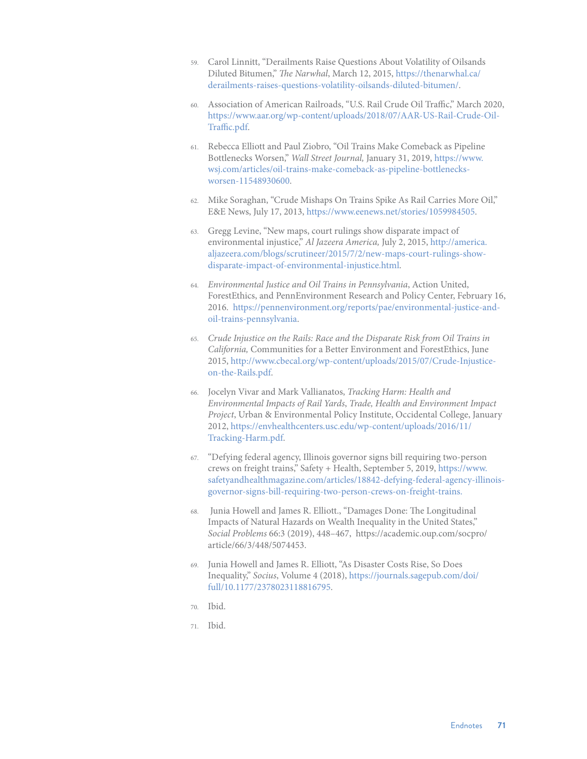59. Carol Linnitt, "Derailments Raise Questions About Volatility of Oilsands Diluted Bitumen," *The Narwhal*, March 12, 2015, https://thenarwhal.ca/derailments-raises-questions-volatility-oilsands-diluted-bitumen/.

60. Association of American Railroads, "U.S. Rail Crude Oil Traffic," March 2020, https://www.aar.org/wp-content/uploads/2018/07/AAR-US-Rail-Crude-Oil-Traffic.pdf.

61. Rebecca Elliott and Paul Ziobro, "Oil Trains Make Comeback as Pipeline Bottlenecks Worsen," *Wall Street Journal,* January 31, 2019, https://www.wsj.com/articles/oil-trains-make-comeback-as-pipeline-bottlenecks-worsen-11548930600.

62. Mike Soraghan, "Crude Mishaps On Trains Spike As Rail Carries More Oil," E&E News, July 17, 2013, https://www.eenews.net/stories/1059984505.

63. Gregg Levine, "New maps, court rulings show disparate impact of environmental injustice," *Al Jazeera America,* July 2, 2015, http://america.aljazeera.com/blogs/scrutineer/2015/7/2/new-maps-court-rulings-show-disparate-impact-of-environmental-injustice.html.

64. *Environmental Justice and Oil Trains in Pennsylvania*, Action United, ForestEthics, and PennEnvironment Research and Policy Center, February 16, 2016. https://pennenvironment.org/reports/pae/environmental-justice-and-oil-trains-pennsylvania.

65. *Crude Injustice on the Rails: Race and the Disparate Risk from Oil Trains in California,* Communities for a Better Environment and ForestEthics, June 2015, http://www.cbecal.org/wp-content/uploads/2015/07/Crude-Injustice-on-the-Rails.pdf.

66. Jocelyn Vivar and Mark Vallianatos, *Tracking Harm: Health and Environmental Impacts of Rail Yards*, *Trade, Health and Environment Impact Project*, Urban & Environmental Policy Institute, Occidental College, January 2012, https://envhealthcenters.usc.edu/wp-content/uploads/2016/11/Tracking-Harm.pdf.

67. "Defying federal agency, Illinois governor signs bill requiring two-person crews on freight trains," Safety + Health, September 5, 2019, https://www.safetyandhealthmagazine.com/articles/18842-defying-federal-agency-illinois-governor-signs-bill-requiring-two-person-crews-on-freight-trains.

68. Junia Howell and James R. Elliott., "Damages Done: The Longitudinal Impacts of Natural Hazards on Wealth Inequality in the United States," *Social Problems* 66:3 (2019), 448–467, https://academic.oup.com/socpro/article/66/3/448/5074453.

69. Junia Howell and James R. Elliott, "As Disaster Costs Rise, So Does Inequality," *Socius*, Volume 4 (2018), https://journals.sagepub.com/doi/full/10.1177/2378023118816795.

70. Ibid.

71. Ibid.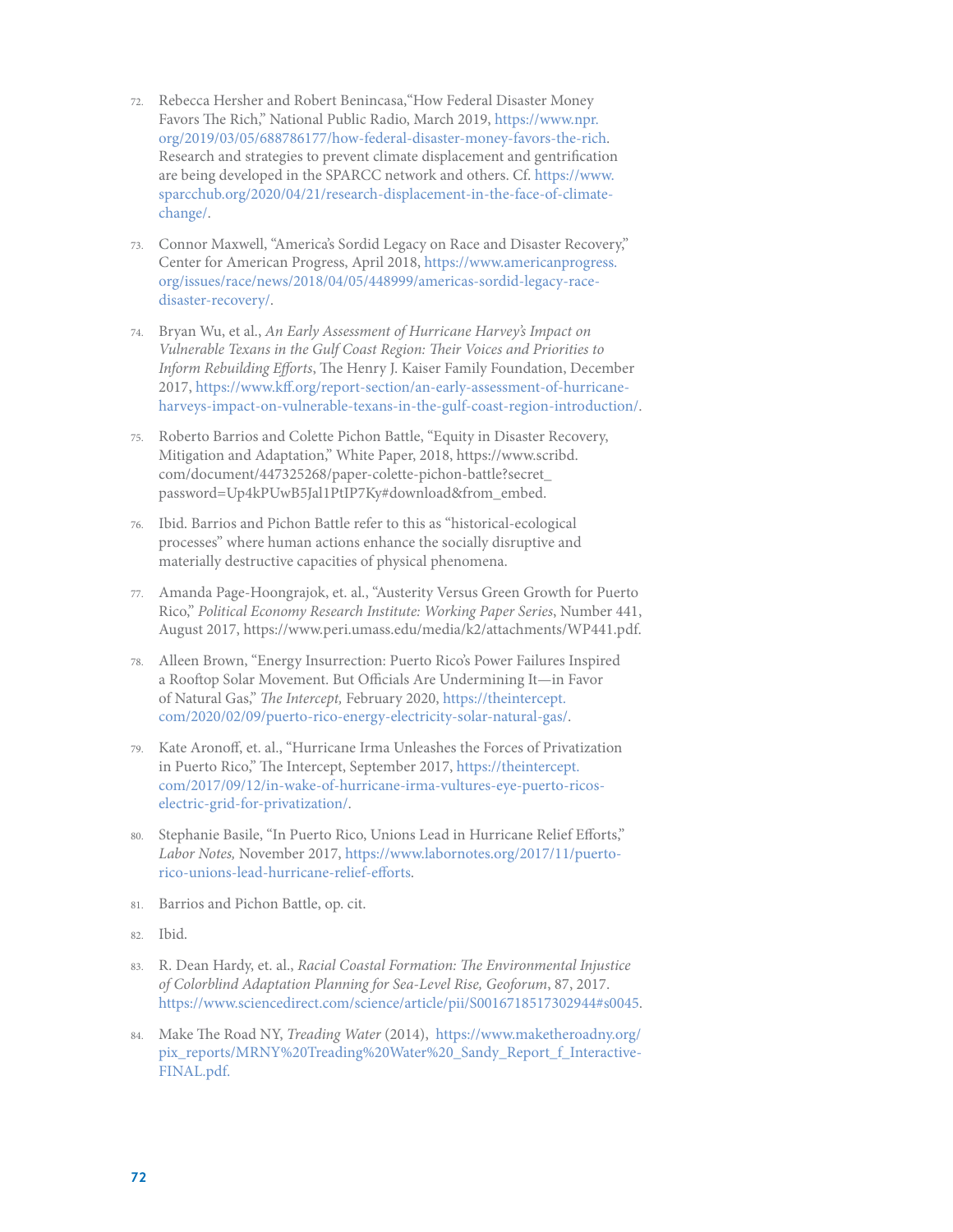72. Rebecca Hersher and Robert Benincasa,"How Federal Disaster Money Favors The Rich," National Public Radio, March 2019, https://www.npr.org/2019/03/05/688786177/how-federal-disaster-money-favors-the-rich. Research and strategies to prevent climate displacement and gentrification are being developed in the SPARCC network and others. Cf. https://www.sparcchub.org/2020/04/21/research-displacement-in-the-face-of-climate-change/.

73. Connor Maxwell, "America's Sordid Legacy on Race and Disaster Recovery," Center for American Progress, April 2018, https://www.americanprogress.org/issues/race/news/2018/04/05/448999/americas-sordid-legacy-race-disaster-recovery/.

74. Bryan Wu, et al., *An Early Assessment of Hurricane Harvey's Impact on Vulnerable Texans in the Gulf Coast Region: Their Voices and Priorities to Inform Rebuilding Efforts*, The Henry J. Kaiser Family Foundation, December 2017, https://www.kff.org/report-section/an-early-assessment-of-hurricane-harveys-impact-on-vulnerable-texans-in-the-gulf-coast-region-introduction/.

75. Roberto Barrios and Colette Pichon Battle, "Equity in Disaster Recovery, Mitigation and Adaptation," White Paper, 2018, https://www.scribd.com/document/447325268/paper-colette-pichon-battle?secret_password=Up4kPUwB5Jal1PtIP7Ky#download&from_embed.

76. Ibid. Barrios and Pichon Battle refer to this as "historical-ecological processes" where human actions enhance the socially disruptive and materially destructive capacities of physical phenomena.

77. Amanda Page-Hoongrajok, et. al., "Austerity Versus Green Growth for Puerto Rico," *Political Economy Research Institute: Working Paper Series*, Number 441, August 2017, https://www.peri.umass.edu/media/k2/attachments/WP441.pdf.

78. Alleen Brown, "Energy Insurrection: Puerto Rico's Power Failures Inspired a Rooftop Solar Movement. But Officials Are Undermining It—in Favor of Natural Gas," *The Intercept,* February 2020, https://theintercept.com/2020/02/09/puerto-rico-energy-electricity-solar-natural-gas/.

79. Kate Aronoff, et. al., "Hurricane Irma Unleashes the Forces of Privatization in Puerto Rico," The Intercept, September 2017, https://theintercept.com/2017/09/12/in-wake-of-hurricane-irma-vultures-eye-puerto-ricos-electric-grid-for-privatization/.

80. Stephanie Basile, "In Puerto Rico, Unions Lead in Hurricane Relief Efforts," *Labor Notes,* November 2017, https://www.labornotes.org/2017/11/puerto-rico-unions-lead-hurricane-relief-efforts.

81. Barrios and Pichon Battle, op. cit.

82. Ibid.

83. R. Dean Hardy, et. al., *Racial Coastal Formation: The Environmental Injustice of Colorblind Adaptation Planning for Sea-Level Rise, Geoforum*, 87, 2017. https://www.sciencedirect.com/science/article/pii/S0016718517302944#s0045.

84. Make The Road NY, *Treading Water* (2014), https://www.maketheroadny.org/pix_reports/MRNY%20Treading%20Water%20_Sandy_Report_f_Interactive-FINAL.pdf.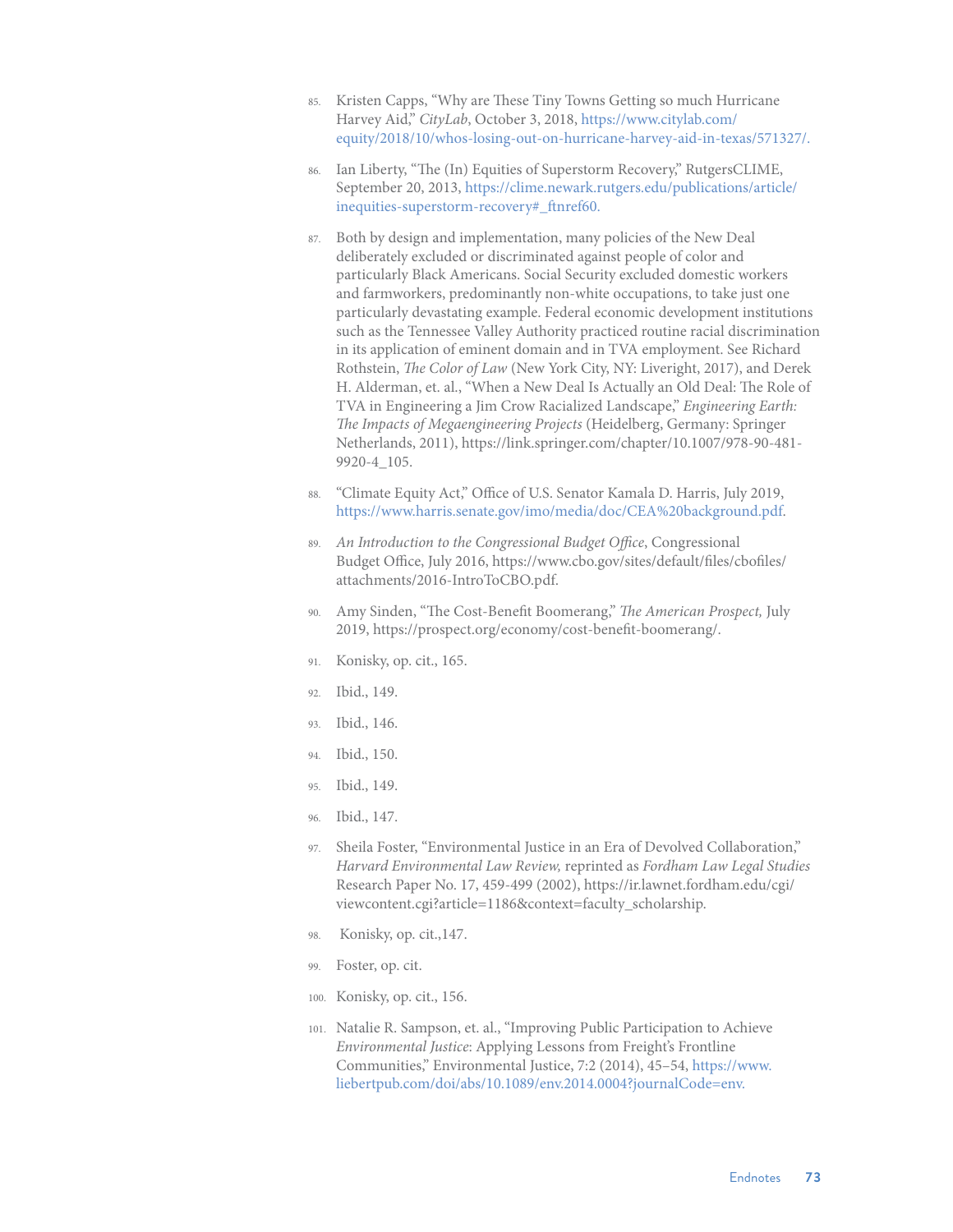85. Kristen Capps, "Why are These Tiny Towns Getting so much Hurricane Harvey Aid," *CityLab*, October 3, 2018, https://www.citylab.com/equity/2018/10/whos-losing-out-on-hurricane-harvey-aid-in-texas/571327/.

86. Ian Liberty, "The (In) Equities of Superstorm Recovery," RutgersCLIME, September 20, 2013, https://clime.newark.rutgers.edu/publications/article/inequities-superstorm-recovery#_ftnref60.

87. Both by design and implementation, many policies of the New Deal deliberately excluded or discriminated against people of color and particularly Black Americans. Social Security excluded domestic workers and farmworkers, predominantly non-white occupations, to take just one particularly devastating example. Federal economic development institutions such as the Tennessee Valley Authority practiced routine racial discrimination in its application of eminent domain and in TVA employment. See Richard Rothstein, *The Color of Law* (New York City, NY: Liveright, 2017), and Derek H. Alderman, et. al., "When a New Deal Is Actually an Old Deal: The Role of TVA in Engineering a Jim Crow Racialized Landscape," *Engineering Earth: The Impacts of Megaengineering Projects* (Heidelberg, Germany: Springer Netherlands, 2011), https://link.springer.com/chapter/10.1007/978-90-481-9920-4_105.

88. "Climate Equity Act," Office of U.S. Senator Kamala D. Harris, July 2019, https://www.harris.senate.gov/imo/media/doc/CEA%20background.pdf.

89. *An Introduction to the Congressional Budget Office*, Congressional Budget Office, July 2016, https://www.cbo.gov/sites/default/files/cbofiles/attachments/2016-IntroToCBO.pdf.

90. Amy Sinden, "The Cost-Benefit Boomerang," *The American Prospect,* July 2019, https://prospect.org/economy/cost-benefit-boomerang/.

91. Konisky, op. cit., 165.

92. Ibid., 149.

93. Ibid., 146.

94. Ibid., 150.

95. Ibid., 149.

96. Ibid., 147.

97. Sheila Foster, "Environmental Justice in an Era of Devolved Collaboration," *Harvard Environmental Law Review,* reprinted as *Fordham Law Legal Studies* Research Paper No. 17, 459-499 (2002), https://ir.lawnet.fordham.edu/cgi/viewcontent.cgi?article=1186&context=faculty_scholarship.

98. Konisky, op. cit.,147.

99. Foster, op. cit.

100. Konisky, op. cit., 156.

101. Natalie R. Sampson, et. al., "Improving Public Participation to Achieve *Environmental Justice*: Applying Lessons from Freight's Frontline Communities," Environmental Justice, 7:2 (2014), 45–54, https://www.liebertpub.com/doi/abs/10.1089/env.2014.0004?journalCode=env.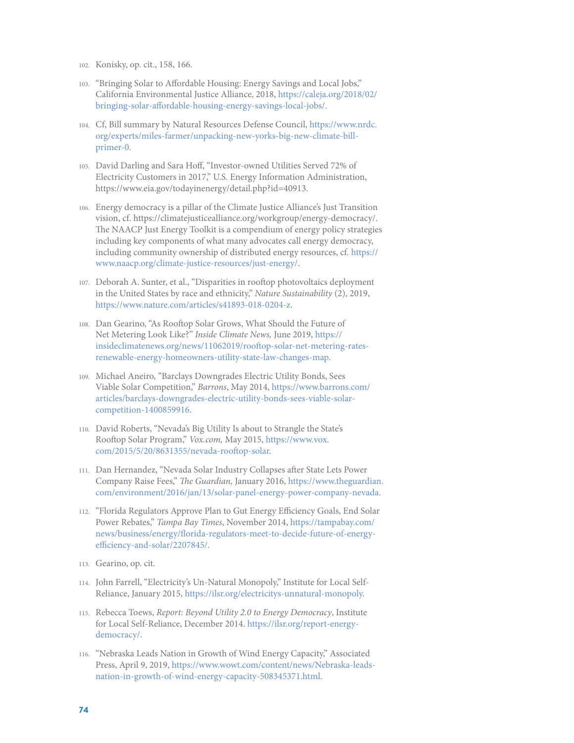102. Konisky, op. cit., 158, 166.

103. "Bringing Solar to Affordable Housing: Energy Savings and Local Jobs," California Environmental Justice Alliance, 2018, https://caleja.org/2018/02/bringing-solar-affordable-housing-energy-savings-local-jobs/.

104. Cf, Bill summary by Natural Resources Defense Council, https://www.nrdc.org/experts/miles-farmer/unpacking-new-yorks-big-new-climate-bill-primer-0.

105. David Darling and Sara Hoff, "Investor-owned Utilities Served 72% of Electricity Customers in 2017," U.S. Energy Information Administration, https://www.eia.gov/todayinenergy/detail.php?id=40913.

106. Energy democracy is a pillar of the Climate Justice Alliance's Just Transition vision, cf. https://climatejusticealliance.org/workgroup/energy-democracy/. The NAACP Just Energy Toolkit is a compendium of energy policy strategies including key components of what many advocates call energy democracy, including community ownership of distributed energy resources, cf. https://www.naacp.org/climate-justice-resources/just-energy/.

107. Deborah A. Sunter, et al., "Disparities in rooftop photovoltaics deployment in the United States by race and ethnicity," *Nature Sustainability* (2), 2019, https://www.nature.com/articles/s41893-018-0204-z.

108. Dan Gearino, "As Rooftop Solar Grows, What Should the Future of Net Metering Look Like?" *Inside Climate News,* June 2019, https://insideclimatenews.org/news/11062019/rooftop-solar-net-metering-rates-renewable-energy-homeowners-utility-state-law-changes-map.

109. Michael Aneiro, "Barclays Downgrades Electric Utility Bonds, Sees Viable Solar Competition," *Barrons*, May 2014, https://www.barrons.com/articles/barclays-downgrades-electric-utility-bonds-sees-viable-solar-competition-1400859916.

110. David Roberts, "Nevada's Big Utility Is about to Strangle the State's Rooftop Solar Program," *Vox.com,* May 2015, https://www.vox.com/2015/5/20/8631355/nevada-rooftop-solar.

111. Dan Hernandez, "Nevada Solar Industry Collapses after State Lets Power Company Raise Fees," *The Guardian,* January 2016, https://www.theguardian.com/environment/2016/jan/13/solar-panel-energy-power-company-nevada.

112. "Florida Regulators Approve Plan to Gut Energy Efficiency Goals, End Solar Power Rebates," *Tampa Bay Times*, November 2014, https://tampabay.com/news/business/energy/florida-regulators-meet-to-decide-future-of-energy-efficiency-and-solar/2207845/.

113. Gearino, op. cit.

114. John Farrell, "Electricity's Un-Natural Monopoly," Institute for Local Self-Reliance, January 2015, https://ilsr.org/electricitys-unnatural-monopoly.

115. Rebecca Toews, *Report: Beyond Utility 2.0 to Energy Democracy*, Institute for Local Self-Reliance, December 2014. https://ilsr.org/report-energy-democracy/.

116. "Nebraska Leads Nation in Growth of Wind Energy Capacity," Associated Press, April 9, 2019, https://www.wowt.com/content/news/Nebraska-leads-nation-in-growth-of-wind-energy-capacity-508345371.html.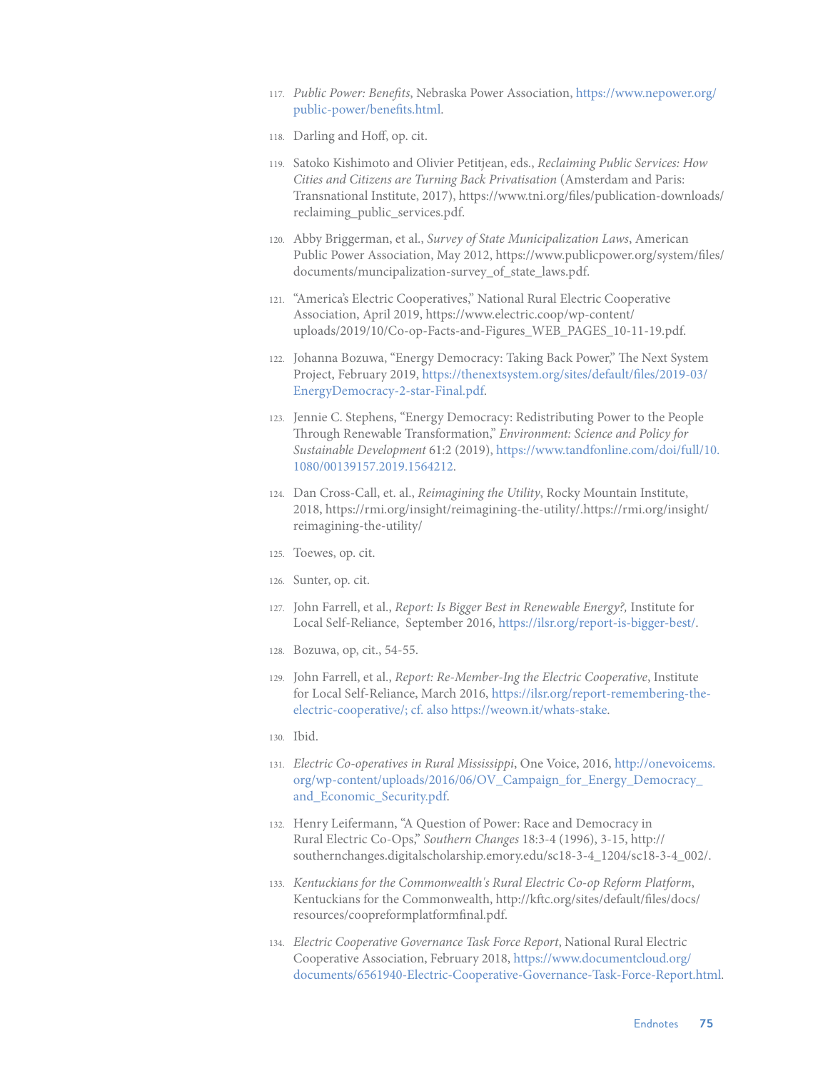117. *Public Power: Benefits*, Nebraska Power Association, https://www.nepower.org/public-power/benefits.html.

118. Darling and Hoff, op. cit.

119. Satoko Kishimoto and Olivier Petitjean, eds., *Reclaiming Public Services: How Cities and Citizens are Turning Back Privatisation* (Amsterdam and Paris: Transnational Institute, 2017), https://www.tni.org/files/publication-downloads/reclaiming_public_services.pdf.

120. Abby Briggerman, et al., *Survey of State Municipalization Laws*, American Public Power Association, May 2012, https://www.publicpower.org/system/files/documents/muncipalization-survey_of_state_laws.pdf.

121. "America's Electric Cooperatives," National Rural Electric Cooperative Association, April 2019, https://www.electric.coop/wp-content/uploads/2019/10/Co-op-Facts-and-Figures_WEB_PAGES_10-11-19.pdf.

122. Johanna Bozuwa, "Energy Democracy: Taking Back Power," The Next System Project, February 2019, https://thenextsystem.org/sites/default/files/2019-03/EnergyDemocracy-2-star-Final.pdf.

123. Jennie C. Stephens, "Energy Democracy: Redistributing Power to the People Through Renewable Transformation," *Environment: Science and Policy for Sustainable Development* 61:2 (2019), https://www.tandfonline.com/doi/full/10.1080/00139157.2019.1564212.

124. Dan Cross-Call, et. al., *Reimagining the Utility*, Rocky Mountain Institute, 2018, https://rmi.org/insight/reimagining-the-utility/.https://rmi.org/insight/reimagining-the-utility/

125. Toewes, op. cit.

126. Sunter, op. cit.

127. John Farrell, et al., *Report: Is Bigger Best in Renewable Energy?,* Institute for Local Self-Reliance, September 2016, https://ilsr.org/report-is-bigger-best/.

128. Bozuwa, op, cit., 54-55.

129. John Farrell, et al., *Report: Re-Member-Ing the Electric Cooperative*, Institute for Local Self-Reliance, March 2016, https://ilsr.org/report-remembering-the-electric-cooperative/; cf. also https://weown.it/whats-stake.

130. Ibid.

131. *Electric Co-operatives in Rural Mississippi*, One Voice, 2016, http://onevoicems.org/wp-content/uploads/2016/06/OV_Campaign_for_Energy_Democracy_and_Economic_Security.pdf.

132. Henry Leifermann, "A Question of Power: Race and Democracy in Rural Electric Co-Ops," *Southern Changes* 18:3-4 (1996), 3-15, http://southernchanges.digitalscholarship.emory.edu/sc18-3-4_1204/sc18-3-4_002/.

133. *Kentuckians for the Commonwealth's Rural Electric Co-op Reform Platform*, Kentuckians for the Commonwealth, http://kftc.org/sites/default/files/docs/resources/coopreformplatformfinal.pdf.

134. *Electric Cooperative Governance Task Force Report*, National Rural Electric Cooperative Association, February 2018, https://www.documentcloud.org/documents/6561940-Electric-Cooperative-Governance-Task-Force-Report.html.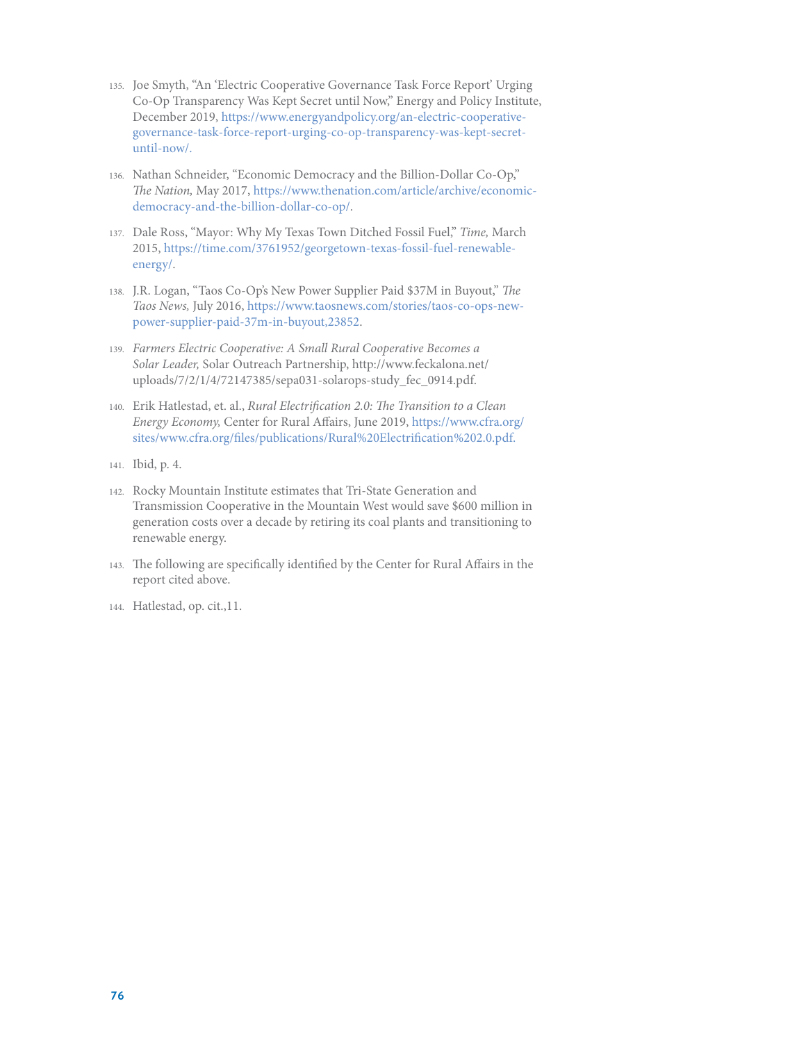135. Joe Smyth, "An 'Electric Cooperative Governance Task Force Report' Urging Co-Op Transparency Was Kept Secret until Now," Energy and Policy Institute, December 2019, https://www.energyandpolicy.org/an-electric-cooperative-governance-task-force-report-urging-co-op-transparency-was-kept-secret-until-now/.

136. Nathan Schneider, "Economic Democracy and the Billion-Dollar Co-Op," *The Nation,* May 2017, https://www.thenation.com/article/archive/economic-democracy-and-the-billion-dollar-co-op/.

137. Dale Ross, "Mayor: Why My Texas Town Ditched Fossil Fuel," *Time,* March 2015, https://time.com/3761952/georgetown-texas-fossil-fuel-renewable-energy/.

138. J.R. Logan, "Taos Co-Op's New Power Supplier Paid $37M in Buyout," *The Taos News,* July 2016, https://www.taosnews.com/stories/taos-co-ops-new-power-supplier-paid-37m-in-buyout,23852.

139. *Farmers Electric Cooperative: A Small Rural Cooperative Becomes a Solar Leader,* Solar Outreach Partnership, http://www.feckalona.net/uploads/7/2/1/4/72147385/sepa031-solarops-study_fec_0914.pdf.

140. Erik Hatlestad, et. al., *Rural Electrification 2.0: The Transition to a Clean Energy Economy,* Center for Rural Affairs, June 2019, https://www.cfra.org/sites/www.cfra.org/files/publications/Rural%20Electrification%202.0.pdf.

141. Ibid, p. 4.

142. Rocky Mountain Institute estimates that Tri-State Generation and Transmission Cooperative in the Mountain West would save $600 million in generation costs over a decade by retiring its coal plants and transitioning to renewable energy.

143. The following are specifically identified by the Center for Rural Affairs in the report cited above.

144. Hatlestad, op. cit.,11.